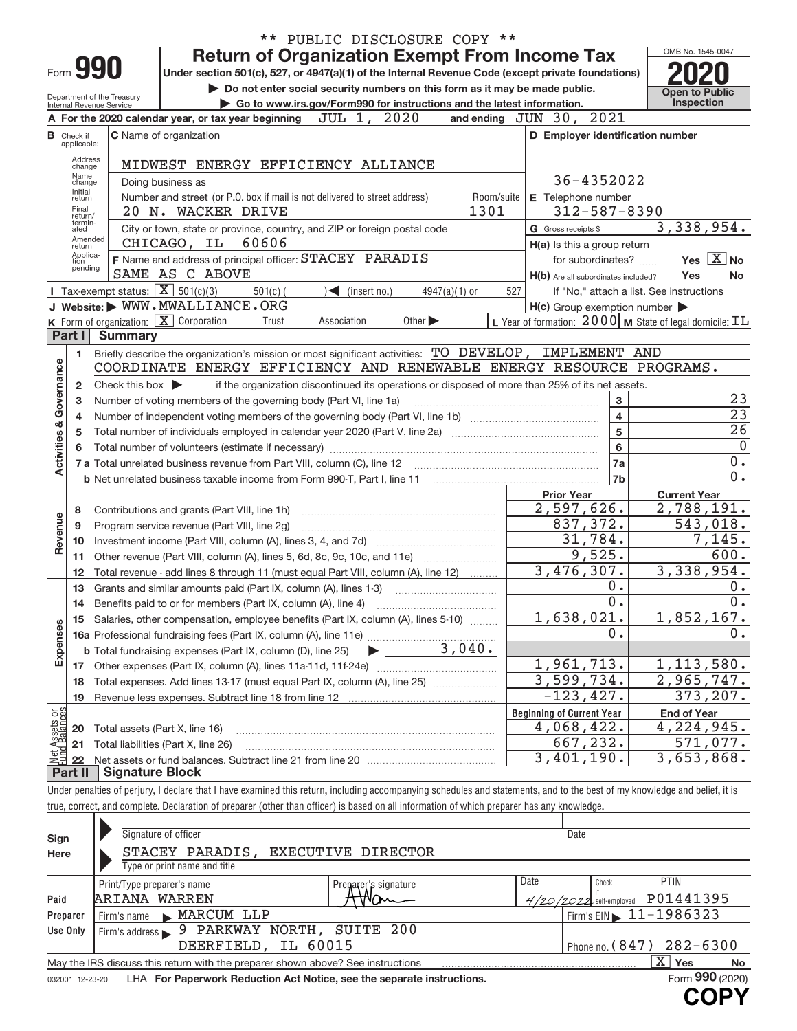** PUBLIC DISCLOSURE COPY **

# Form 990 — Return of Organization Exempt From Income Tax (2020)

Under section 501(c), 527, or 4947(a)(1) of the Internal Revenue Code (except private foundations)

▶ Do not enter social security numbers on this form as it may be made public.

▶ Go to www.irs.gov/Form990 for instructions and the latest information.

Department of the Treasury Internal Revenue Service

OMB No. 1545-0047 — **Open to Public Inspection**

**A** For the 2020 calendar year, or tax year beginning JUL 1, 2020 and ending JUN 30, 2021

**B** Check if applicable: Address change, Name change, Initial return, Final return/terminated, Amended return, Application pending

**C** Name of organization: MIDWEST ENERGY EFFICIENCY ALLIANCE

Doing business as

Number and street (or P.O. box if mail is not delivered to street address): 20 N. WACKER DRIVE — Room/suite: 1301

City or town, state or province, country, and ZIP or foreign postal code: CHICAGO, IL 60606

**D** Employer identification number: 36-4352022

**E** Telephone number: 312-587-8390

**G** Gross receipts $ 3,338,954.

**F** Name and address of principal officer: STACEY PARADIS, SAME AS C ABOVE

**H(a)** Is this a group return for subordinates? Yes [X] No

**H(b)** Are all subordinates included? Yes No — If "No," attach a list. See instructions

**H(c)** Group exemption number ▶

**I** Tax-exempt status: [X] 501(c)(3) 501(c) ( ) ◀ (insert no.) 4947(a)(1) or 527

**J** Website: ▶ WWW.MWALLIANCE.ORG

**K** Form of organization: [X] Corporation Trust Association Other ▶

**L** Year of formation: 2000 **M** State of legal domicile: IL

## Part I Summary

**Activities & Governance**

1. Briefly describe the organization's mission or most significant activities: TO DEVELOP, IMPLEMENT AND COORDINATE ENERGY EFFICIENCY AND RENEWABLE ENERGY RESOURCE PROGRAMS.
2. Check this box ▶ if the organization discontinued its operations or disposed of more than 25% of its net assets.

| Line | Description | | Value |
|---|---|---|---|
| 3 | Number of voting members of the governing body (Part VI, line 1a) | 3 | 23 |
| 4 | Number of independent voting members of the governing body (Part VI, line 1b) | 4 | 23 |
| 5 | Total number of individuals employed in calendar year 2020 (Part V, line 2a) | 5 | 26 |
| 6 | Total number of volunteers (estimate if necessary) | 6 | 0 |
| 7a | Total unrelated business revenue from Part VIII, column (C), line 12 | 7a | 0. |
| 7b | Net unrelated business taxable income from Form 990-T, Part I, line 11 | 7b | 0. |

| Line | Description | Prior Year | Current Year |
|---|---|---|---|
| **Revenue** | | | |
| 8 | Contributions and grants (Part VIII, line 1h) | 2,597,626. | 2,788,191. |
| 9 | Program service revenue (Part VIII, line 2g) | 837,372. | 543,018. |
| 10 | Investment income (Part VIII, column (A), lines 3, 4, and 7d) | 31,784. | 7,145. |
| 11 | Other revenue (Part VIII, column (A), lines 5, 6d, 8c, 9c, 10c, and 11e) | 9,525. | 600. |
| 12 | Total revenue - add lines 8 through 11 (must equal Part VIII, column (A), line 12) | 3,476,307. | 3,338,954. |
| **Expenses** | | | |
| 13 | Grants and similar amounts paid (Part IX, column (A), lines 1-3) | 0. | 0. |
| 14 | Benefits paid to or for members (Part IX, column (A), line 4) | 0. | 0. |
| 15 | Salaries, other compensation, employee benefits (Part IX, column (A), lines 5-10) | 1,638,021. | 1,852,167. |
| 16a | Professional fundraising fees (Part IX, column (A), line 11e) | 0. | 0. |
| b | Total fundraising expenses (Part IX, column (D), line 25) ▶ 3,040. | | |
| 17 | Other expenses (Part IX, column (A), lines 11a-11d, 11f-24e) | 1,961,713. | 1,113,580. |
| 18 | Total expenses. Add lines 13-17 (must equal Part IX, column (A), line 25) | 3,599,734. | 2,965,747. |
| 19 | Revenue less expenses. Subtract line 18 from line 12 | -123,427. | 373,207. |
| **Net Assets or Fund Balances** | | **Beginning of Current Year** | **End of Year** |
| 20 | Total assets (Part X, line 16) | 4,068,422. | 4,224,945. |
| 21 | Total liabilities (Part X, line 26) | 667,232. | 571,077. |
| 22 | Net assets or fund balances. Subtract line 21 from line 20 | 3,401,190. | 3,653,868. |

## Part II Signature Block

Under penalties of perjury, I declare that I have examined this return, including accompanying schedules and statements, and to the best of my knowledge and belief, it is true, correct, and complete. Declaration of preparer (other than officer) is based on all information of which preparer has any knowledge.

**Sign Here**

Signature of officer — Date

STACEY PARADIS, EXECUTIVE DIRECTOR

Type or print name and title

**Paid Preparer Use Only**

| Print/Type preparer's name | Preparer's signature | Date | Check if self-employed | PTIN |
|---|---|---|---|---|
| ARIANA WARREN | | 4/20/2022 | | P01441395 |

Firm's name ▶ MARCUM LLP — Firm's EIN ▶ 11-1986323

Firm's address ▶ 9 PARKWAY NORTH, SUITE 200, DEERFIELD, IL 60015 — Phone no. (847) 282-6300

May the IRS discuss this return with the preparer shown above? See instructions [X] Yes No

032001 12-23-20 LHA For Paperwork Reduction Act Notice, see the separate instructions. Form **990** (2020)

**COPY**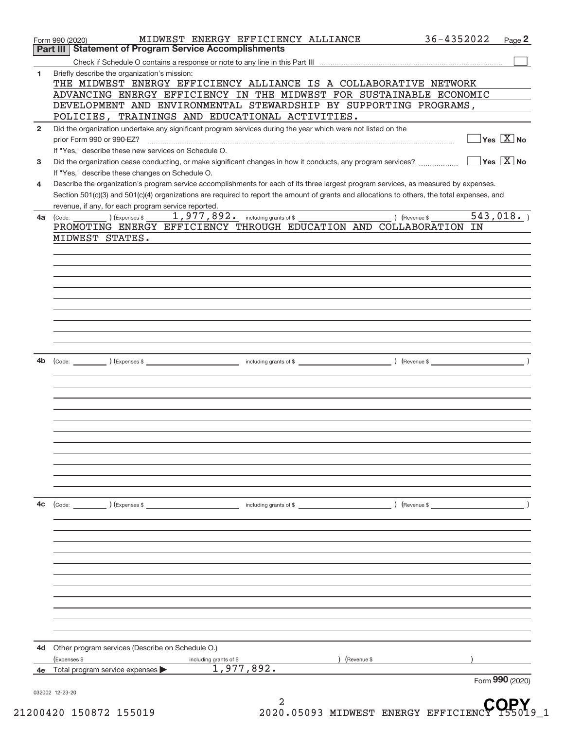Form 990 (2020) MIDWEST ENERGY EFFICIENCY ALLIANCE 36-4352022 Page 2

## Part III | Statement of Program Service Accomplishments

Check if Schedule O contains a response or note to any line in this Part III ☐

**1** Briefly describe the organization's mission:

THE MIDWEST ENERGY EFFICIENCY ALLIANCE IS A COLLABORATIVE NETWORK ADVANCING ENERGY EFFICIENCY IN THE MIDWEST FOR SUSTAINABLE ECONOMIC DEVELOPMENT AND ENVIRONMENTAL STEWARDSHIP BY SUPPORTING PROGRAMS, POLICIES, TRAININGS AND EDUCATIONAL ACTIVITIES.

**2** Did the organization undertake any significant program services during the year which were not listed on the prior Form 990 or 990-EZ? ☐ Yes ☒ No

If "Yes," describe these new services on Schedule O.

**3** Did the organization cease conducting, or make significant changes in how it conducts, any program services? ☐ Yes ☒ No

If "Yes," describe these changes on Schedule O.

**4** Describe the organization's program service accomplishments for each of its three largest program services, as measured by expenses. Section 501(c)(3) and 501(c)(4) organizations are required to report the amount of grants and allocations to others, the total expenses, and revenue, if any, for each program service reported.

**4a** (Code: ) (Expenses $ 1,977,892. including grants of $ ) (Revenue $ 543,018. )

PROMOTING ENERGY EFFICIENCY THROUGH EDUCATION AND COLLABORATION IN MIDWEST STATES.

**4b** (Code: ) (Expenses $ including grants of $ ) (Revenue $ )

**4c** (Code: ) (Expenses $ including grants of $ ) (Revenue $ )

**4d** Other program services (Describe on Schedule O.)

(Expenses $ including grants of $ ) (Revenue $ )

**4e** Total program service expenses ▶ 1,977,892.

Form **990** (2020)

032002 12-23-20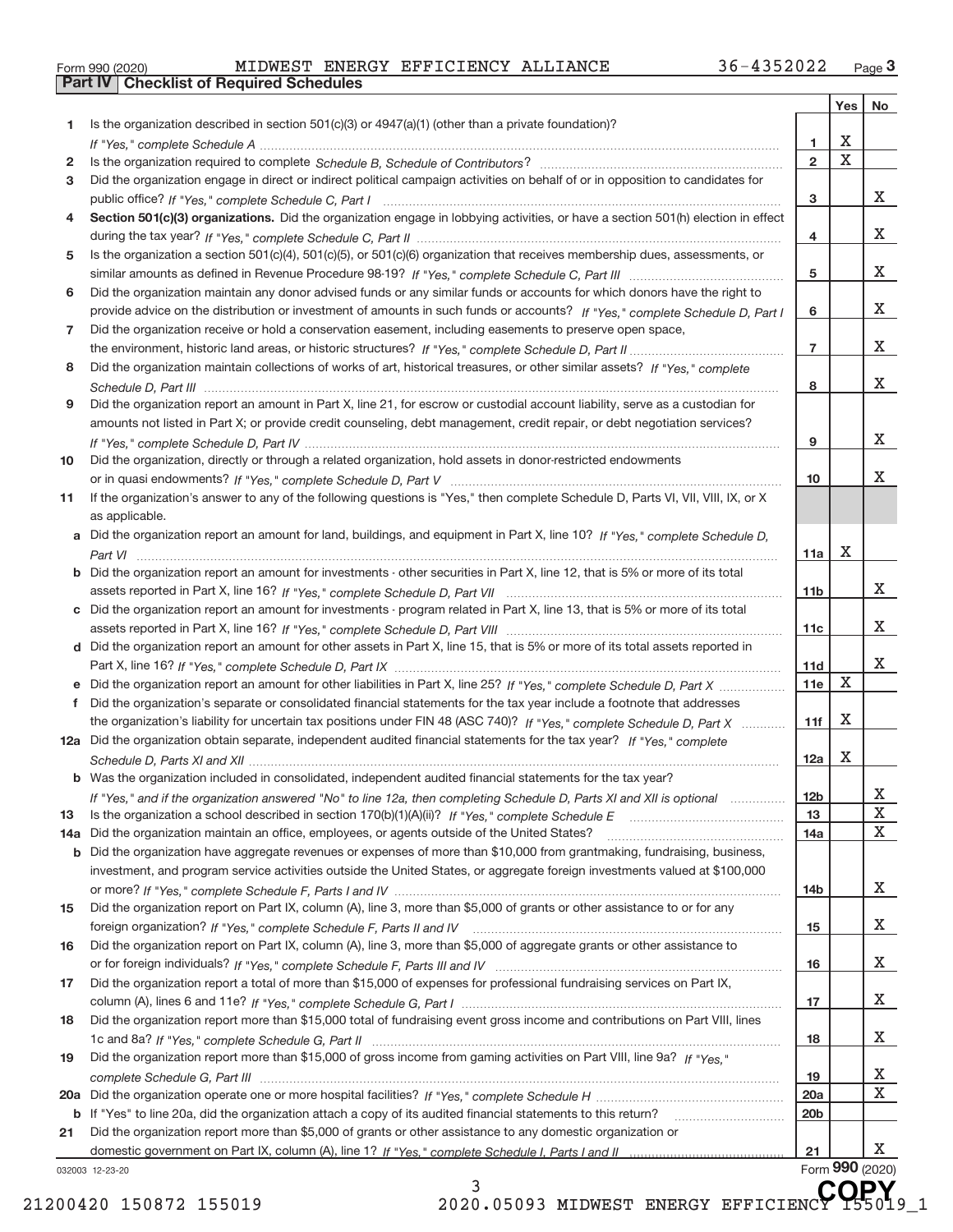Form 990 (2020) MIDWEST ENERGY EFFICIENCY ALLIANCE 36-4352022 Page 3

## Part IV Checklist of Required Schedules

| | | | Yes | No |
|---|---|---|---|---|
| 1 | Is the organization described in section 501(c)(3) or 4947(a)(1) (other than a private foundation)? *If "Yes," complete Schedule A* | 1 | X | |
| 2 | Is the organization required to complete *Schedule B, Schedule of Contributors*? | 2 | X | |
| 3 | Did the organization engage in direct or indirect political campaign activities on behalf of or in opposition to candidates for public office? *If "Yes," complete Schedule C, Part I* | 3 | | X |
| 4 | **Section 501(c)(3) organizations.** Did the organization engage in lobbying activities, or have a section 501(h) election in effect during the tax year? *If "Yes," complete Schedule C, Part II* | 4 | | X |
| 5 | Is the organization a section 501(c)(4), 501(c)(5), or 501(c)(6) organization that receives membership dues, assessments, or similar amounts as defined in Revenue Procedure 98-19? *If "Yes," complete Schedule C, Part III* | 5 | | X |
| 6 | Did the organization maintain any donor advised funds or any similar funds or accounts for which donors have the right to provide advice on the distribution or investment of amounts in such funds or accounts? *If "Yes," complete Schedule D, Part I* | 6 | | X |
| 7 | Did the organization receive or hold a conservation easement, including easements to preserve open space, the environment, historic land areas, or historic structures? *If "Yes," complete Schedule D, Part II* | 7 | | X |
| 8 | Did the organization maintain collections of works of art, historical treasures, or other similar assets? *If "Yes," complete Schedule D, Part III* | 8 | | X |
| 9 | Did the organization report an amount in Part X, line 21, for escrow or custodial account liability, serve as a custodian for amounts not listed in Part X; or provide credit counseling, debt management, credit repair, or debt negotiation services? *If "Yes," complete Schedule D, Part IV* | 9 | | X |
| 10 | Did the organization, directly or through a related organization, hold assets in donor-restricted endowments or in quasi endowments? *If "Yes," complete Schedule D, Part V* | 10 | | X |
| 11 | If the organization's answer to any of the following questions is "Yes," then complete Schedule D, Parts VI, VII, VIII, IX, or X as applicable. | | | |
| a | Did the organization report an amount for land, buildings, and equipment in Part X, line 10? *If "Yes," complete Schedule D, Part VI* | 11a | X | |
| b | Did the organization report an amount for investments - other securities in Part X, line 12, that is 5% or more of its total assets reported in Part X, line 16? *If "Yes," complete Schedule D, Part VII* | 11b | | X |
| c | Did the organization report an amount for investments - program related in Part X, line 13, that is 5% or more of its total assets reported in Part X, line 16? *If "Yes," complete Schedule D, Part VIII* | 11c | | X |
| d | Did the organization report an amount for other assets in Part X, line 15, that is 5% or more of its total assets reported in Part X, line 16? *If "Yes," complete Schedule D, Part IX* | 11d | | X |
| e | Did the organization report an amount for other liabilities in Part X, line 25? *If "Yes," complete Schedule D, Part X* | 11e | X | |
| f | Did the organization's separate or consolidated financial statements for the tax year include a footnote that addresses the organization's liability for uncertain tax positions under FIN 48 (ASC 740)? *If "Yes," complete Schedule D, Part X* | 11f | X | |
| 12a | Did the organization obtain separate, independent audited financial statements for the tax year? *If "Yes," complete Schedule D, Parts XI and XII* | 12a | X | |
| b | Was the organization included in consolidated, independent audited financial statements for the tax year? *If "Yes," and if the organization answered "No" to line 12a, then completing Schedule D, Parts XI and XII is optional* | 12b | | X |
| 13 | Is the organization a school described in section 170(b)(1)(A)(ii)? *If "Yes," complete Schedule E* | 13 | | X |
| 14a | Did the organization maintain an office, employees, or agents outside of the United States? | 14a | | X |
| b | Did the organization have aggregate revenues or expenses of more than $10,000 from grantmaking, fundraising, business, investment, and program service activities outside the United States, or aggregate foreign investments valued at $100,000 or more? *If "Yes," complete Schedule F, Parts I and IV* | 14b | | X |
| 15 | Did the organization report on Part IX, column (A), line 3, more than $5,000 of grants or other assistance to or for any foreign organization? *If "Yes," complete Schedule F, Parts II and IV* | 15 | | X |
| 16 | Did the organization report on Part IX, column (A), line 3, more than $5,000 of aggregate grants or other assistance to or for foreign individuals? *If "Yes," complete Schedule F, Parts III and IV* | 16 | | X |
| 17 | Did the organization report a total of more than $15,000 of expenses for professional fundraising services on Part IX, column (A), lines 6 and 11e? *If "Yes," complete Schedule G, Part I* | 17 | | X |
| 18 | Did the organization report more than $15,000 total of fundraising event gross income and contributions on Part VIII, lines 1c and 8a? *If "Yes," complete Schedule G, Part II* | 18 | | X |
| 19 | Did the organization report more than $15,000 of gross income from gaming activities on Part VIII, line 9a? *If "Yes," complete Schedule G, Part III* | 19 | | X |
| 20a | Did the organization operate one or more hospital facilities? *If "Yes," complete Schedule H* | 20a | | X |
| b | If "Yes" to line 20a, did the organization attach a copy of its audited financial statements to this return? | 20b | | |
| 21 | Did the organization report more than $5,000 of grants or other assistance to any domestic organization or domestic government on Part IX, column (A), line 1? *If "Yes," complete Schedule I, Parts I and II* | 21 | | X |

032003 12-23-20

Form 990 (2020)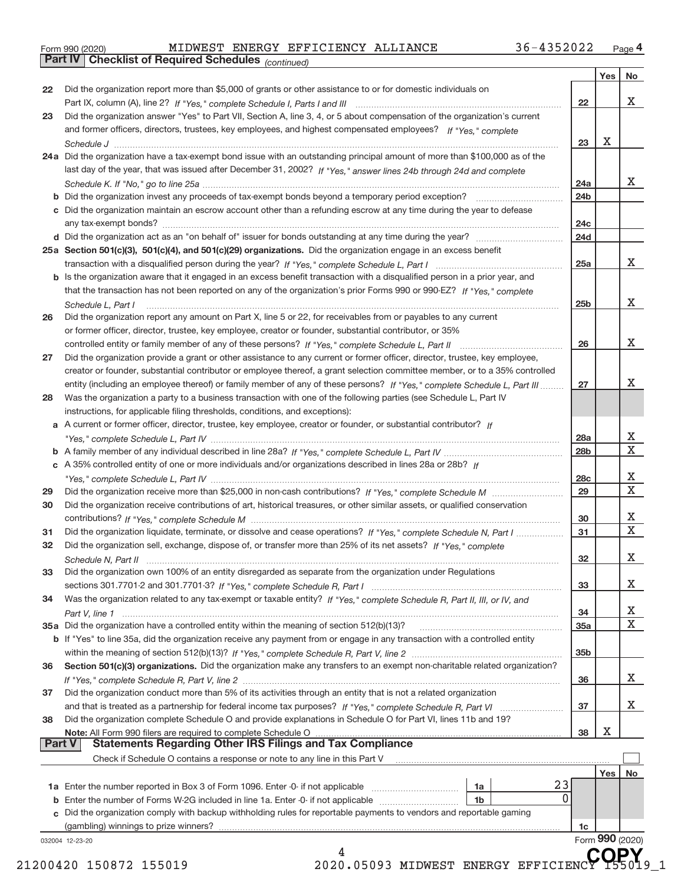Form 990 (2020) MIDWEST ENERGY EFFICIENCY ALLIANCE 36-4352022 Page 4

**Part IV Checklist of Required Schedules** *(continued)*

| | | | Yes | No |
|---|---|---|---|---|
| 22 | Did the organization report more than $5,000 of grants or other assistance to or for domestic individuals on Part IX, column (A), line 2? *If "Yes," complete Schedule I, Parts I and III* | 22 | | X |
| 23 | Did the organization answer "Yes" to Part VII, Section A, line 3, 4, or 5 about compensation of the organization's current and former officers, directors, trustees, key employees, and highest compensated employees? *If "Yes," complete Schedule J* | 23 | X | |
| 24a | Did the organization have a tax-exempt bond issue with an outstanding principal amount of more than $100,000 as of the last day of the year, that was issued after December 31, 2002? *If "Yes," answer lines 24b through 24d and complete Schedule K. If "No," go to line 25a* | 24a | | X |
| b | Did the organization invest any proceeds of tax-exempt bonds beyond a temporary period exception? | 24b | | |
| c | Did the organization maintain an escrow account other than a refunding escrow at any time during the year to defease any tax-exempt bonds? | 24c | | |
| d | Did the organization act as an "on behalf of" issuer for bonds outstanding at any time during the year? | 24d | | |
| 25a | **Section 501(c)(3), 501(c)(4), and 501(c)(29) organizations.** Did the organization engage in an excess benefit transaction with a disqualified person during the year? *If "Yes," complete Schedule L, Part I* | 25a | | X |
| b | Is the organization aware that it engaged in an excess benefit transaction with a disqualified person in a prior year, and that the transaction has not been reported on any of the organization's prior Forms 990 or 990-EZ? *If "Yes," complete Schedule L, Part I* | 25b | | X |
| 26 | Did the organization report any amount on Part X, line 5 or 22, for receivables from or payables to any current or former officer, director, trustee, key employee, creator or founder, substantial contributor, or 35% controlled entity or family member of any of these persons? *If "Yes," complete Schedule L, Part II* | 26 | | X |
| 27 | Did the organization provide a grant or other assistance to any current or former officer, director, trustee, key employee, creator or founder, substantial contributor or employee thereof, a grant selection committee member, or to a 35% controlled entity (including an employee thereof) or family member of any of these persons? *If "Yes," complete Schedule L, Part III* | 27 | | X |
| 28 | Was the organization a party to a business transaction with one of the following parties (see Schedule L, Part IV instructions, for applicable filing thresholds, conditions, and exceptions): | | | |
| a | A current or former officer, director, trustee, key employee, creator or founder, or substantial contributor? *If "Yes," complete Schedule L, Part IV* | 28a | | X |
| b | A family member of any individual described in line 28a? *If "Yes," complete Schedule L, Part IV* | 28b | | X |
| c | A 35% controlled entity of one or more individuals and/or organizations described in lines 28a or 28b? *If "Yes," complete Schedule L, Part IV* | 28c | | X |
| 29 | Did the organization receive more than $25,000 in non-cash contributions? *If "Yes," complete Schedule M* | 29 | | X |
| 30 | Did the organization receive contributions of art, historical treasures, or other similar assets, or qualified conservation contributions? *If "Yes," complete Schedule M* | 30 | | X |
| 31 | Did the organization liquidate, terminate, or dissolve and cease operations? *If "Yes," complete Schedule N, Part I* | 31 | | X |
| 32 | Did the organization sell, exchange, dispose of, or transfer more than 25% of its net assets? *If "Yes," complete Schedule N, Part II* | 32 | | X |
| 33 | Did the organization own 100% of an entity disregarded as separate from the organization under Regulations sections 301.7701-2 and 301.7701-3? *If "Yes," complete Schedule R, Part I* | 33 | | X |
| 34 | Was the organization related to any tax-exempt or taxable entity? *If "Yes," complete Schedule R, Part II, III, or IV, and Part V, line 1* | 34 | | X |
| 35a | Did the organization have a controlled entity within the meaning of section 512(b)(13)? | 35a | | X |
| b | If "Yes" to line 35a, did the organization receive any payment from or engage in any transaction with a controlled entity within the meaning of section 512(b)(13)? *If "Yes," complete Schedule R, Part V, line 2* | 35b | | |
| 36 | **Section 501(c)(3) organizations.** Did the organization make any transfers to an exempt non-charitable related organization? *If "Yes," complete Schedule R, Part V, line 2* | 36 | | X |
| 37 | Did the organization conduct more than 5% of its activities through an entity that is not a related organization and that is treated as a partnership for federal income tax purposes? *If "Yes," complete Schedule R, Part VI* | 37 | | X |
| 38 | Did the organization complete Schedule O and provide explanations in Schedule O for Part VI, lines 11b and 19? **Note:** All Form 990 filers are required to complete Schedule O | 38 | X | |

**Part V Statements Regarding Other IRS Filings and Tax Compliance**

Check if Schedule O contains a response or note to any line in this Part V ☐

| | | | | | Yes | No |
|---|---|---|---|---|---|---|
| 1a | Enter the number reported in Box 3 of Form 1096. Enter -0- if not applicable | 1a | 23 | | | |
| b | Enter the number of Forms W-2G included in line 1a. Enter -0- if not applicable | 1b | 0 | | | |
| c | Did the organization comply with backup withholding rules for reportable payments to vendors and reportable gaming (gambling) winnings to prize winners? | | | 1c | | |

032004 12-23-20 Form **990** (2020)

21200420 150872 155019 2020.05093 MIDWEST ENERGY EFFICIENCY 155019_1

COPY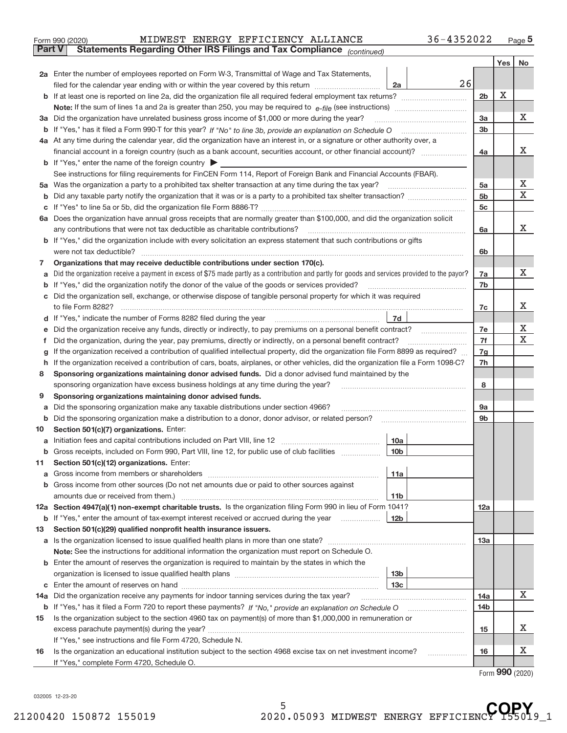Form 990 (2020) MIDWEST ENERGY EFFICIENCY ALLIANCE 36-4352022 Page 5

**Part V Statements Regarding Other IRS Filings and Tax Compliance** *(continued)*

| | | | | Yes | No |
|---|---|---|---|---|---|
| **2a** | Enter the number of employees reported on Form W-3, Transmittal of Wage and Tax Statements, filed for the calendar year ending with or within the year covered by this return | 2a | 26 | | |
| **b** | If at least one is reported on line 2a, did the organization file all required federal employment tax returns? | | 2b | X | |
| | **Note:** If the sum of lines 1a and 2a is greater than 250, you may be required to *e-file* (see instructions) | | | | |
| **3a** | Did the organization have unrelated business gross income of $1,000 or more during the year? | | 3a | | X |
| **b** | If "Yes," has it filed a Form 990-T for this year? *If "No" to line 3b, provide an explanation on Schedule O* | | 3b | | |
| **4a** | At any time during the calendar year, did the organization have an interest in, or a signature or other authority over, a financial account in a foreign country (such as a bank account, securities account, or other financial account)? | | 4a | | X |
| **b** | If "Yes," enter the name of the foreign country ▶ | | | | |
| | See instructions for filing requirements for FinCEN Form 114, Report of Foreign Bank and Financial Accounts (FBAR). | | | | |
| **5a** | Was the organization a party to a prohibited tax shelter transaction at any time during the tax year? | | 5a | | X |
| **b** | Did any taxable party notify the organization that it was or is a party to a prohibited tax shelter transaction? | | 5b | | X |
| **c** | If "Yes" to line 5a or 5b, did the organization file Form 8886-T? | | 5c | | |
| **6a** | Does the organization have annual gross receipts that are normally greater than $100,000, and did the organization solicit any contributions that were not tax deductible as charitable contributions? | | 6a | | X |
| **b** | If "Yes," did the organization include with every solicitation an express statement that such contributions or gifts were not tax deductible? | | 6b | | |
| **7** | **Organizations that may receive deductible contributions under section 170(c).** | | | | |
| **a** | Did the organization receive a payment in excess of $75 made partly as a contribution and partly for goods and services provided to the payor? | | 7a | | X |
| **b** | If "Yes," did the organization notify the donor of the value of the goods or services provided? | | 7b | | |
| **c** | Did the organization sell, exchange, or otherwise dispose of tangible personal property for which it was required to file Form 8282? | | 7c | | X |
| **d** | If "Yes," indicate the number of Forms 8282 filed during the year | 7d | | | |
| **e** | Did the organization receive any funds, directly or indirectly, to pay premiums on a personal benefit contract? | | 7e | | X |
| **f** | Did the organization, during the year, pay premiums, directly or indirectly, on a personal benefit contract? | | 7f | | X |
| **g** | If the organization received a contribution of qualified intellectual property, did the organization file Form 8899 as required? | | 7g | | |
| **h** | If the organization received a contribution of cars, boats, airplanes, or other vehicles, did the organization file a Form 1098-C? | | 7h | | |
| **8** | **Sponsoring organizations maintaining donor advised funds.** Did a donor advised fund maintained by the sponsoring organization have excess business holdings at any time during the year? | | 8 | | |
| **9** | **Sponsoring organizations maintaining donor advised funds.** | | | | |
| **a** | Did the sponsoring organization make any taxable distributions under section 4966? | | 9a | | |
| **b** | Did the sponsoring organization make a distribution to a donor, donor advisor, or related person? | | 9b | | |
| **10** | **Section 501(c)(7) organizations.** Enter: | | | | |
| **a** | Initiation fees and capital contributions included on Part VIII, line 12 | 10a | | | |
| **b** | Gross receipts, included on Form 990, Part VIII, line 12, for public use of club facilities | 10b | | | |
| **11** | **Section 501(c)(12) organizations.** Enter: | | | | |
| **a** | Gross income from members or shareholders | 11a | | | |
| **b** | Gross income from other sources (Do not net amounts due or paid to other sources against amounts due or received from them.) | 11b | | | |
| **12a** | **Section 4947(a)(1) non-exempt charitable trusts.** Is the organization filing Form 990 in lieu of Form 1041? | | 12a | | |
| **b** | If "Yes," enter the amount of tax-exempt interest received or accrued during the year | 12b | | | |
| **13** | **Section 501(c)(29) qualified nonprofit health insurance issuers.** | | | | |
| **a** | Is the organization licensed to issue qualified health plans in more than one state? | | 13a | | |
| | **Note:** See the instructions for additional information the organization must report on Schedule O. | | | | |
| **b** | Enter the amount of reserves the organization is required to maintain by the states in which the organization is licensed to issue qualified health plans | 13b | | | |
| **c** | Enter the amount of reserves on hand | 13c | | | |
| **14a** | Did the organization receive any payments for indoor tanning services during the tax year? | | 14a | | X |
| **b** | If "Yes," has it filed a Form 720 to report these payments? *If "No," provide an explanation on Schedule O* | | 14b | | |
| **15** | Is the organization subject to the section 4960 tax on payment(s) of more than $1,000,000 in remuneration or excess parachute payment(s) during the year? | | 15 | | X |
| | If "Yes," see instructions and file Form 4720, Schedule N. | | | | |
| **16** | Is the organization an educational institution subject to the section 4968 excise tax on net investment income? | | 16 | | X |
| | If "Yes," complete Form 4720, Schedule O. | | | | |

Form **990** (2020)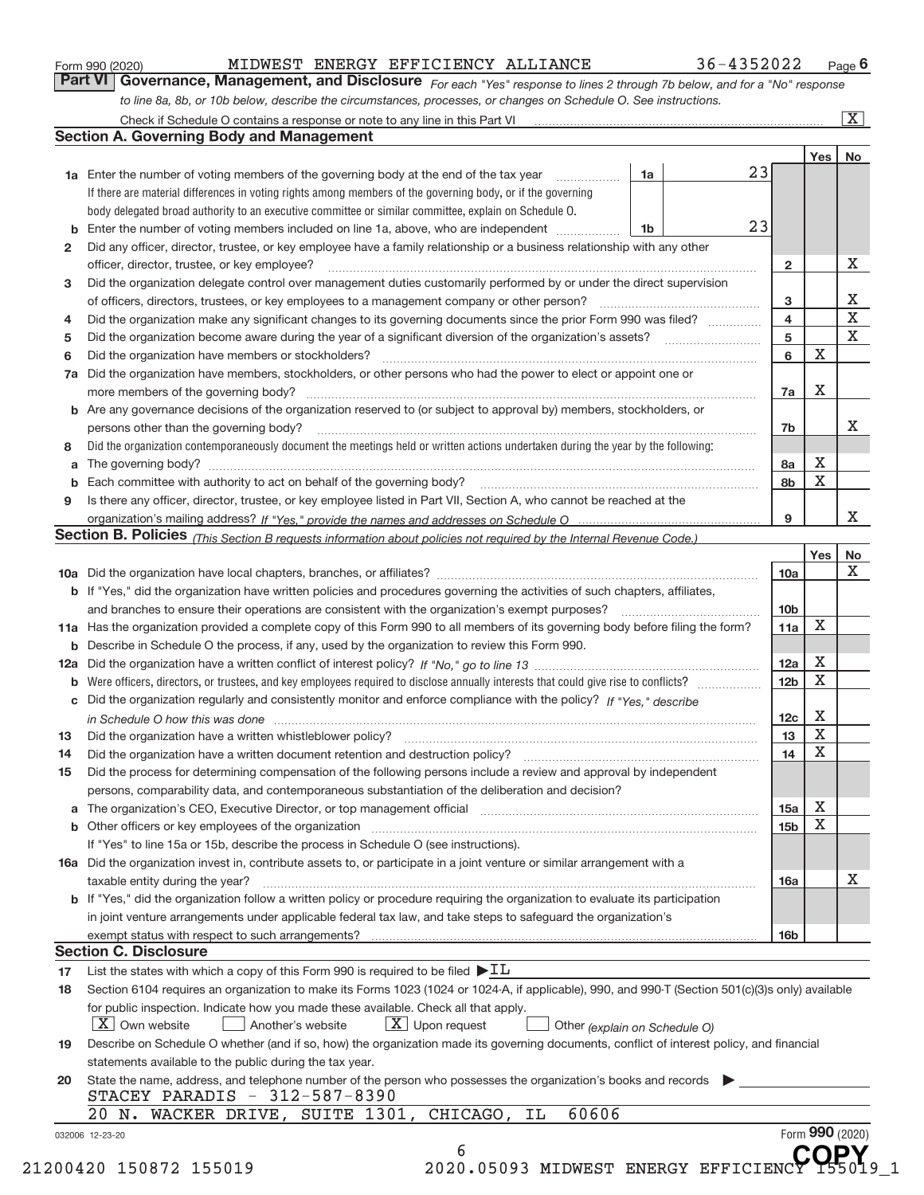Form 990 (2020) MIDWEST ENERGY EFFICIENCY ALLIANCE 36-4352022 Page 6

## Part VI Governance, Management, and Disclosure

*For each "Yes" response to lines 2 through 7b below, and for a "No" response to line 8a, 8b, or 10b below, describe the circumstances, processes, or changes on Schedule O. See instructions.*

Check if Schedule O contains a response or note to any line in this Part VI [X]

### Section A. Governing Body and Management

| | | | | Yes | No |
|---|---|---|---|---|---|
| 1a | Enter the number of voting members of the governing body at the end of the tax year. If there are material differences in voting rights among members of the governing body, or if the governing body delegated broad authority to an executive committee or similar committee, explain on Schedule O. | 1a: 23 | | | |
| b | Enter the number of voting members included on line 1a, above, who are independent | 1b: 23 | | | |
| 2 | Did any officer, director, trustee, or key employee have a family relationship or a business relationship with any other officer, director, trustee, or key employee? | | 2 | | X |
| 3 | Did the organization delegate control over management duties customarily performed by or under the direct supervision of officers, directors, trustees, or key employees to a management company or other person? | | 3 | | X |
| 4 | Did the organization make any significant changes to its governing documents since the prior Form 990 was filed? | | 4 | | X |
| 5 | Did the organization become aware during the year of a significant diversion of the organization's assets? | | 5 | | X |
| 6 | Did the organization have members or stockholders? | | 6 | X | |
| 7a | Did the organization have members, stockholders, or other persons who had the power to elect or appoint one or more members of the governing body? | | 7a | X | |
| b | Are any governance decisions of the organization reserved to (or subject to approval by) members, stockholders, or persons other than the governing body? | | 7b | | X |
| 8 | Did the organization contemporaneously document the meetings held or written actions undertaken during the year by the following: | | | | |
| a | The governing body? | | 8a | X | |
| b | Each committee with authority to act on behalf of the governing body? | | 8b | X | |
| 9 | Is there any officer, director, trustee, or key employee listed in Part VII, Section A, who cannot be reached at the organization's mailing address? *If "Yes," provide the names and addresses on Schedule O* | | 9 | | X |

### Section B. Policies *(This Section B requests information about policies not required by the Internal Revenue Code.)*

| | | | Yes | No |
|---|---|---|---|---|
| 10a | Did the organization have local chapters, branches, or affiliates? | 10a | | X |
| b | If "Yes," did the organization have written policies and procedures governing the activities of such chapters, affiliates, and branches to ensure their operations are consistent with the organization's exempt purposes? | 10b | | |
| 11a | Has the organization provided a complete copy of this Form 990 to all members of its governing body before filing the form? | 11a | X | |
| b | Describe in Schedule O the process, if any, used by the organization to review this Form 990. | | | |
| 12a | Did the organization have a written conflict of interest policy? *If "No," go to line 13* | 12a | X | |
| b | Were officers, directors, or trustees, and key employees required to disclose annually interests that could give rise to conflicts? | 12b | X | |
| c | Did the organization regularly and consistently monitor and enforce compliance with the policy? *If "Yes," describe in Schedule O how this was done* | 12c | X | |
| 13 | Did the organization have a written whistleblower policy? | 13 | X | |
| 14 | Did the organization have a written document retention and destruction policy? | 14 | X | |
| 15 | Did the process for determining compensation of the following persons include a review and approval by independent persons, comparability data, and contemporaneous substantiation of the deliberation and decision? | | | |
| a | The organization's CEO, Executive Director, or top management official | 15a | X | |
| b | Other officers or key employees of the organization | 15b | X | |
| | If "Yes" to line 15a or 15b, describe the process in Schedule O (see instructions). | | | |
| 16a | Did the organization invest in, contribute assets to, or participate in a joint venture or similar arrangement with a taxable entity during the year? | 16a | | X |
| b | If "Yes," did the organization follow a written policy or procedure requiring the organization to evaluate its participation in joint venture arrangements under applicable federal tax law, and take steps to safeguard the organization's exempt status with respect to such arrangements? | 16b | | |

### Section C. Disclosure

17 List the states with which a copy of this Form 990 is required to be filed ▶ IL

18 Section 6104 requires an organization to make its Forms 1023 (1024 or 1024-A, if applicable), 990, and 990-T (Section 501(c)(3)s only) available for public inspection. Indicate how you made these available. Check all that apply.

[X] Own website [ ] Another's website [X] Upon request [ ] Other *(explain on Schedule O)*

19 Describe on Schedule O whether (and if so, how) the organization made its governing documents, conflict of interest policy, and financial statements available to the public during the tax year.

20 State the name, address, and telephone number of the person who possesses the organization's books and records ▶

STACEY PARADIS - 312-587-8390
20 N. WACKER DRIVE, SUITE 1301, CHICAGO, IL 60606

032006 12-23-20 Form **990** (2020)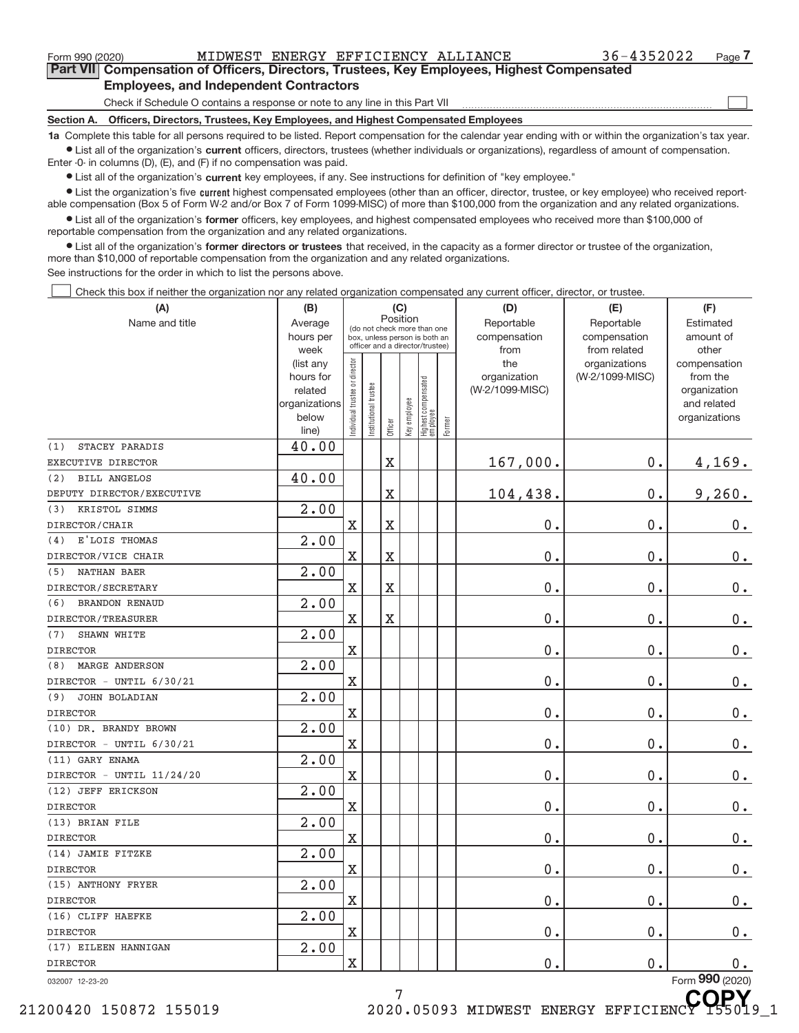Form 990 (2020) MIDWEST ENERGY EFFICIENCY ALLIANCE 36-4352022

## Part VII Compensation of Officers, Directors, Trustees, Key Employees, Highest Compensated Employees, and Independent Contractors

Check if Schedule O contains a response or note to any line in this Part VII

### Section A. Officers, Directors, Trustees, Key Employees, and Highest Compensated Employees

**1a** Complete this table for all persons required to be listed. Report compensation for the calendar year ending with or within the organization's tax year.

- List all of the organization's **current** officers, directors, trustees (whether individuals or organizations), regardless of amount of compensation. Enter -0- in columns (D), (E), and (F) if no compensation was paid.
- List all of the organization's **current** key employees, if any. See instructions for definition of "key employee."
- List the organization's five **current** highest compensated employees (other than an officer, director, trustee, or key employee) who received reportable compensation (Box 5 of Form W-2 and/or Box 7 of Form 1099-MISC) of more than $100,000 from the organization and any related organizations.
- List all of the organization's **former** officers, key employees, and highest compensated employees who received more than $100,000 of reportable compensation from the organization and any related organizations.
- List all of the organization's **former directors or trustees** that received, in the capacity as a former director or trustee of the organization, more than $10,000 of reportable compensation from the organization and any related organizations.

See instructions for the order in which to list the persons above.

Check this box if neither the organization nor any related organization compensated any current officer, director, or trustee.

| (A) Name and title | (B) Average hours per week (list any hours for related organizations below line) | (C) Position: Individual trustee or director | Institutional trustee | Officer | Key employee | Highest compensated employee | Former | (D) Reportable compensation from the organization (W-2/1099-MISC) | (E) Reportable compensation from related organizations (W-2/1099-MISC) | (F) Estimated amount of other compensation from the organization and related organizations |
|---|---|---|---|---|---|---|---|---|---|---|
| (1) STACEY PARADIS<br>EXECUTIVE DIRECTOR | 40.00 | | | X | | | | 167,000. | 0. | 4,169. |
| (2) BILL ANGELOS<br>DEPUTY DIRECTOR/EXECUTIVE | 40.00 | | | X | | | | 104,438. | 0. | 9,260. |
| (3) KRISTOL SIMMS<br>DIRECTOR/CHAIR | 2.00 | X | | X | | | | 0. | 0. | 0. |
| (4) E'LOIS THOMAS<br>DIRECTOR/VICE CHAIR | 2.00 | X | | X | | | | 0. | 0. | 0. |
| (5) NATHAN BAER<br>DIRECTOR/SECRETARY | 2.00 | X | | X | | | | 0. | 0. | 0. |
| (6) BRANDON RENAUD<br>DIRECTOR/TREASURER | 2.00 | X | | X | | | | 0. | 0. | 0. |
| (7) SHAWN WHITE<br>DIRECTOR | 2.00 | X | | | | | | 0. | 0. | 0. |
| (8) MARGE ANDERSON<br>DIRECTOR - UNTIL 6/30/21 | 2.00 | X | | | | | | 0. | 0. | 0. |
| (9) JOHN BOLADIAN<br>DIRECTOR | 2.00 | X | | | | | | 0. | 0. | 0. |
| (10) DR. BRANDY BROWN<br>DIRECTOR - UNTIL 6/30/21 | 2.00 | X | | | | | | 0. | 0. | 0. |
| (11) GARY ENAMA<br>DIRECTOR - UNTIL 11/24/20 | 2.00 | X | | | | | | 0. | 0. | 0. |
| (12) JEFF ERICKSON<br>DIRECTOR | 2.00 | X | | | | | | 0. | 0. | 0. |
| (13) BRIAN FILE<br>DIRECTOR | 2.00 | X | | | | | | 0. | 0. | 0. |
| (14) JAMIE FITZKE<br>DIRECTOR | 2.00 | X | | | | | | 0. | 0. | 0. |
| (15) ANTHONY FRYER<br>DIRECTOR | 2.00 | X | | | | | | 0. | 0. | 0. |
| (16) CLIFF HAEFKE<br>DIRECTOR | 2.00 | X | | | | | | 0. | 0. | 0. |
| (17) EILEEN HANNIGAN<br>DIRECTOR | 2.00 | X | | | | | | 0. | 0. | 0. |

032007 12-23-20

Form **990** (2020)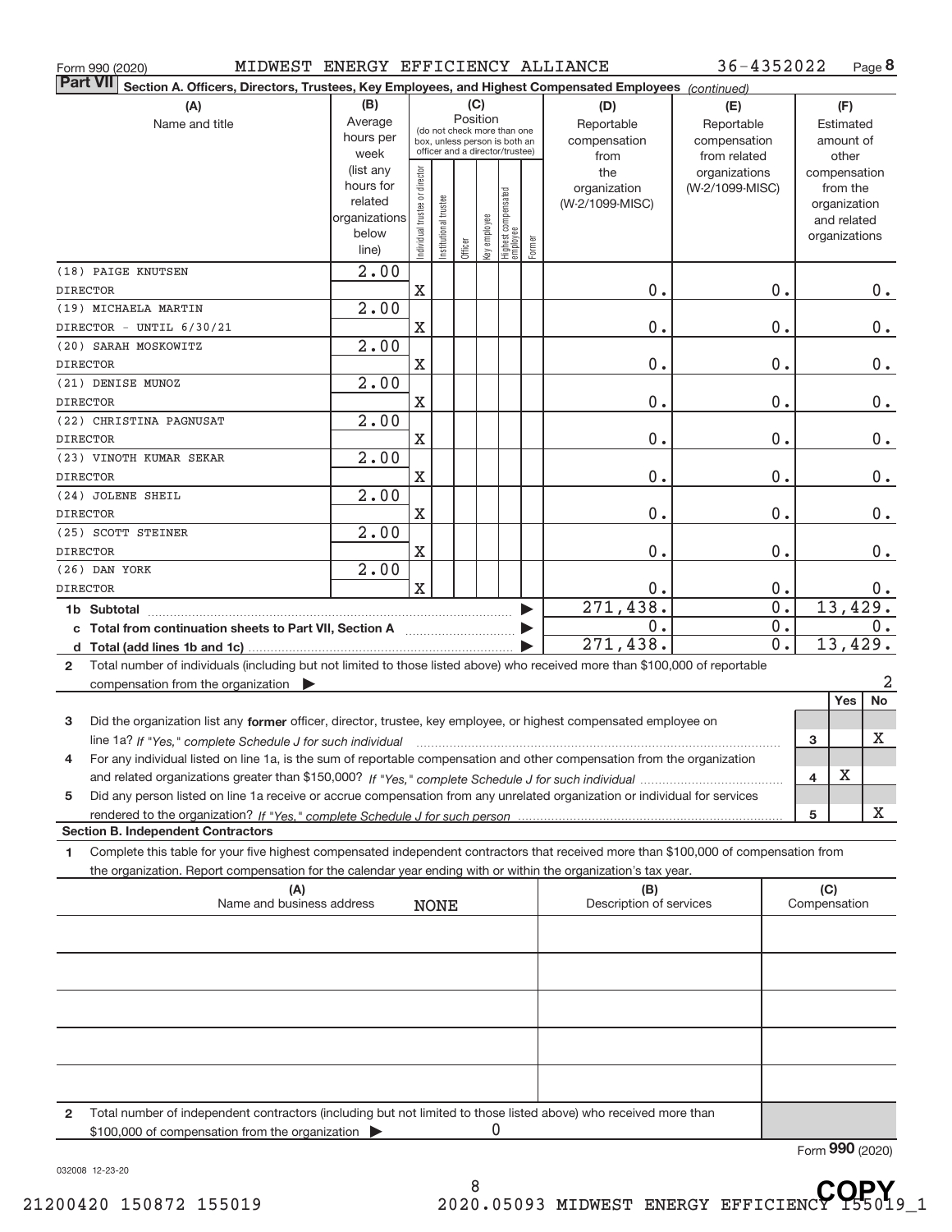MIDWEST ENERGY EFFICIENCY ALLIANCE 36-4352022

**Part VII** Section A. Officers, Directors, Trustees, Key Employees, and Highest Compensated Employees *(continued)*

| (A) Name and title | (B) Average hours per week (list any hours for related organizations below line) | (C) Position: Individual trustee or director | Institutional trustee | Officer | Key employee | Highest compensated employee | Former | (D) Reportable compensation from the organization (W-2/1099-MISC) | (E) Reportable compensation from related organizations (W-2/1099-MISC) | (F) Estimated amount of other compensation from the organization and related organizations |
|---|---|---|---|---|---|---|---|---|---|---|
| (18) PAIGE KNUTSEN<br>DIRECTOR | 2.00 | X | | | | | | 0. | 0. | 0. |
| (19) MICHAELA MARTIN<br>DIRECTOR - UNTIL 6/30/21 | 2.00 | X | | | | | | 0. | 0. | 0. |
| (20) SARAH MOSKOWITZ<br>DIRECTOR | 2.00 | X | | | | | | 0. | 0. | 0. |
| (21) DENISE MUNOZ<br>DIRECTOR | 2.00 | X | | | | | | 0. | 0. | 0. |
| (22) CHRISTINA PAGNUSAT<br>DIRECTOR | 2.00 | X | | | | | | 0. | 0. | 0. |
| (23) VINOTH KUMAR SEKAR<br>DIRECTOR | 2.00 | X | | | | | | 0. | 0. | 0. |
| (24) JOLENE SHEIL<br>DIRECTOR | 2.00 | X | | | | | | 0. | 0. | 0. |
| (25) SCOTT STEINER<br>DIRECTOR | 2.00 | X | | | | | | 0. | 0. | 0. |
| (26) DAN YORK<br>DIRECTOR | 2.00 | X | | | | | | 0. | 0. | 0. |
| 1b Subtotal | | | | | | | | 271,438. | 0. | 13,429. |
| c Total from continuation sheets to Part VII, Section A | | | | | | | | 0. | 0. | 0. |
| d Total (add lines 1b and 1c) | | | | | | | | 271,438. | 0. | 13,429. |

2 Total number of individuals (including but not limited to those listed above) who received more than $100,000 of reportable compensation from the organization ▶ 2

| | | Yes | No |
|---|---|---|---|
| 3 Did the organization list any **former** officer, director, trustee, key employee, or highest compensated employee on line 1a? *If "Yes," complete Schedule J for such individual* | 3 | | X |
| 4 For any individual listed on line 1a, is the sum of reportable compensation and other compensation from the organization and related organizations greater than $150,000? *If "Yes," complete Schedule J for such individual* | 4 | X | |
| 5 Did any person listed on line 1a receive or accrue compensation from any unrelated organization or individual for services rendered to the organization? *If "Yes," complete Schedule J for such person* | 5 | | X |

**Section B. Independent Contractors**

1 Complete this table for your five highest compensated independent contractors that received more than $100,000 of compensation from the organization. Report compensation for the calendar year ending with or within the organization's tax year.

| (A) Name and business address | (B) Description of services | (C) Compensation |
|---|---|---|
| NONE | | |
| | | |
| | | |
| | | |
| | | |

2 Total number of independent contractors (including but not limited to those listed above) who received more than $100,000 of compensation from the organization ▶ 0

Form **990** (2020)

032008 12-23-20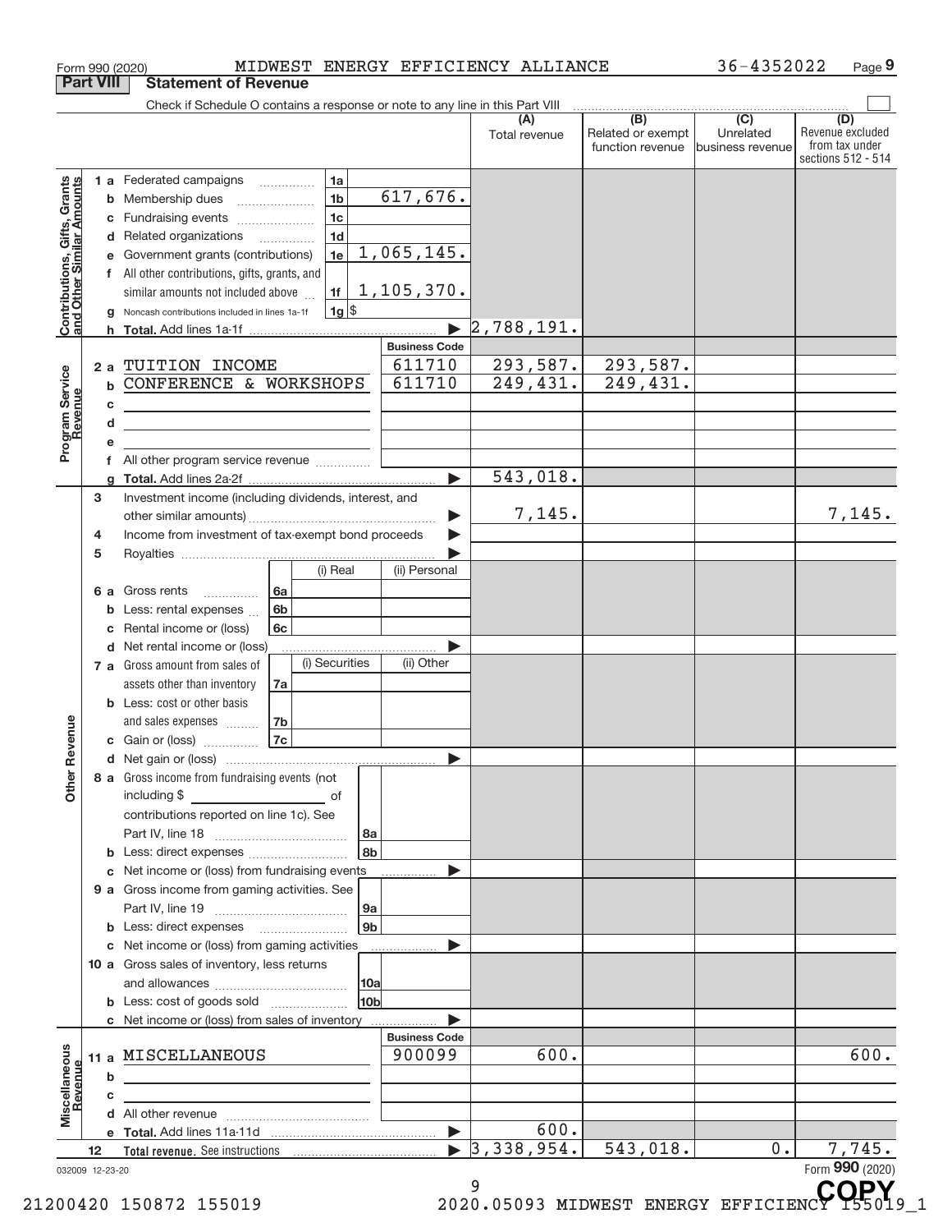Form 990 (2020) MIDWEST ENERGY EFFICIENCY ALLIANCE 36-4352022 Page 9

## Part VIII Statement of Revenue

Check if Schedule O contains a response or note to any line in this Part VIII ☐

| | | | (A) Total revenue | (B) Related or exempt function revenue | (C) Unrelated business revenue | (D) Revenue excluded from tax under sections 512 - 514 |
|---|---|---|---|---|---|---|
| **Contributions, Gifts, Grants and Other Similar Amounts** | 1 a Federated campaigns | 1a | | | | |
| | b Membership dues | 1b 617,676. | | | | |
| | c Fundraising events | 1c | | | | |
| | d Related organizations | 1d | | | | |
| | e Government grants (contributions) | 1e 1,065,145. | | | | |
| | f All other contributions, gifts, grants, and similar amounts not included above | 1f 1,105,370. | | | | |
| | g Noncash contributions included in lines 1a-1f | 1g $ | | | | |
| | h Total. Add lines 1a-1f | | 2,788,191. | | | |
| **Program Service Revenue** | | Business Code | | | | |
| | 2 a TUITION INCOME | 611710 | 293,587. | 293,587. | | |
| | b CONFERENCE & WORKSHOPS | 611710 | 249,431. | 249,431. | | |
| | c | | | | | |
| | d | | | | | |
| | e | | | | | |
| | f All other program service revenue | | | | | |
| | g Total. Add lines 2a-2f | | 543,018. | | | |
| **Other Revenue** | 3 Investment income (including dividends, interest, and other similar amounts) | | 7,145. | | | 7,145. |
| | 4 Income from investment of tax-exempt bond proceeds | | | | | |
| | 5 Royalties | | | | | |
| | 6 a Gross rents (i) Real / (ii) Personal | 6a | | | | |
| | b Less: rental expenses | 6b | | | | |
| | c Rental income or (loss) | 6c | | | | |
| | d Net rental income or (loss) | | | | | |
| | 7 a Gross amount from sales of assets other than inventory (i) Securities / (ii) Other | 7a | | | | |
| | b Less: cost or other basis and sales expenses | 7b | | | | |
| | c Gain or (loss) | 7c | | | | |
| | d Net gain or (loss) | | | | | |
| | 8 a Gross income from fundraising events (not including $ of contributions reported on line 1c). See Part IV, line 18 | 8a | | | | |
| | b Less: direct expenses | 8b | | | | |
| | c Net income or (loss) from fundraising events | | | | | |
| | 9 a Gross income from gaming activities. See Part IV, line 19 | 9a | | | | |
| | b Less: direct expenses | 9b | | | | |
| | c Net income or (loss) from gaming activities | | | | | |
| | 10 a Gross sales of inventory, less returns and allowances | 10a | | | | |
| | b Less: cost of goods sold | 10b | | | | |
| | c Net income or (loss) from sales of inventory | | | | | |
| **Miscellaneous Revenue** | | Business Code | | | | |
| | 11 a MISCELLANEOUS | 900099 | 600. | | | 600. |
| | b | | | | | |
| | c | | | | | |
| | d All other revenue | | | | | |
| | e Total. Add lines 11a-11d | | 600. | | | |
| | 12 Total revenue. See instructions | | 3,338,954. | 543,018. | 0. | 7,745. |

032009 12-23-20 Form 990 (2020)

21200420 150872 155019 2020.05093 MIDWEST ENERGY EFFICIENCY 155019_1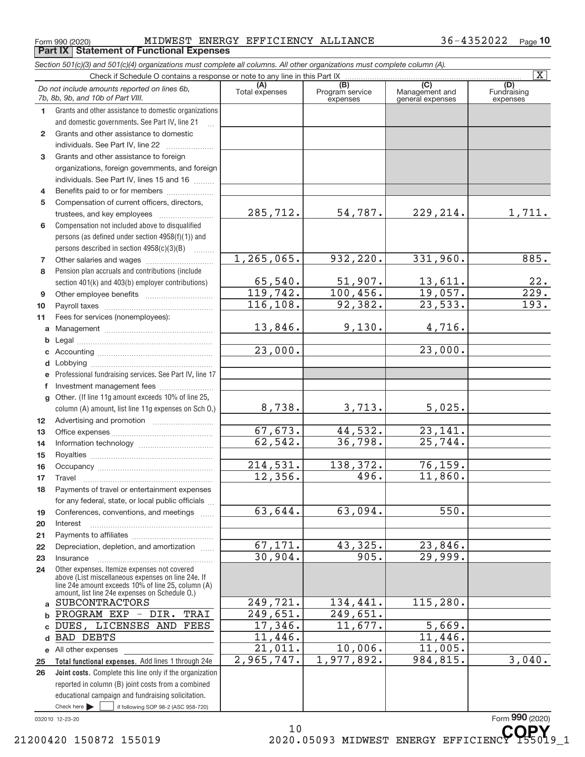Form 990 (2020) MIDWEST ENERGY EFFICIENCY ALLIANCE 36-4352022 Page 10

## Part IX Statement of Functional Expenses

*Section 501(c)(3) and 501(c)(4) organizations must complete all columns. All other organizations must complete column (A).*

Check if Schedule O contains a response or note to any line in this Part IX [X]

| *Do not include amounts reported on lines 6b, 7b, 8b, 9b, and 10b of Part VIII.* | (A) Total expenses | (B) Program service expenses | (C) Management and general expenses | (D) Fundraising expenses |
|---|---|---|---|---|
| 1 Grants and other assistance to domestic organizations and domestic governments. See Part IV, line 21 | | | | |
| 2 Grants and other assistance to domestic individuals. See Part IV, line 22 | | | | |
| 3 Grants and other assistance to foreign organizations, foreign governments, and foreign individuals. See Part IV, lines 15 and 16 | | | | |
| 4 Benefits paid to or for members | | | | |
| 5 Compensation of current officers, directors, trustees, and key employees | 285,712. | 54,787. | 229,214. | 1,711. |
| 6 Compensation not included above to disqualified persons (as defined under section 4958(f)(1)) and persons described in section 4958(c)(3)(B) | | | | |
| 7 Other salaries and wages | 1,265,065. | 932,220. | 331,960. | 885. |
| 8 Pension plan accruals and contributions (include section 401(k) and 403(b) employer contributions) | 65,540. | 51,907. | 13,611. | 22. |
| 9 Other employee benefits | 119,742. | 100,456. | 19,057. | 229. |
| 10 Payroll taxes | 116,108. | 92,382. | 23,533. | 193. |
| 11 Fees for services (nonemployees): | | | | |
| a Management | 13,846. | 9,130. | 4,716. | |
| b Legal | | | | |
| c Accounting | 23,000. | | 23,000. | |
| d Lobbying | | | | |
| e Professional fundraising services. See Part IV, line 17 | | | | |
| f Investment management fees | | | | |
| g Other. (If line 11g amount exceeds 10% of line 25, column (A) amount, list line 11g expenses on Sch O.) | 8,738. | 3,713. | 5,025. | |
| 12 Advertising and promotion | | | | |
| 13 Office expenses | 67,673. | 44,532. | 23,141. | |
| 14 Information technology | 62,542. | 36,798. | 25,744. | |
| 15 Royalties | | | | |
| 16 Occupancy | 214,531. | 138,372. | 76,159. | |
| 17 Travel | 12,356. | 496. | 11,860. | |
| 18 Payments of travel or entertainment expenses for any federal, state, or local public officials | | | | |
| 19 Conferences, conventions, and meetings | 63,644. | 63,094. | 550. | |
| 20 Interest | | | | |
| 21 Payments to affiliates | | | | |
| 22 Depreciation, depletion, and amortization | 67,171. | 43,325. | 23,846. | |
| 23 Insurance | 30,904. | 905. | 29,999. | |
| 24 Other expenses. Itemize expenses not covered above (List miscellaneous expenses on line 24e. If line 24e amount exceeds 10% of line 25, column (A) amount, list line 24e expenses on Schedule O.) | | | | |
| a SUBCONTRACTORS | 249,721. | 134,441. | 115,280. | |
| b PROGRAM EXP - DIR. TRAI | 249,651. | 249,651. | | |
| c DUES, LICENSES AND FEES | 17,346. | 11,677. | 5,669. | |
| d BAD DEBTS | 11,446. | | 11,446. | |
| e All other expenses | 21,011. | 10,006. | 11,005. | |
| 25 **Total functional expenses.** Add lines 1 through 24e | 2,965,747. | 1,977,892. | 984,815. | 3,040. |
| 26 **Joint costs.** Complete this line only if the organization reported in column (B) joint costs from a combined educational campaign and fundraising solicitation. Check here [ ] if following SOP 98-2 (ASC 958-720) | | | | |

032010 12-23-20

Form **990** (2020)

21200420 150872 155019 2020.05093 MIDWEST ENERGY EFFICIENCY 155019_1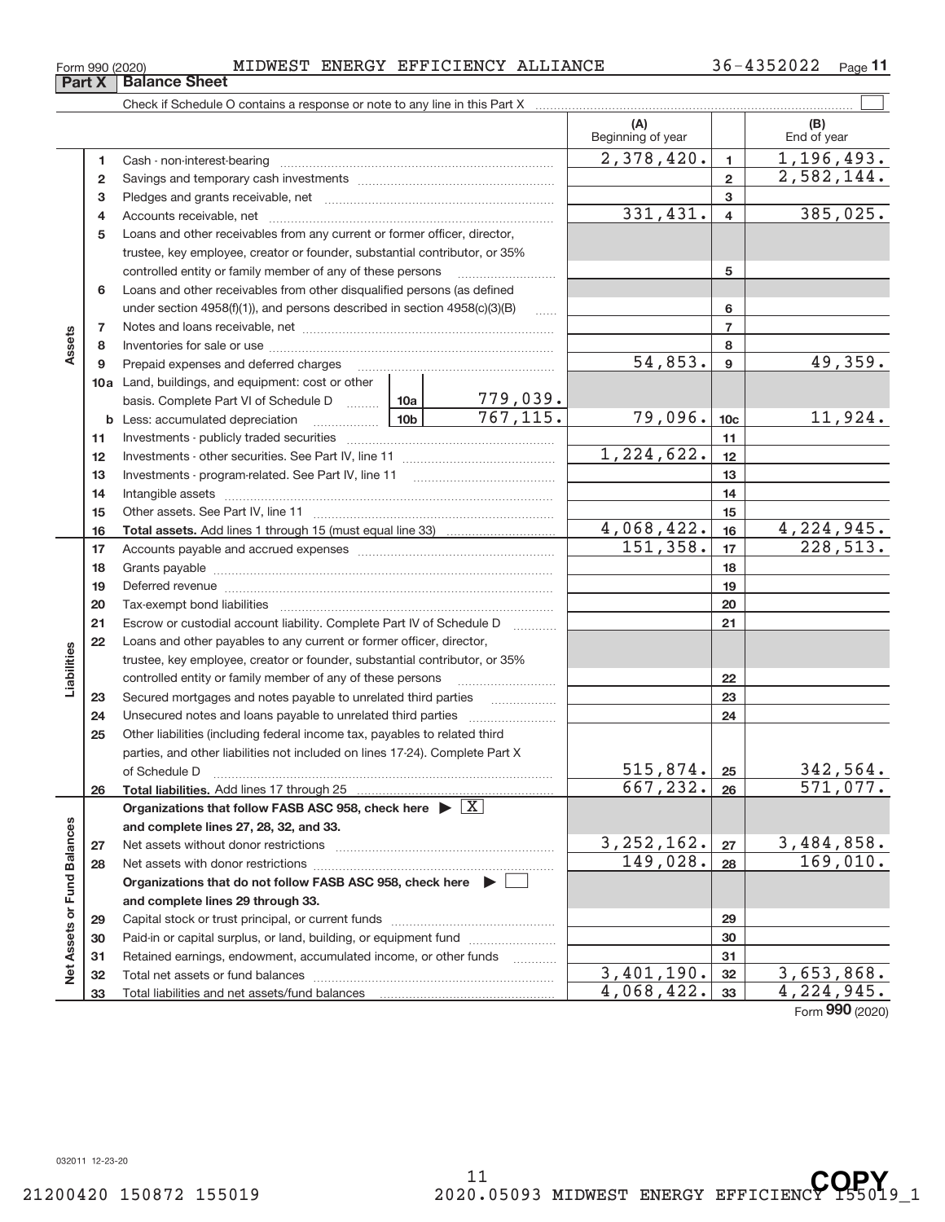Form 990 (2020) MIDWEST ENERGY EFFICIENCY ALLIANCE 36-4352022 Page 11

## Part X Balance Sheet

Check if Schedule O contains a response or note to any line in this Part X

| | | | (A) Beginning of year | | (B) End of year |
|---|---|---|---|---|---|
| Assets | 1 | Cash - non-interest-bearing | 2,378,420. | 1 | 1,196,493. |
| | 2 | Savings and temporary cash investments | | 2 | 2,582,144. |
| | 3 | Pledges and grants receivable, net | | 3 | |
| | 4 | Accounts receivable, net | 331,431. | 4 | 385,025. |
| | 5 | Loans and other receivables from any current or former officer, director, trustee, key employee, creator or founder, substantial contributor, or 35% controlled entity or family member of any of these persons | | 5 | |
| | 6 | Loans and other receivables from other disqualified persons (as defined under section 4958(f)(1)), and persons described in section 4958(c)(3)(B) | | 6 | |
| | 7 | Notes and loans receivable, net | | 7 | |
| | 8 | Inventories for sale or use | | 8 | |
| | 9 | Prepaid expenses and deferred charges | 54,853. | 9 | 49,359. |
| | 10a | Land, buildings, and equipment: cost or other basis. Complete Part VI of Schedule D ... 10a 779,039. | | | |
| | b | Less: accumulated depreciation ... 10b 767,115. | 79,096. | 10c | 11,924. |
| | 11 | Investments - publicly traded securities | | 11 | |
| | 12 | Investments - other securities. See Part IV, line 11 | 1,224,622. | 12 | |
| | 13 | Investments - program-related. See Part IV, line 11 | | 13 | |
| | 14 | Intangible assets | | 14 | |
| | 15 | Other assets. See Part IV, line 11 | | 15 | |
| | 16 | **Total assets.** Add lines 1 through 15 (must equal line 33) | 4,068,422. | 16 | 4,224,945. |
| Liabilities | 17 | Accounts payable and accrued expenses | 151,358. | 17 | 228,513. |
| | 18 | Grants payable | | 18 | |
| | 19 | Deferred revenue | | 19 | |
| | 20 | Tax-exempt bond liabilities | | 20 | |
| | 21 | Escrow or custodial account liability. Complete Part IV of Schedule D | | 21 | |
| | 22 | Loans and other payables to any current or former officer, director, trustee, key employee, creator or founder, substantial contributor, or 35% controlled entity or family member of any of these persons | | 22 | |
| | 23 | Secured mortgages and notes payable to unrelated third parties | | 23 | |
| | 24 | Unsecured notes and loans payable to unrelated third parties | | 24 | |
| | 25 | Other liabilities (including federal income tax, payables to related third parties, and other liabilities not included on lines 17-24). Complete Part X of Schedule D | 515,874. | 25 | 342,564. |
| | 26 | **Total liabilities.** Add lines 17 through 25 | 667,232. | 26 | 571,077. |
| Net Assets or Fund Balances | | **Organizations that follow FASB ASC 958, check here** ▶ [X] **and complete lines 27, 28, 32, and 33.** | | | |
| | 27 | Net assets without donor restrictions | 3,252,162. | 27 | 3,484,858. |
| | 28 | Net assets with donor restrictions | 149,028. | 28 | 169,010. |
| | | **Organizations that do not follow FASB ASC 958, check here** ▶ [ ] **and complete lines 29 through 33.** | | | |
| | 29 | Capital stock or trust principal, or current funds | | 29 | |
| | 30 | Paid-in or capital surplus, or land, building, or equipment fund | | 30 | |
| | 31 | Retained earnings, endowment, accumulated income, or other funds | | 31 | |
| | 32 | Total net assets or fund balances | 3,401,190. | 32 | 3,653,868. |
| | 33 | Total liabilities and net assets/fund balances | 4,068,422. | 33 | 4,224,945. |

Form 990 (2020)

032011 12-23-20

21200420 150872 155019 2020.05093 MIDWEST ENERGY EFFICIENCY 155019_1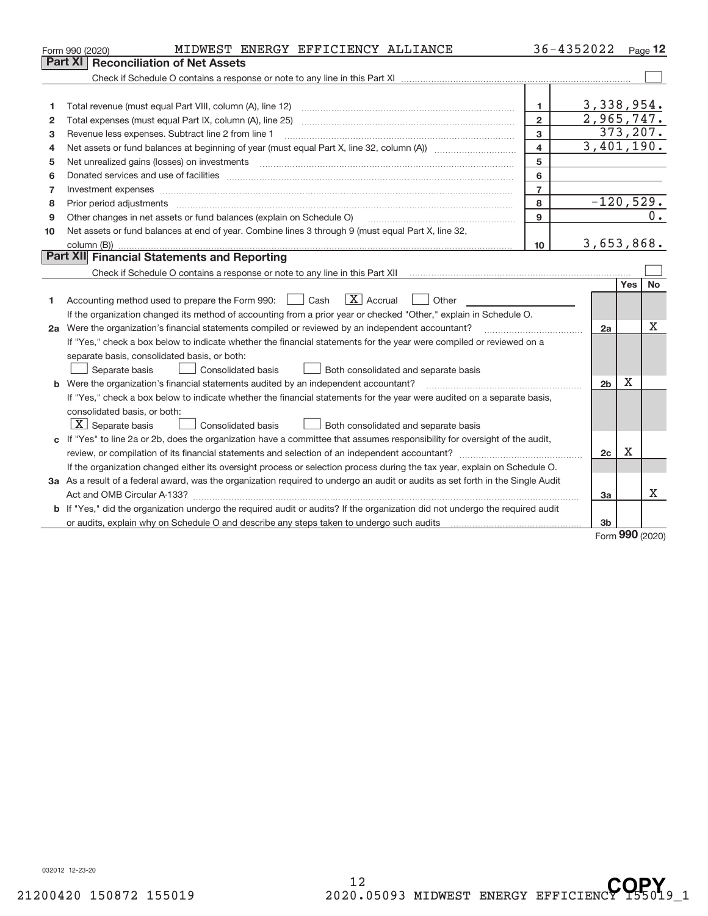Form 990 (2020) MIDWEST ENERGY EFFICIENCY ALLIANCE 36-4352022

## Part XI Reconciliation of Net Assets

Check if Schedule O contains a response or note to any line in this Part XI ☐

| | | | |
|---|---|---|---|
| 1 | Total revenue (must equal Part VIII, column (A), line 12) | 1 | 3,338,954. |
| 2 | Total expenses (must equal Part IX, column (A), line 25) | 2 | 2,965,747. |
| 3 | Revenue less expenses. Subtract line 2 from line 1 | 3 | 373,207. |
| 4 | Net assets or fund balances at beginning of year (must equal Part X, line 32, column (A)) | 4 | 3,401,190. |
| 5 | Net unrealized gains (losses) on investments | 5 | |
| 6 | Donated services and use of facilities | 6 | |
| 7 | Investment expenses | 7 | |
| 8 | Prior period adjustments | 8 | -120,529. |
| 9 | Other changes in net assets or fund balances (explain on Schedule O) | 9 | 0. |
| 10 | Net assets or fund balances at end of year. Combine lines 3 through 9 (must equal Part X, line 32, column (B)) | 10 | 3,653,868. |

## Part XII Financial Statements and Reporting

Check if Schedule O contains a response or note to any line in this Part XII ☐

| | | | Yes | No |
|---|---|---|---|---|
| 1 | Accounting method used to prepare the Form 990: ☐ Cash ☒ Accrual ☐ Other | | | |
| | If the organization changed its method of accounting from a prior year or checked "Other," explain in Schedule O. | | | |
| 2a | Were the organization's financial statements compiled or reviewed by an independent accountant? | 2a | | X |
| | If "Yes," check a box below to indicate whether the financial statements for the year were compiled or reviewed on a separate basis, consolidated basis, or both: ☐ Separate basis ☐ Consolidated basis ☐ Both consolidated and separate basis | | | |
| b | Were the organization's financial statements audited by an independent accountant? | 2b | X | |
| | If "Yes," check a box below to indicate whether the financial statements for the year were audited on a separate basis, consolidated basis, or both: ☒ Separate basis ☐ Consolidated basis ☐ Both consolidated and separate basis | | | |
| c | If "Yes" to line 2a or 2b, does the organization have a committee that assumes responsibility for oversight of the audit, review, or compilation of its financial statements and selection of an independent accountant? | 2c | X | |
| | If the organization changed either its oversight process or selection process during the tax year, explain on Schedule O. | | | |
| 3a | As a result of a federal award, was the organization required to undergo an audit or audits as set forth in the Single Audit Act and OMB Circular A-133? | 3a | | X |
| b | If "Yes," did the organization undergo the required audit or audits? If the organization did not undergo the required audit or audits, explain why on Schedule O and describe any steps taken to undergo such audits | 3b | | |

Form **990** (2020)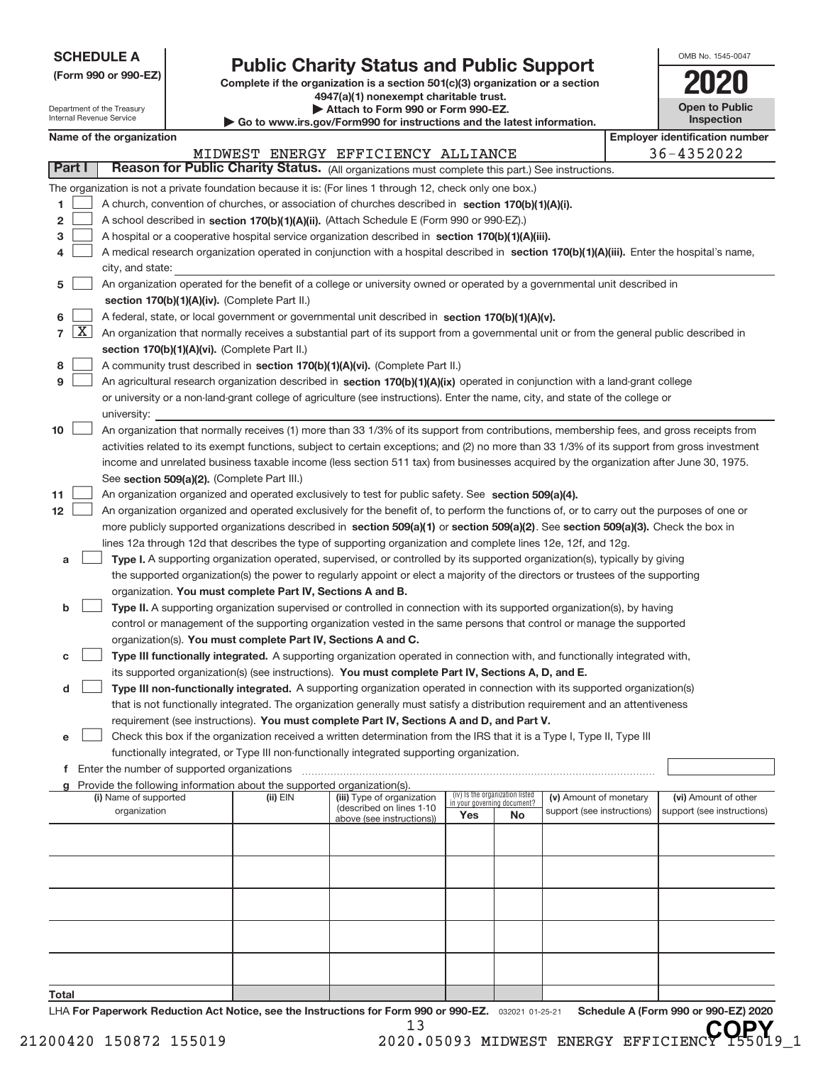**SCHEDULE A**
**(Form 990 or 990-EZ)**

Department of the Treasury
Internal Revenue Service

# Public Charity Status and Public Support

**Complete if the organization is a section 501(c)(3) organization or a section 4947(a)(1) nonexempt charitable trust.**
**▶ Attach to Form 990 or Form 990-EZ.**
**▶ Go to www.irs.gov/Form990 for instructions and the latest information.**

OMB No. 1545-0047
**2020**
**Open to Public Inspection**

**Name of the organization:** MIDWEST ENERGY EFFICIENCY ALLIANCE
**Employer identification number:** 36-4352022

## Part I Reason for Public Charity Status. (All organizations must complete this part.) See instructions.

The organization is not a private foundation because it is: (For lines 1 through 12, check only one box.)

1. ☐ A church, convention of churches, or association of churches described in **section 170(b)(1)(A)(i).**
2. ☐ A school described in **section 170(b)(1)(A)(ii).** (Attach Schedule E (Form 990 or 990-EZ).)
3. ☐ A hospital or a cooperative hospital service organization described in **section 170(b)(1)(A)(iii).**
4. ☐ A medical research organization operated in conjunction with a hospital described in **section 170(b)(1)(A)(iii).** Enter the hospital's name, city, and state:
5. ☐ An organization operated for the benefit of a college or university owned or operated by a governmental unit described in **section 170(b)(1)(A)(iv).** (Complete Part II.)
6. ☐ A federal, state, or local government or governmental unit described in **section 170(b)(1)(A)(v).**
7. ☒ An organization that normally receives a substantial part of its support from a governmental unit or from the general public described in **section 170(b)(1)(A)(vi).** (Complete Part II.)
8. ☐ A community trust described in **section 170(b)(1)(A)(vi).** (Complete Part II.)
9. ☐ An agricultural research organization described in **section 170(b)(1)(A)(ix)** operated in conjunction with a land-grant college or university or a non-land-grant college of agriculture (see instructions). Enter the name, city, and state of the college or university:
10. ☐ An organization that normally receives (1) more than 33 1/3% of its support from contributions, membership fees, and gross receipts from activities related to its exempt functions, subject to certain exceptions; and (2) no more than 33 1/3% of its support from gross investment income and unrelated business taxable income (less section 511 tax) from businesses acquired by the organization after June 30, 1975. See **section 509(a)(2).** (Complete Part III.)
11. ☐ An organization organized and operated exclusively to test for public safety. See **section 509(a)(4).**
12. ☐ An organization organized and operated exclusively for the benefit of, to perform the functions of, or to carry out the purposes of one or more publicly supported organizations described in **section 509(a)(1)** or **section 509(a)(2)**. See **section 509(a)(3).** Check the box in lines 12a through 12d that describes the type of supporting organization and complete lines 12e, 12f, and 12g.
    - **a** ☐ **Type I.** A supporting organization operated, supervised, or controlled by its supported organization(s), typically by giving the supported organization(s) the power to regularly appoint or elect a majority of the directors or trustees of the supporting organization. **You must complete Part IV, Sections A and B.**
    - **b** ☐ **Type II.** A supporting organization supervised or controlled in connection with its supported organization(s), by having control or management of the supporting organization vested in the same persons that control or manage the supported organization(s). **You must complete Part IV, Sections A and C.**
    - **c** ☐ **Type III functionally integrated.** A supporting organization operated in connection with, and functionally integrated with, its supported organization(s) (see instructions). **You must complete Part IV, Sections A, D, and E.**
    - **d** ☐ **Type III non-functionally integrated.** A supporting organization operated in connection with its supported organization(s) that is not functionally integrated. The organization generally must satisfy a distribution requirement and an attentiveness requirement (see instructions). **You must complete Part IV, Sections A and D, and Part V.**
    - **e** ☐ Check this box if the organization received a written determination from the IRS that it is a Type I, Type II, Type III functionally integrated, or Type III non-functionally integrated supporting organization.
    - **f** Enter the number of supported organizations
    - **g** Provide the following information about the supported organization(s).

| (i) Name of supported organization | (ii) EIN | (iii) Type of organization (described on lines 1-10 above (see instructions)) | (iv) Is the organization listed in your governing document? Yes | No | (v) Amount of monetary support (see instructions) | (vi) Amount of other support (see instructions) |
|---|---|---|---|---|---|---|
| | | | | | | |
| | | | | | | |
| | | | | | | |
| | | | | | | |
| | | | | | | |
| **Total** | | | | | | |

LHA **For Paperwork Reduction Act Notice, see the Instructions for Form 990 or 990-EZ.** 032021 01-25-21 **Schedule A (Form 990 or 990-EZ) 2020**

21200420 150872 155019 2020.05093 MIDWEST ENERGY EFFICIENCY 155019_1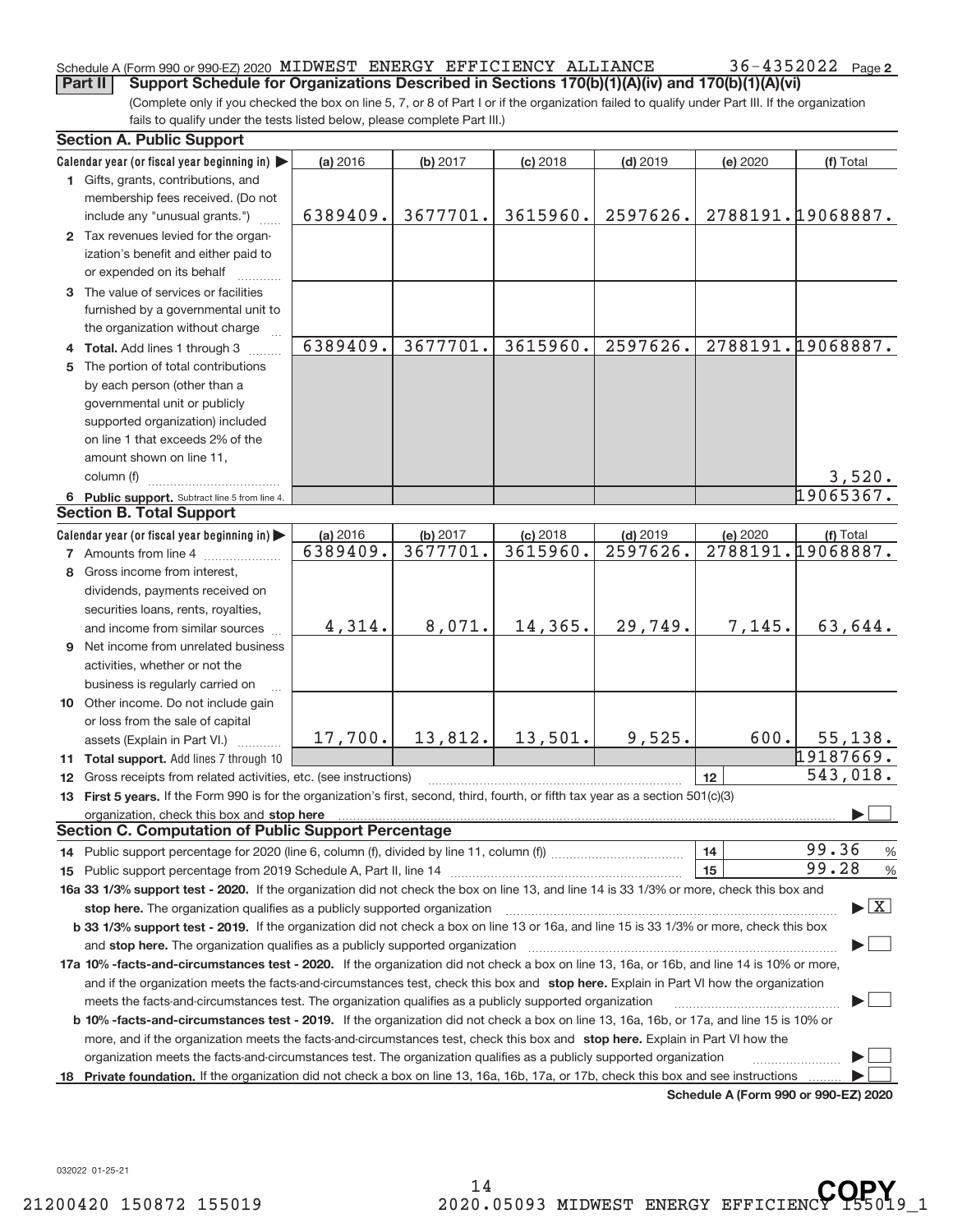Schedule A (Form 990 or 990-EZ) 2020 MIDWEST ENERGY EFFICIENCY ALLIANCE 36-4352022 Page 2

**Part II Support Schedule for Organizations Described in Sections 170(b)(1)(A)(iv) and 170(b)(1)(A)(vi)**

(Complete only if you checked the box on line 5, 7, or 8 of Part I or if the organization failed to qualify under Part III. If the organization fails to qualify under the tests listed below, please complete Part III.)

**Section A. Public Support**

| Calendar year (or fiscal year beginning in) | (a) 2016 | (b) 2017 | (c) 2018 | (d) 2019 | (e) 2020 | (f) Total |
|---|---|---|---|---|---|---|
| 1 Gifts, grants, contributions, and membership fees received. (Do not include any "unusual grants.") | 6389409. | 3677701. | 3615960. | 2597626. | 2788191. | 19068887. |
| 2 Tax revenues levied for the organization's benefit and either paid to or expended on its behalf | | | | | | |
| 3 The value of services or facilities furnished by a governmental unit to the organization without charge | | | | | | |
| 4 **Total.** Add lines 1 through 3 | 6389409. | 3677701. | 3615960. | 2597626. | 2788191. | 19068887. |
| 5 The portion of total contributions by each person (other than a governmental unit or publicly supported organization) included on line 1 that exceeds 2% of the amount shown on line 11, column (f) | | | | | | 3,520. |
| 6 **Public support.** Subtract line 5 from line 4. | | | | | | 19065367. |

**Section B. Total Support**

| Calendar year (or fiscal year beginning in) | (a) 2016 | (b) 2017 | (c) 2018 | (d) 2019 | (e) 2020 | (f) Total |
|---|---|---|---|---|---|---|
| 7 Amounts from line 4 | 6389409. | 3677701. | 3615960. | 2597626. | 2788191. | 19068887. |
| 8 Gross income from interest, dividends, payments received on securities loans, rents, royalties, and income from similar sources | 4,314. | 8,071. | 14,365. | 29,749. | 7,145. | 63,644. |
| 9 Net income from unrelated business activities, whether or not the business is regularly carried on | | | | | | |
| 10 Other income. Do not include gain or loss from the sale of capital assets (Explain in Part VI.) | 17,700. | 13,812. | 13,501. | 9,525. | 600. | 55,138. |
| 11 **Total support.** Add lines 7 through 10 | | | | | | 19187669. |

12 Gross receipts from related activities, etc. (see instructions) | 12 | 543,018.

13 **First 5 years.** If the Form 990 is for the organization's first, second, third, fourth, or fifth tax year as a section 501(c)(3) organization, check this box and **stop here** ☐

**Section C. Computation of Public Support Percentage**

14 Public support percentage for 2020 (line 6, column (f), divided by line 11, column (f)) | 14 | 99.36 %

15 Public support percentage from 2019 Schedule A, Part II, line 14 | 15 | 99.28 %

**16a 33 1/3% support test - 2020.** If the organization did not check the box on line 13, and line 14 is 33 1/3% or more, check this box and **stop here.** The organization qualifies as a publicly supported organization ☒

**b 33 1/3% support test - 2019.** If the organization did not check a box on line 13 or 16a, and line 15 is 33 1/3% or more, check this box and **stop here.** The organization qualifies as a publicly supported organization ☐

**17a 10% -facts-and-circumstances test - 2020.** If the organization did not check a box on line 13, 16a, or 16b, and line 14 is 10% or more, and if the organization meets the facts-and-circumstances test, check this box and **stop here.** Explain in Part VI how the organization meets the facts-and-circumstances test. The organization qualifies as a publicly supported organization ☐

**b 10% -facts-and-circumstances test - 2019.** If the organization did not check a box on line 13, 16a, 16b, or 17a, and line 15 is 10% or more, and if the organization meets the facts-and-circumstances test, check this box and **stop here.** Explain in Part VI how the organization meets the facts-and-circumstances test. The organization qualifies as a publicly supported organization ☐

**18 Private foundation.** If the organization did not check a box on line 13, 16a, 16b, 17a, or 17b, check this box and see instructions ☐

**Schedule A (Form 990 or 990-EZ) 2020**

032022 01-25-21

21200420 150872 155019 2020.05093 MIDWEST ENERGY EFFICIENCY 155019_1

COPY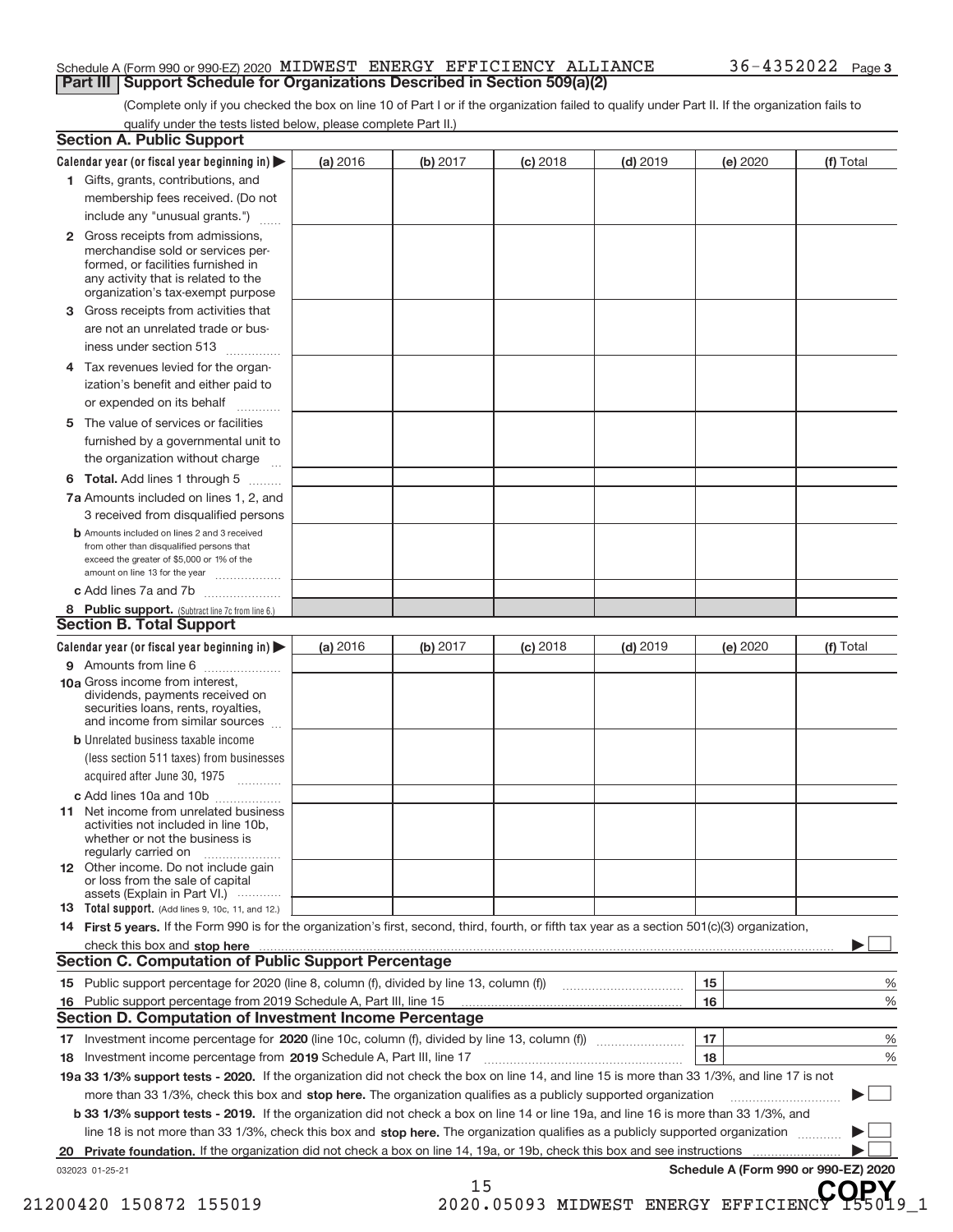Schedule A (Form 990 or 990-EZ) 2020 MIDWEST ENERGY EFFICIENCY ALLIANCE 36-4352022 Page 3

## Part III Support Schedule for Organizations Described in Section 509(a)(2)

(Complete only if you checked the box on line 10 of Part I or if the organization failed to qualify under Part II. If the organization fails to qualify under the tests listed below, please complete Part II.)

### Section A. Public Support

| Calendar year (or fiscal year beginning in) ▶ | (a) 2016 | (b) 2017 | (c) 2018 | (d) 2019 | (e) 2020 | (f) Total |
|---|---|---|---|---|---|---|
| **1** Gifts, grants, contributions, and membership fees received. (Do not include any "unusual grants.") | | | | | | |
| **2** Gross receipts from admissions, merchandise sold or services performed, or facilities furnished in any activity that is related to the organization's tax-exempt purpose | | | | | | |
| **3** Gross receipts from activities that are not an unrelated trade or business under section 513 | | | | | | |
| **4** Tax revenues levied for the organization's benefit and either paid to or expended on its behalf | | | | | | |
| **5** The value of services or facilities furnished by a governmental unit to the organization without charge | | | | | | |
| **6 Total.** Add lines 1 through 5 | | | | | | |
| **7a** Amounts included on lines 1, 2, and 3 received from disqualified persons | | | | | | |
| **b** Amounts included on lines 2 and 3 received from other than disqualified persons that exceed the greater of $5,000 or 1% of the amount on line 13 for the year | | | | | | |
| **c** Add lines 7a and 7b | | | | | | |
| **8 Public support.** (Subtract line 7c from line 6.) | | | | | | |

### Section B. Total Support

| Calendar year (or fiscal year beginning in) ▶ | (a) 2016 | (b) 2017 | (c) 2018 | (d) 2019 | (e) 2020 | (f) Total |
|---|---|---|---|---|---|---|
| **9** Amounts from line 6 | | | | | | |
| **10a** Gross income from interest, dividends, payments received on securities loans, rents, royalties, and income from similar sources | | | | | | |
| **b** Unrelated business taxable income (less section 511 taxes) from businesses acquired after June 30, 1975 | | | | | | |
| **c** Add lines 10a and 10b | | | | | | |
| **11** Net income from unrelated business activities not included in line 10b, whether or not the business is regularly carried on | | | | | | |
| **12** Other income. Do not include gain or loss from the sale of capital assets (Explain in Part VI.) | | | | | | |
| **13 Total support.** (Add lines 9, 10c, 11, and 12.) | | | | | | |

**14 First 5 years.** If the Form 990 is for the organization's first, second, third, fourth, or fifth tax year as a section 501(c)(3) organization, check this box and **stop here** ▶ ☐

### Section C. Computation of Public Support Percentage

**15** Public support percentage for 2020 (line 8, column (f), divided by line 13, column (f)) **15** %

**16** Public support percentage from 2019 Schedule A, Part III, line 15 **16** %

### Section D. Computation of Investment Income Percentage

**17** Investment income percentage for **2020** (line 10c, column (f), divided by line 13, column (f)) **17** %

**18** Investment income percentage from **2019** Schedule A, Part III, line 17 **18** %

**19a 33 1/3% support tests - 2020.** If the organization did not check the box on line 14, and line 15 is more than 33 1/3%, and line 17 is not more than 33 1/3%, check this box and **stop here.** The organization qualifies as a publicly supported organization ▶ ☐

**b 33 1/3% support tests - 2019.** If the organization did not check a box on line 14 or line 19a, and line 16 is more than 33 1/3%, and line 18 is not more than 33 1/3%, check this box and **stop here.** The organization qualifies as a publicly supported organization ▶ ☐

**20 Private foundation.** If the organization did not check a box on line 14, 19a, or 19b, check this box and see instructions ▶ ☐

032023 01-25-21 **Schedule A (Form 990 or 990-EZ) 2020**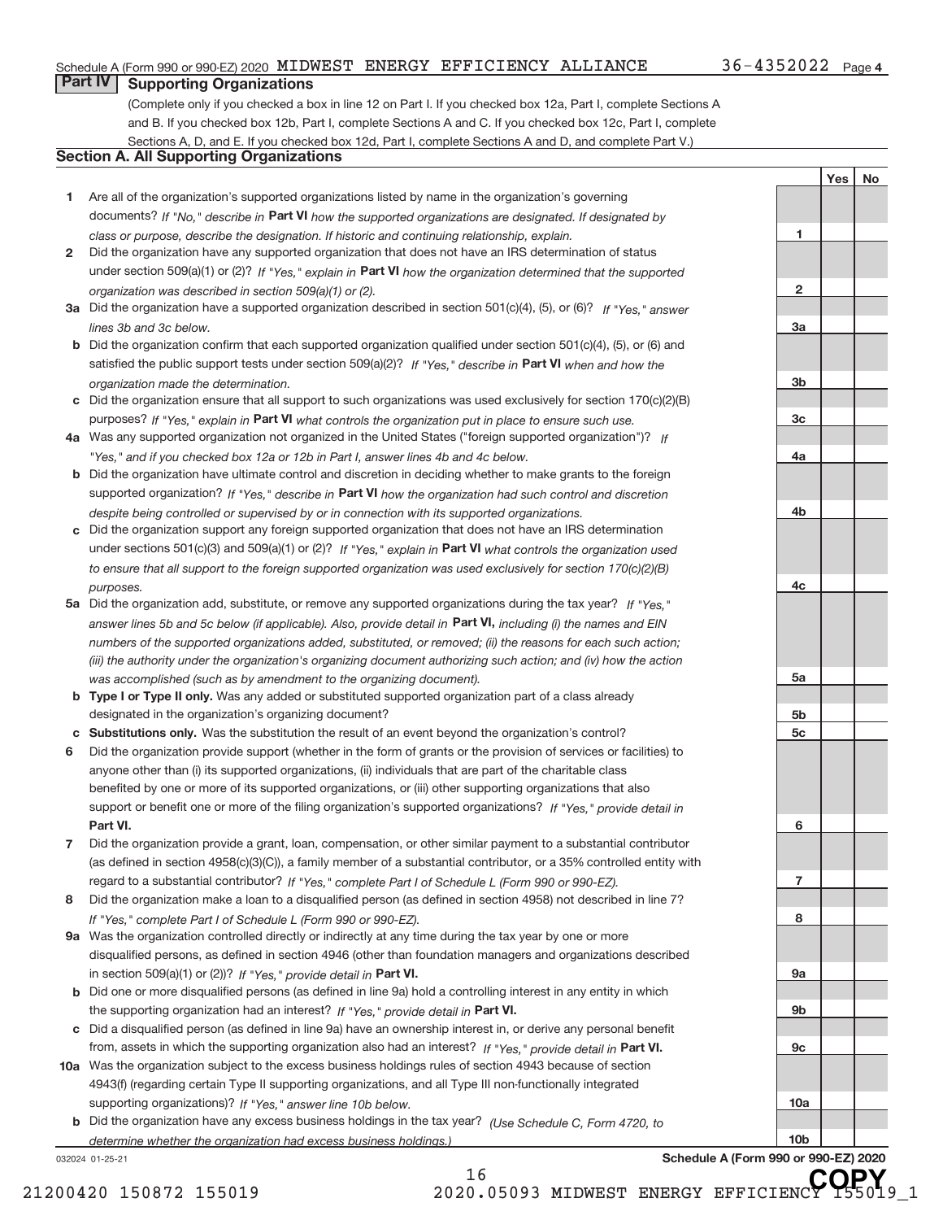Schedule A (Form 990 or 990-EZ) 2020 MIDWEST ENERGY EFFICIENCY ALLIANCE 36-4352022 Page 4

## Part IV Supporting Organizations

(Complete only if you checked a box in line 12 on Part I. If you checked box 12a, Part I, complete Sections A and B. If you checked box 12b, Part I, complete Sections A and C. If you checked box 12c, Part I, complete Sections A, D, and E. If you checked box 12d, Part I, complete Sections A and D, and complete Part V.)

### Section A. All Supporting Organizations

| | | Line | Yes | No |
|---|---|---|---|---|
| 1 | Are all of the organization's supported organizations listed by name in the organization's governing documents? *If "No," describe in* **Part VI** *how the supported organizations are designated. If designated by class or purpose, describe the designation. If historic and continuing relationship, explain.* | 1 | | |
| 2 | Did the organization have any supported organization that does not have an IRS determination of status under section 509(a)(1) or (2)? *If "Yes," explain in* **Part VI** *how the organization determined that the supported organization was described in section 509(a)(1) or (2).* | 2 | | |
| 3a | Did the organization have a supported organization described in section 501(c)(4), (5), or (6)? *If "Yes," answer lines 3b and 3c below.* | 3a | | |
| b | Did the organization confirm that each supported organization qualified under section 501(c)(4), (5), or (6) and satisfied the public support tests under section 509(a)(2)? *If "Yes," describe in* **Part VI** *when and how the organization made the determination.* | 3b | | |
| c | Did the organization ensure that all support to such organizations was used exclusively for section 170(c)(2)(B) purposes? *If "Yes," explain in* **Part VI** *what controls the organization put in place to ensure such use.* | 3c | | |
| 4a | Was any supported organization not organized in the United States ("foreign supported organization")? *If "Yes," and if you checked box 12a or 12b in Part I, answer lines 4b and 4c below.* | 4a | | |
| b | Did the organization have ultimate control and discretion in deciding whether to make grants to the foreign supported organization? *If "Yes," describe in* **Part VI** *how the organization had such control and discretion despite being controlled or supervised by or in connection with its supported organizations.* | 4b | | |
| c | Did the organization support any foreign supported organization that does not have an IRS determination under sections 501(c)(3) and 509(a)(1) or (2)? *If "Yes," explain in* **Part VI** *what controls the organization used to ensure that all support to the foreign supported organization was used exclusively for section 170(c)(2)(B) purposes.* | 4c | | |
| 5a | Did the organization add, substitute, or remove any supported organizations during the tax year? *If "Yes," answer lines 5b and 5c below (if applicable). Also, provide detail in* **Part VI,** *including (i) the names and EIN numbers of the supported organizations added, substituted, or removed; (ii) the reasons for each such action; (iii) the authority under the organization's organizing document authorizing such action; and (iv) how the action was accomplished (such as by amendment to the organizing document).* | 5a | | |
| b | **Type I or Type II only.** Was any added or substituted supported organization part of a class already designated in the organization's organizing document? | 5b | | |
| c | **Substitutions only.** Was the substitution the result of an event beyond the organization's control? | 5c | | |
| 6 | Did the organization provide support (whether in the form of grants or the provision of services or facilities) to anyone other than (i) its supported organizations, (ii) individuals that are part of the charitable class benefited by one or more of its supported organizations, or (iii) other supporting organizations that also support or benefit one or more of the filing organization's supported organizations? *If "Yes," provide detail in* **Part VI.** | 6 | | |
| 7 | Did the organization provide a grant, loan, compensation, or other similar payment to a substantial contributor (as defined in section 4958(c)(3)(C)), a family member of a substantial contributor, or a 35% controlled entity with regard to a substantial contributor? *If "Yes," complete Part I of Schedule L (Form 990 or 990-EZ).* | 7 | | |
| 8 | Did the organization make a loan to a disqualified person (as defined in section 4958) not described in line 7? *If "Yes," complete Part I of Schedule L (Form 990 or 990-EZ).* | 8 | | |
| 9a | Was the organization controlled directly or indirectly at any time during the tax year by one or more disqualified persons, as defined in section 4946 (other than foundation managers and organizations described in section 509(a)(1) or (2))? *If "Yes," provide detail in* **Part VI.** | 9a | | |
| b | Did one or more disqualified persons (as defined in line 9a) hold a controlling interest in any entity in which the supporting organization had an interest? *If "Yes," provide detail in* **Part VI.** | 9b | | |
| c | Did a disqualified person (as defined in line 9a) have an ownership interest in, or derive any personal benefit from, assets in which the supporting organization also had an interest? *If "Yes," provide detail in* **Part VI.** | 9c | | |
| 10a | Was the organization subject to the excess business holdings rules of section 4943 because of section 4943(f) (regarding certain Type II supporting organizations, and all Type III non-functionally integrated supporting organizations)? *If "Yes," answer line 10b below.* | 10a | | |
| b | Did the organization have any excess business holdings in the tax year? *(Use Schedule C, Form 4720, to determine whether the organization had excess business holdings.)* | 10b | | |

032024 01-25-21 **Schedule A (Form 990 or 990-EZ) 2020**

21200420 150872 155019 2020.05093 MIDWEST ENERGY EFFICIENCY 155019_1

COPY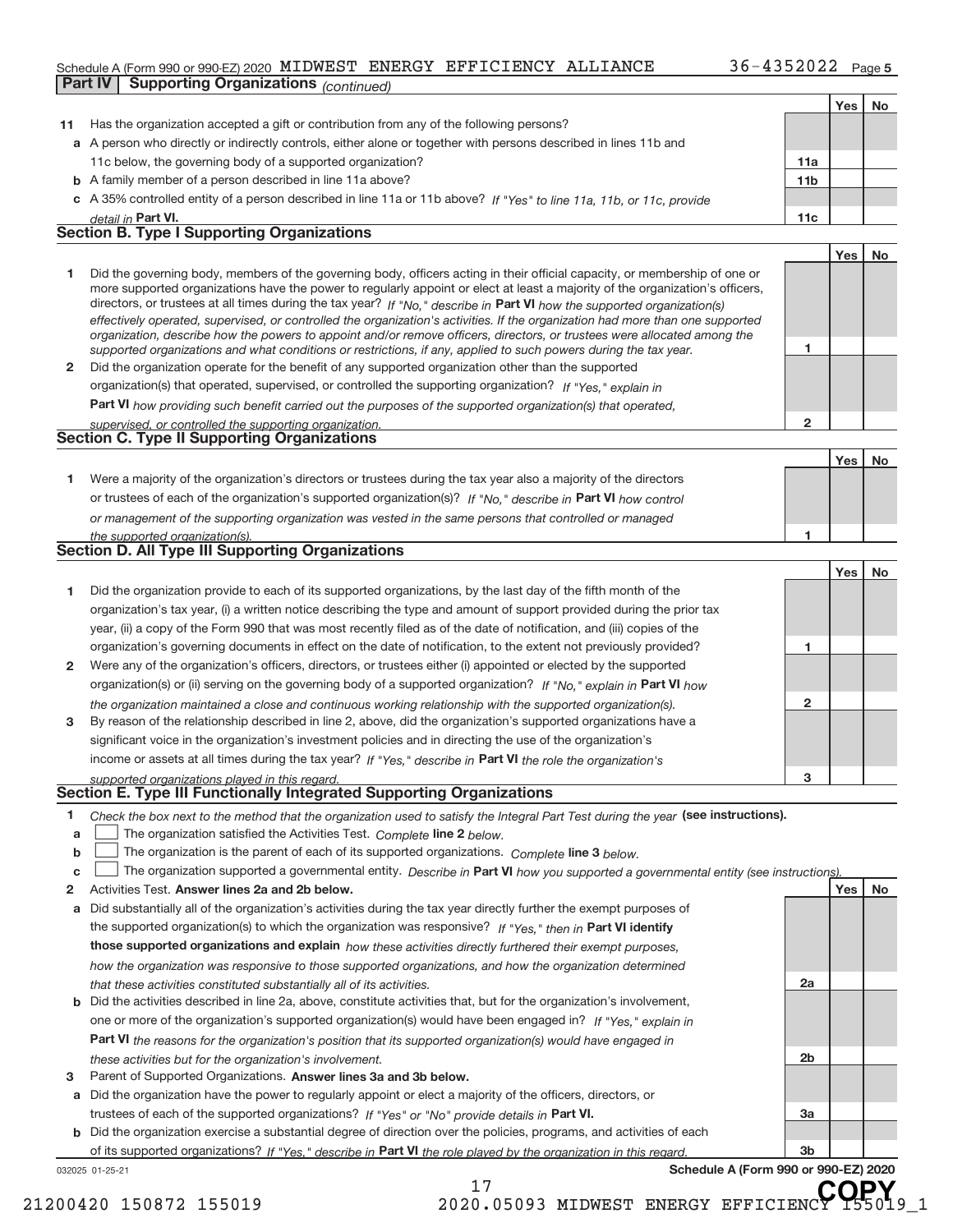Schedule A (Form 990 or 990-EZ) 2020 MIDWEST ENERGY EFFICIENCY ALLIANCE 36-4352022 Page 5

**Part IV Supporting Organizations** *(continued)*

| | | | Yes | No |
|---|---|---|---|---|
| **11** | Has the organization accepted a gift or contribution from any of the following persons? | | | |
| **a** | A person who directly or indirectly controls, either alone or together with persons described in lines 11b and 11c below, the governing body of a supported organization? | **11a** | | |
| **b** | A family member of a person described in line 11a above? | **11b** | | |
| **c** | A 35% controlled entity of a person described in line 11a or 11b above? *If "Yes" to line 11a, 11b, or 11c, provide detail in* **Part VI.** | **11c** | | |

## Section B. Type I Supporting Organizations

| | | | Yes | No |
|---|---|---|---|---|
| **1** | Did the governing body, members of the governing body, officers acting in their official capacity, or membership of one or more supported organizations have the power to regularly appoint or elect at least a majority of the organization's officers, directors, or trustees at all times during the tax year? *If "No," describe in* **Part VI** *how the supported organization(s) effectively operated, supervised, or controlled the organization's activities. If the organization had more than one supported organization, describe how the powers to appoint and/or remove officers, directors, or trustees were allocated among the supported organizations and what conditions or restrictions, if any, applied to such powers during the tax year.* | **1** | | |
| **2** | Did the organization operate for the benefit of any supported organization other than the supported organization(s) that operated, supervised, or controlled the supporting organization? *If "Yes," explain in* **Part VI** *how providing such benefit carried out the purposes of the supported organization(s) that operated, supervised, or controlled the supporting organization.* | **2** | | |

## Section C. Type II Supporting Organizations

| | | | Yes | No |
|---|---|---|---|---|
| **1** | Were a majority of the organization's directors or trustees during the tax year also a majority of the directors or trustees of each of the organization's supported organization(s)? *If "No," describe in* **Part VI** *how control or management of the supporting organization was vested in the same persons that controlled or managed the supported organization(s).* | **1** | | |

## Section D. All Type III Supporting Organizations

| | | | Yes | No |
|---|---|---|---|---|
| **1** | Did the organization provide to each of its supported organizations, by the last day of the fifth month of the organization's tax year, (i) a written notice describing the type and amount of support provided during the prior tax year, (ii) a copy of the Form 990 that was most recently filed as of the date of notification, and (iii) copies of the organization's governing documents in effect on the date of notification, to the extent not previously provided? | **1** | | |
| **2** | Were any of the organization's officers, directors, or trustees either (i) appointed or elected by the supported organization(s) or (ii) serving on the governing body of a supported organization? *If "No," explain in* **Part VI** *how the organization maintained a close and continuous working relationship with the supported organization(s).* | **2** | | |
| **3** | By reason of the relationship described in line 2, above, did the organization's supported organizations have a significant voice in the organization's investment policies and in directing the use of the organization's income or assets at all times during the tax year? *If "Yes," describe in* **Part VI** *the role the organization's supported organizations played in this regard.* | **3** | | |

## Section E. Type III Functionally Integrated Supporting Organizations

**1** *Check the box next to the method that the organization used to satisfy the Integral Part Test during the year* **(see instructions).**

**a** ☐ The organization satisfied the Activities Test. *Complete* **line 2** *below.*

**b** ☐ The organization is the parent of each of its supported organizations. *Complete* **line 3** *below.*

**c** ☐ The organization supported a governmental entity. *Describe in* **Part VI** *how you supported a governmental entity (see instructions).*

| | | | Yes | No |
|---|---|---|---|---|
| **2** | Activities Test. **Answer lines 2a and 2b below.** | | | |
| **a** | Did substantially all of the organization's activities during the tax year directly further the exempt purposes of the supported organization(s) to which the organization was responsive? *If "Yes," then in* **Part VI identify those supported organizations and explain** *how these activities directly furthered their exempt purposes, how the organization was responsive to those supported organizations, and how the organization determined that these activities constituted substantially all of its activities.* | **2a** | | |
| **b** | Did the activities described in line 2a, above, constitute activities that, but for the organization's involvement, one or more of the organization's supported organization(s) would have been engaged in? *If "Yes," explain in* **Part VI** *the reasons for the organization's position that its supported organization(s) would have engaged in these activities but for the organization's involvement.* | **2b** | | |
| **3** | Parent of Supported Organizations. **Answer lines 3a and 3b below.** | | | |
| **a** | Did the organization have the power to regularly appoint or elect a majority of the officers, directors, or trustees of each of the supported organizations? *If "Yes" or "No" provide details in* **Part VI.** | **3a** | | |
| **b** | Did the organization exercise a substantial degree of direction over the policies, programs, and activities of each of its supported organizations? *If "Yes," describe in* **Part VI** *the role played by the organization in this regard.* | **3b** | | |

032025 01-25-21 **Schedule A (Form 990 or 990-EZ) 2020**

21200420 150872 155019 2020.05093 MIDWEST ENERGY EFFICIENCY 155019_1

**COPY**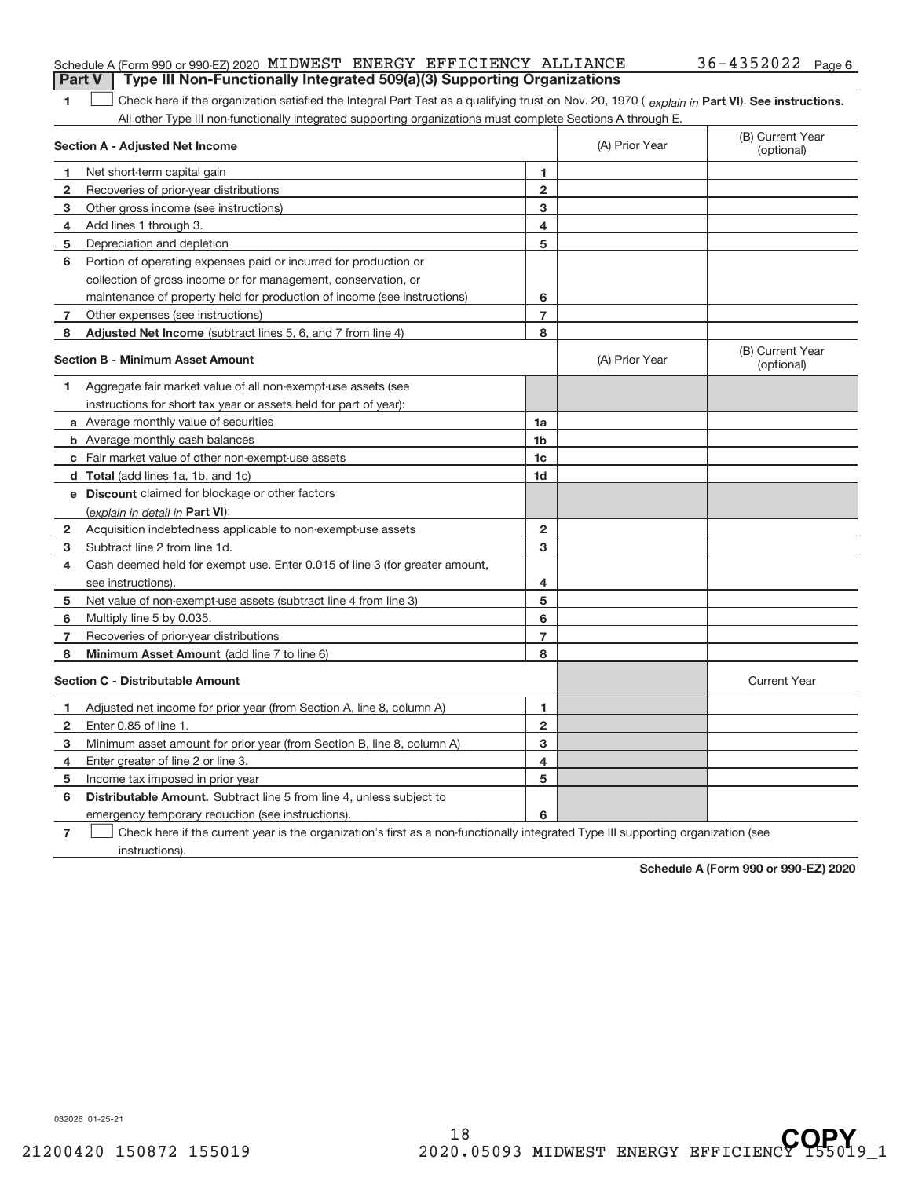Schedule A (Form 990 or 990-EZ) 2020 MIDWEST ENERGY EFFICIENCY ALLIANCE 36-4352022 Page 6

## Part V Type III Non-Functionally Integrated 509(a)(3) Supporting Organizations

1 ☐ Check here if the organization satisfied the Integral Part Test as a qualifying trust on Nov. 20, 1970 ( *explain in* **Part VI**). **See instructions.** All other Type III non-functionally integrated supporting organizations must complete Sections A through E.

| **Section A - Adjusted Net Income** | | | (A) Prior Year | (B) Current Year (optional) |
|---|---|---|---|---|
| 1 | Net short-term capital gain | 1 | | |
| 2 | Recoveries of prior-year distributions | 2 | | |
| 3 | Other gross income (see instructions) | 3 | | |
| 4 | Add lines 1 through 3. | 4 | | |
| 5 | Depreciation and depletion | 5 | | |
| 6 | Portion of operating expenses paid or incurred for production or collection of gross income or for management, conservation, or maintenance of property held for production of income (see instructions) | 6 | | |
| 7 | Other expenses (see instructions) | 7 | | |
| 8 | **Adjusted Net Income** (subtract lines 5, 6, and 7 from line 4) | 8 | | |

| **Section B - Minimum Asset Amount** | | | (A) Prior Year | (B) Current Year (optional) |
|---|---|---|---|---|
| 1 | Aggregate fair market value of all non-exempt-use assets (see instructions for short tax year or assets held for part of year): | | | |
| a | Average monthly value of securities | 1a | | |
| b | Average monthly cash balances | 1b | | |
| c | Fair market value of other non-exempt-use assets | 1c | | |
| d | **Total** (add lines 1a, 1b, and 1c) | 1d | | |
| e | **Discount** claimed for blockage or other factors (*explain in detail in* **Part VI**): | | | |
| 2 | Acquisition indebtedness applicable to non-exempt-use assets | 2 | | |
| 3 | Subtract line 2 from line 1d. | 3 | | |
| 4 | Cash deemed held for exempt use. Enter 0.015 of line 3 (for greater amount, see instructions). | 4 | | |
| 5 | Net value of non-exempt-use assets (subtract line 4 from line 3) | 5 | | |
| 6 | Multiply line 5 by 0.035. | 6 | | |
| 7 | Recoveries of prior-year distributions | 7 | | |
| 8 | **Minimum Asset Amount** (add line 7 to line 6) | 8 | | |

| **Section C - Distributable Amount** | | | | Current Year |
|---|---|---|---|---|
| 1 | Adjusted net income for prior year (from Section A, line 8, column A) | 1 | | |
| 2 | Enter 0.85 of line 1. | 2 | | |
| 3 | Minimum asset amount for prior year (from Section B, line 8, column A) | 3 | | |
| 4 | Enter greater of line 2 or line 3. | 4 | | |
| 5 | Income tax imposed in prior year | 5 | | |
| 6 | **Distributable Amount.** Subtract line 5 from line 4, unless subject to emergency temporary reduction (see instructions). | 6 | | |

7 ☐ Check here if the current year is the organization's first as a non-functionally integrated Type III supporting organization (see instructions).

**Schedule A (Form 990 or 990-EZ) 2020**

032026 01-25-21

21200420 150872 155019 2020.05093 MIDWEST ENERGY EFFICIENCY 155019_1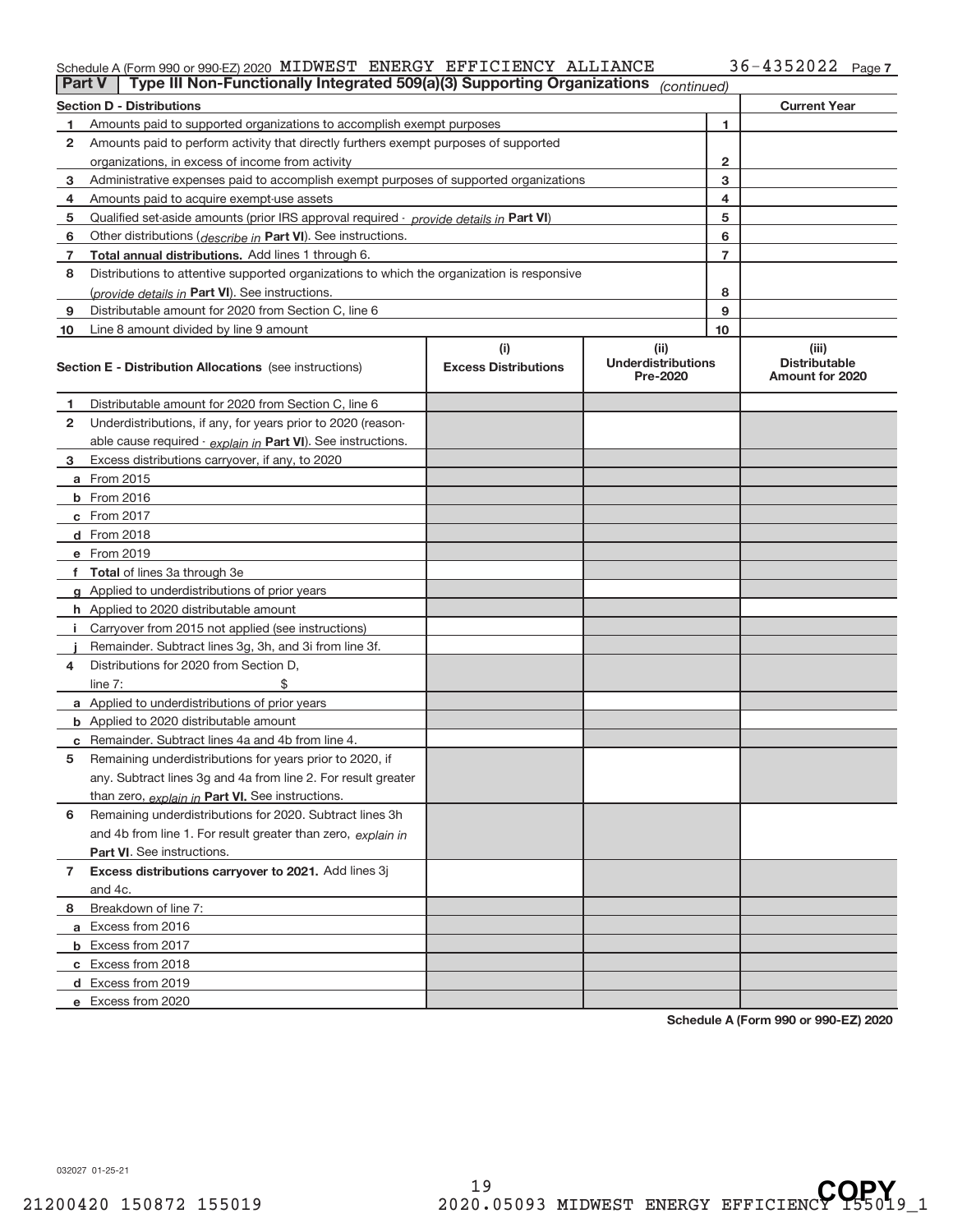Schedule A (Form 990 or 990-EZ) 2020 MIDWEST ENERGY EFFICIENCY ALLIANCE 36-4352022 Page 7

## Part V | Type III Non-Functionally Integrated 509(a)(3) Supporting Organizations *(continued)*

| Section D - Distributions | | Current Year |
|---|---|---|
| 1 Amounts paid to supported organizations to accomplish exempt purposes | 1 | |
| 2 Amounts paid to perform activity that directly furthers exempt purposes of supported organizations, in excess of income from activity | 2 | |
| 3 Administrative expenses paid to accomplish exempt purposes of supported organizations | 3 | |
| 4 Amounts paid to acquire exempt-use assets | 4 | |
| 5 Qualified set-aside amounts (prior IRS approval required - *provide details in* **Part VI**) | 5 | |
| 6 Other distributions (*describe in* **Part VI**). See instructions. | 6 | |
| 7 **Total annual distributions.** Add lines 1 through 6. | 7 | |
| 8 Distributions to attentive supported organizations to which the organization is responsive (*provide details in* **Part VI**). See instructions. | 8 | |
| 9 Distributable amount for 2020 from Section C, line 6 | 9 | |
| 10 Line 8 amount divided by line 9 amount | 10 | |

| Section E - Distribution Allocations (see instructions) | (i) Excess Distributions | (ii) Underdistributions Pre-2020 | (iii) Distributable Amount for 2020 |
|---|---|---|---|
| 1 Distributable amount for 2020 from Section C, line 6 | | | |
| 2 Underdistributions, if any, for years prior to 2020 (reasonable cause required - *explain in* **Part VI**). See instructions. | | | |
| 3 Excess distributions carryover, if any, to 2020 | | | |
| a From 2015 | | | |
| b From 2016 | | | |
| c From 2017 | | | |
| d From 2018 | | | |
| e From 2019 | | | |
| f **Total** of lines 3a through 3e | | | |
| g Applied to underdistributions of prior years | | | |
| h Applied to 2020 distributable amount | | | |
| i Carryover from 2015 not applied (see instructions) | | | |
| j Remainder. Subtract lines 3g, 3h, and 3i from line 3f. | | | |
| 4 Distributions for 2020 from Section D, line 7: $ | | | |
| a Applied to underdistributions of prior years | | | |
| b Applied to 2020 distributable amount | | | |
| c Remainder. Subtract lines 4a and 4b from line 4. | | | |
| 5 Remaining underdistributions for years prior to 2020, if any. Subtract lines 3g and 4a from line 2. For result greater than zero, *explain in* **Part VI.** See instructions. | | | |
| 6 Remaining underdistributions for 2020. Subtract lines 3h and 4b from line 1. For result greater than zero, *explain in* **Part VI**. See instructions. | | | |
| 7 **Excess distributions carryover to 2021.** Add lines 3j and 4c. | | | |
| 8 Breakdown of line 7: | | | |
| a Excess from 2016 | | | |
| b Excess from 2017 | | | |
| c Excess from 2018 | | | |
| d Excess from 2019 | | | |
| e Excess from 2020 | | | |

**Schedule A (Form 990 or 990-EZ) 2020**

032027 01-25-21

21200420 150872 155019 2020.05093 MIDWEST ENERGY EFFICIENCY 155019_1

COPY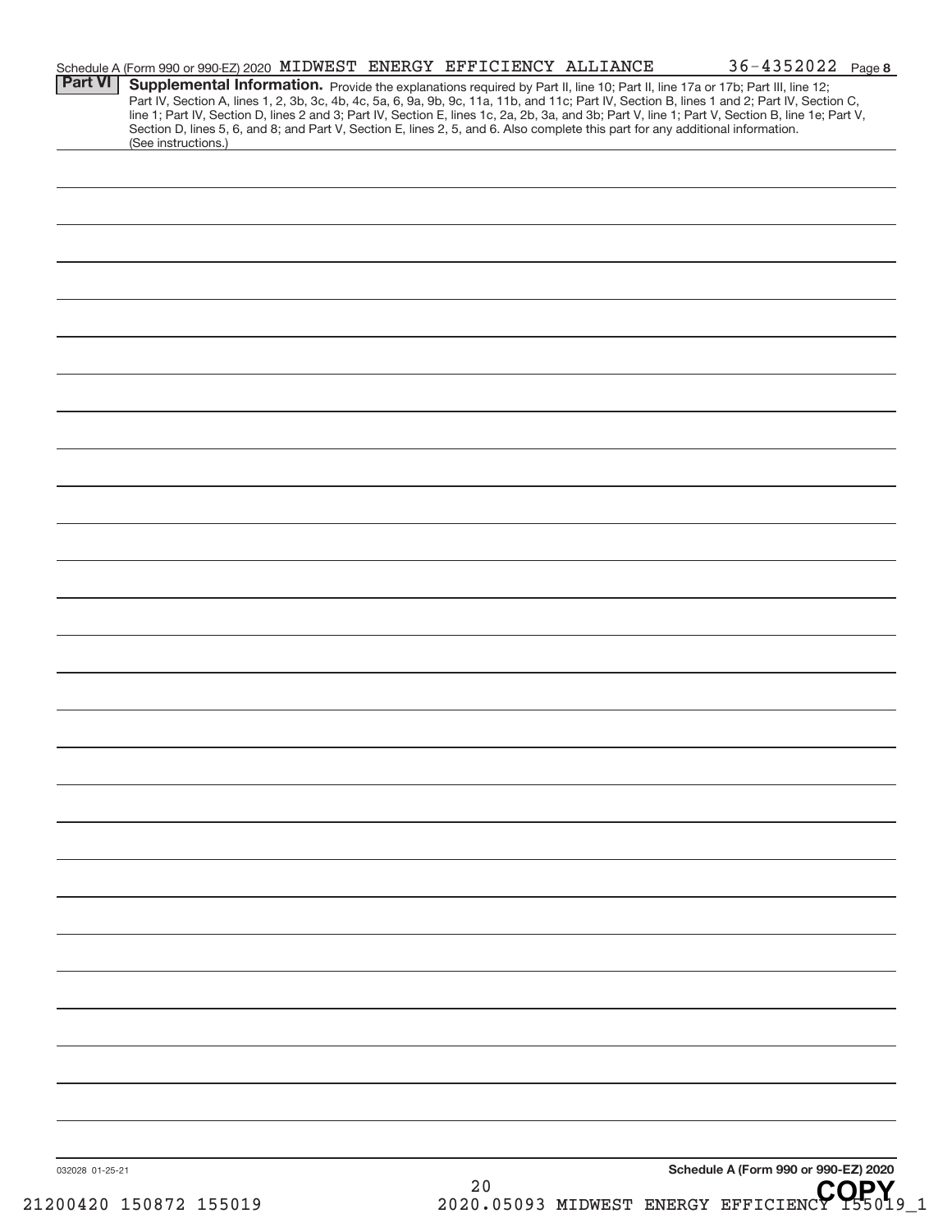Schedule A (Form 990 or 990-EZ) 2020 MIDWEST ENERGY EFFICIENCY ALLIANCE 36-4352022 Page 8

**Part VI** **Supplemental Information.** Provide the explanations required by Part II, line 10; Part II, line 17a or 17b; Part III, line 12; Part IV, Section A, lines 1, 2, 3b, 3c, 4b, 4c, 5a, 6, 9a, 9b, 9c, 11a, 11b, and 11c; Part IV, Section B, lines 1 and 2; Part IV, Section C, line 1; Part IV, Section D, lines 2 and 3; Part IV, Section E, lines 1c, 2a, 2b, 3a, and 3b; Part V, line 1; Part V, Section B, line 1e; Part V, Section D, lines 5, 6, and 8; and Part V, Section E, lines 2, 5, and 6. Also complete this part for any additional information. (See instructions.)

032028 01-25-21

**Schedule A (Form 990 or 990-EZ) 2020**

21200420 150872 155019 2020.05093 MIDWEST ENERGY EFFICIENCY 155019_1

COPY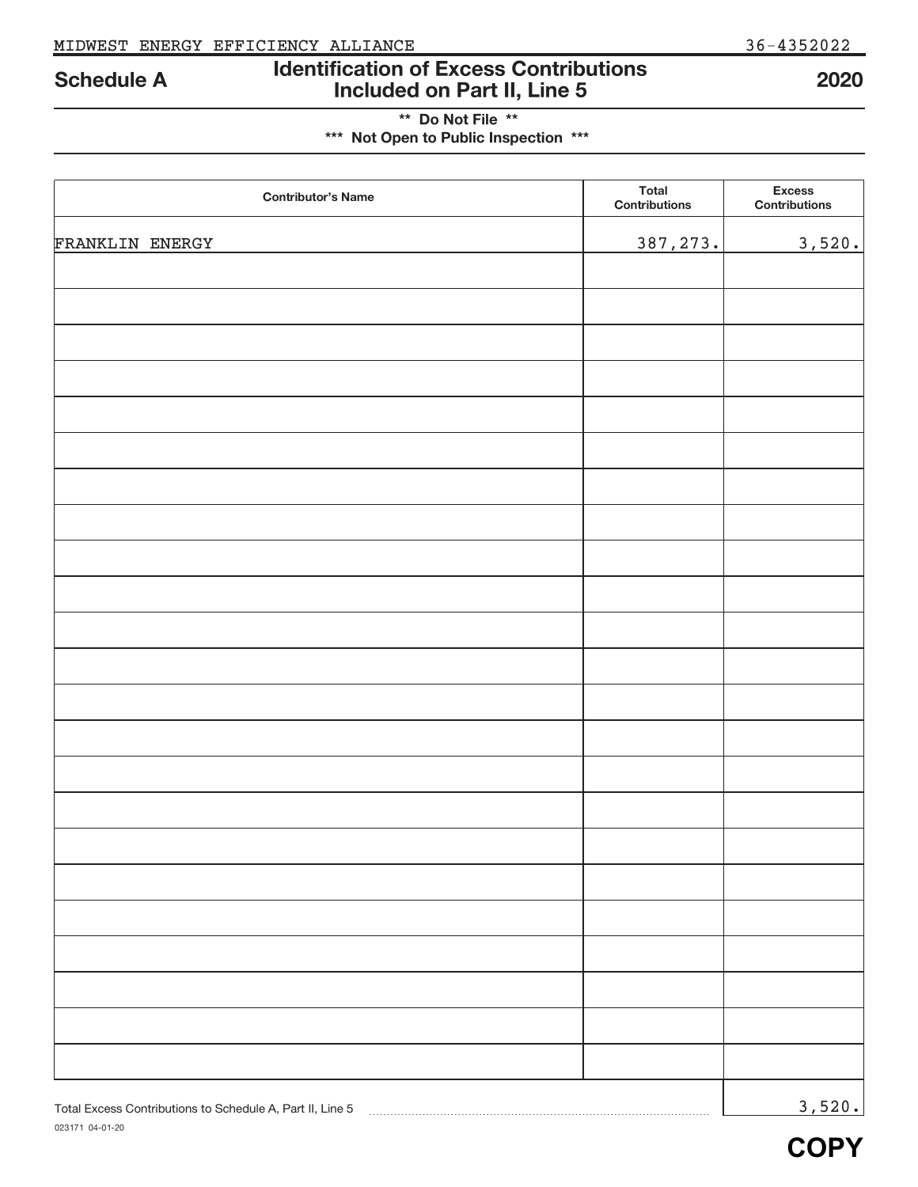MIDWEST ENERGY EFFICIENCY ALLIANCE 36-4352022

# Schedule A — Identification of Excess Contributions Included on Part II, Line 5 — 2020

** Do Not File **

*** Not Open to Public Inspection ***

| Contributor's Name | Total Contributions | Excess Contributions |
|---|---|---|
| FRANKLIN ENERGY | 387,273. | 3,520. |

Total Excess Contributions to Schedule A, Part II, Line 5 ..... 3,520.

023171 04-01-20

**COPY**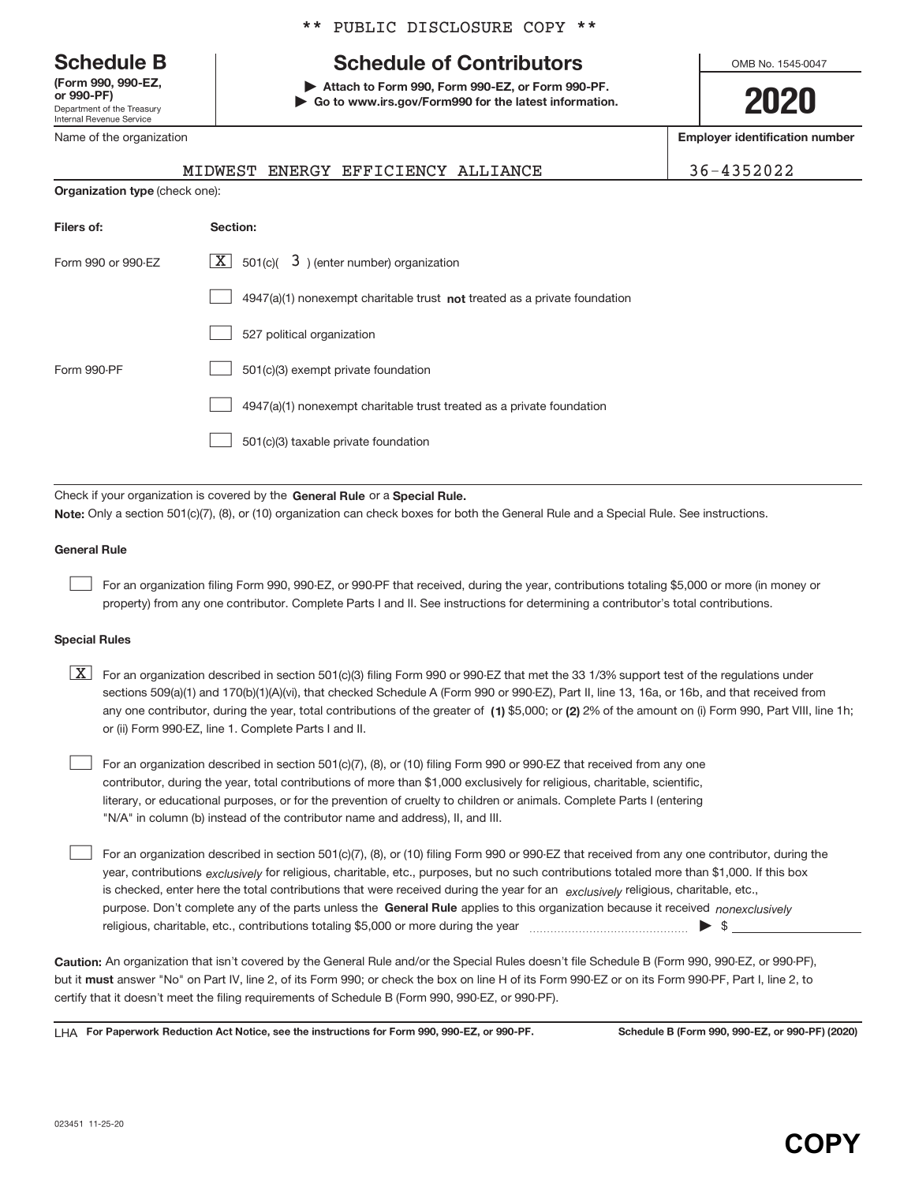** PUBLIC DISCLOSURE COPY **

**Schedule B**
**(Form 990, 990-EZ, or 990-PF)**
Department of the Treasury
Internal Revenue Service

# Schedule of Contributors

▶ **Attach to Form 990, Form 990-EZ, or Form 990-PF.**
▶ **Go to www.irs.gov/Form990 for the latest information.**

OMB No. 1545-0047

**2020**

| Name of the organization | Employer identification number |
|---|---|
| MIDWEST ENERGY EFFICIENCY ALLIANCE | 36-4352022 |

**Organization type** (check one):

| Filers of: | Section: |
|---|---|
| Form 990 or 990-EZ | [X] 501(c)( 3 ) (enter number) organization |
| | [ ] 4947(a)(1) nonexempt charitable trust **not** treated as a private foundation |
| | [ ] 527 political organization |
| Form 990-PF | [ ] 501(c)(3) exempt private foundation |
| | [ ] 4947(a)(1) nonexempt charitable trust treated as a private foundation |
| | [ ] 501(c)(3) taxable private foundation |

Check if your organization is covered by the **General Rule** or a **Special Rule.**

**Note:** Only a section 501(c)(7), (8), or (10) organization can check boxes for both the General Rule and a Special Rule. See instructions.

**General Rule**

[ ] For an organization filing Form 990, 990-EZ, or 990-PF that received, during the year, contributions totaling $5,000 or more (in money or property) from any one contributor. Complete Parts I and II. See instructions for determining a contributor's total contributions.

**Special Rules**

[X] For an organization described in section 501(c)(3) filing Form 990 or 990-EZ that met the 33 1/3% support test of the regulations under sections 509(a)(1) and 170(b)(1)(A)(vi), that checked Schedule A (Form 990 or 990-EZ), Part II, line 13, 16a, or 16b, and that received from any one contributor, during the year, total contributions of the greater of **(1)** $5,000; or **(2)** 2% of the amount on (i) Form 990, Part VIII, line 1h; or (ii) Form 990-EZ, line 1. Complete Parts I and II.

[ ] For an organization described in section 501(c)(7), (8), or (10) filing Form 990 or 990-EZ that received from any one contributor, during the year, total contributions of more than $1,000 exclusively for religious, charitable, scientific, literary, or educational purposes, or for the prevention of cruelty to children or animals. Complete Parts I (entering "N/A" in column (b) instead of the contributor name and address), II, and III.

[ ] For an organization described in section 501(c)(7), (8), or (10) filing Form 990 or 990-EZ that received from any one contributor, during the year, contributions *exclusively* for religious, charitable, etc., purposes, but no such contributions totaled more than $1,000. If this box is checked, enter here the total contributions that were received during the year for an *exclusively* religious, charitable, etc., purpose. Don't complete any of the parts unless the **General Rule** applies to this organization because it received *nonexclusively* religious, charitable, etc., contributions totaling $5,000 or more during the year ▶ $

**Caution:** An organization that isn't covered by the General Rule and/or the Special Rules doesn't file Schedule B (Form 990, 990-EZ, or 990-PF), but it **must** answer "No" on Part IV, line 2, of its Form 990; or check the box on line H of its Form 990-EZ or on its Form 990-PF, Part I, line 2, to certify that it doesn't meet the filing requirements of Schedule B (Form 990, 990-EZ, or 990-PF).

LHA **For Paperwork Reduction Act Notice, see the instructions for Form 990, 990-EZ, or 990-PF.** **Schedule B (Form 990, 990-EZ, or 990-PF) (2020)**

023451 11-25-20

**COPY**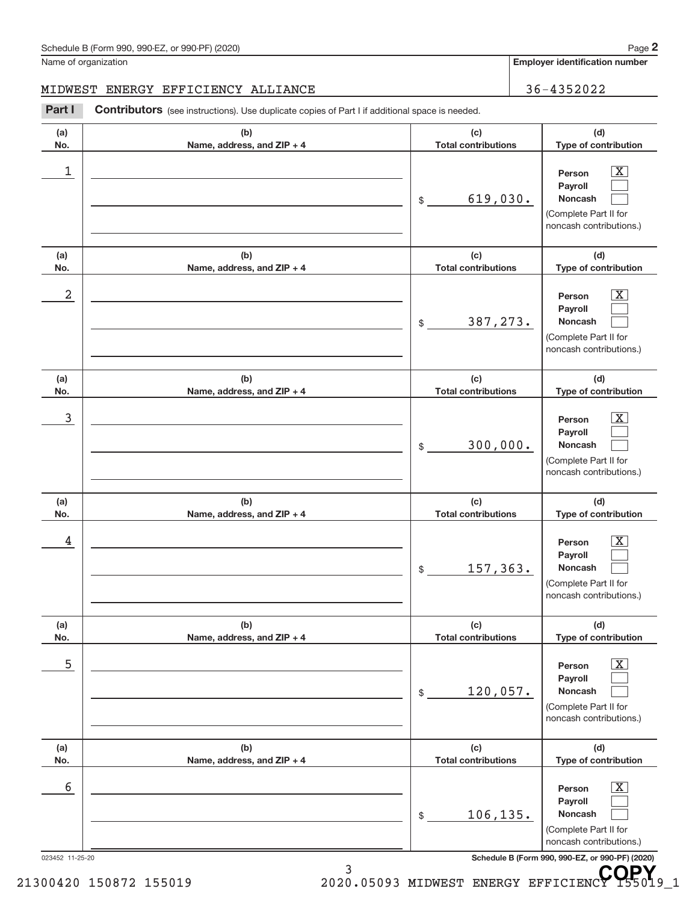Schedule B (Form 990, 990-EZ, or 990-PF) (2020)

Name of organization: MIDWEST ENERGY EFFICIENCY ALLIANCE

Employer identification number: 36-4352022

**Part I** **Contributors** (see instructions). Use duplicate copies of Part I if additional space is needed.

| (a) No. | (b) Name, address, and ZIP + 4 | (c) Total contributions | (d) Type of contribution |
|---|---|---|---|
| 1 | | $ 619,030. | Person [X] Payroll [ ] Noncash [ ] (Complete Part II for noncash contributions.) |
| 2 | | $ 387,273. | Person [X] Payroll [ ] Noncash [ ] (Complete Part II for noncash contributions.) |
| 3 | | $ 300,000. | Person [X] Payroll [ ] Noncash [ ] (Complete Part II for noncash contributions.) |
| 4 | | $ 157,363. | Person [X] Payroll [ ] Noncash [ ] (Complete Part II for noncash contributions.) |
| 5 | | $ 120,057. | Person [X] Payroll [ ] Noncash [ ] (Complete Part II for noncash contributions.) |
| 6 | | $ 106,135. | Person [X] Payroll [ ] Noncash [ ] (Complete Part II for noncash contributions.) |

023452 11-25-20 Schedule B (Form 990, 990-EZ, or 990-PF) (2020)

21300420 150872 155019 2020.05093 MIDWEST ENERGY EFFICIENCY 155019_1

COPY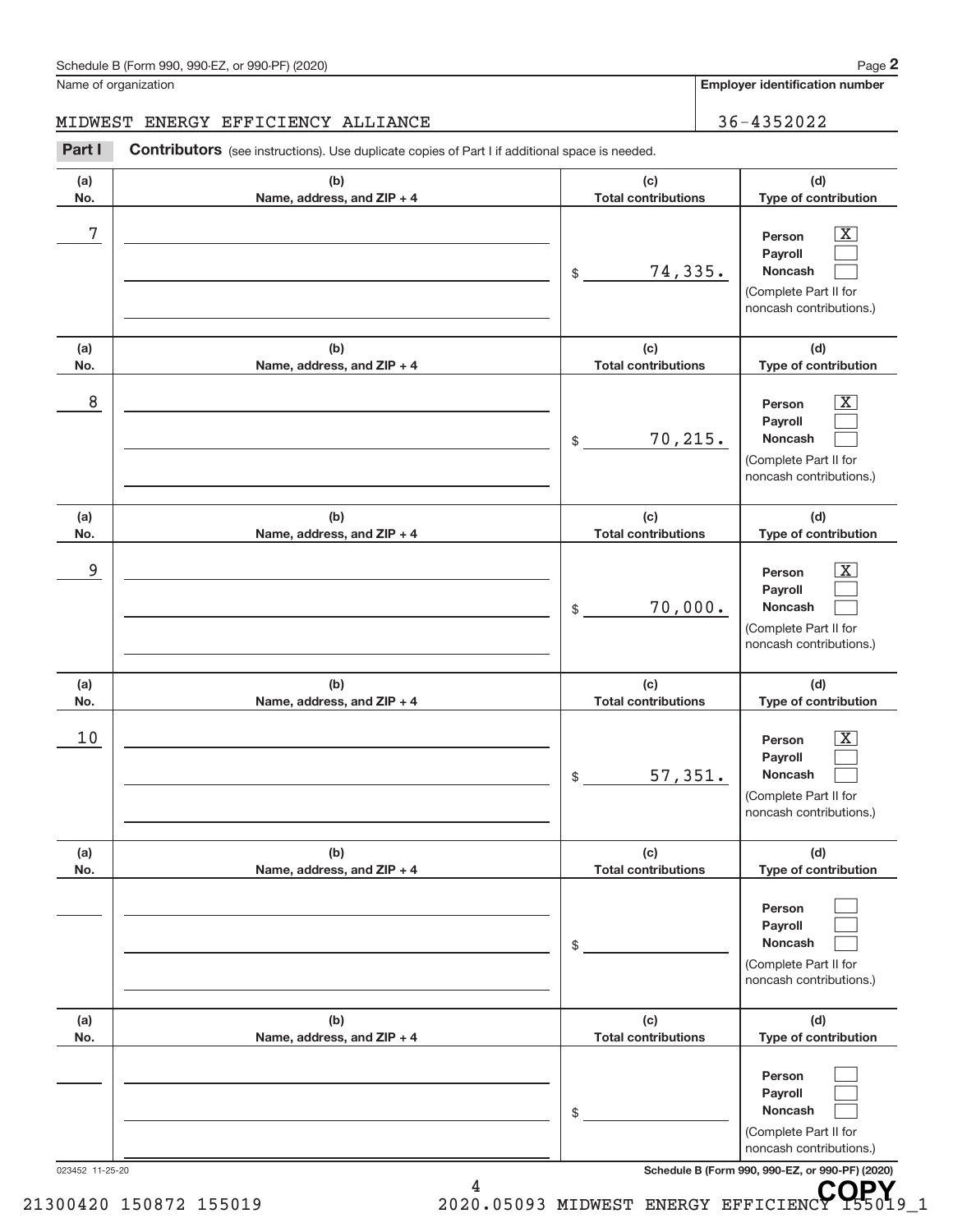Schedule B (Form 990, 990-EZ, or 990-PF) (2020)

Name of organization: MIDWEST ENERGY EFFICIENCY ALLIANCE

Employer identification number: 36-4352022

**Part I** **Contributors** (see instructions). Use duplicate copies of Part I if additional space is needed.

| (a) No. | (b) Name, address, and ZIP + 4 | (c) Total contributions | (d) Type of contribution |
|---|---|---|---|
| 7 | | $ 74,335. | Person [X] Payroll [ ] Noncash [ ] (Complete Part II for noncash contributions.) |
| 8 | | $ 70,215. | Person [X] Payroll [ ] Noncash [ ] (Complete Part II for noncash contributions.) |
| 9 | | $ 70,000. | Person [X] Payroll [ ] Noncash [ ] (Complete Part II for noncash contributions.) |
| 10 | | $ 57,351. | Person [X] Payroll [ ] Noncash [ ] (Complete Part II for noncash contributions.) |
| | | $ | Person [ ] Payroll [ ] Noncash [ ] (Complete Part II for noncash contributions.) |
| | | $ | Person [ ] Payroll [ ] Noncash [ ] (Complete Part II for noncash contributions.) |

023452 11-25-20

Schedule B (Form 990, 990-EZ, or 990-PF) (2020)

21300420 150872 155019 2020.05093 MIDWEST ENERGY EFFICIENCY 155019_1

COPY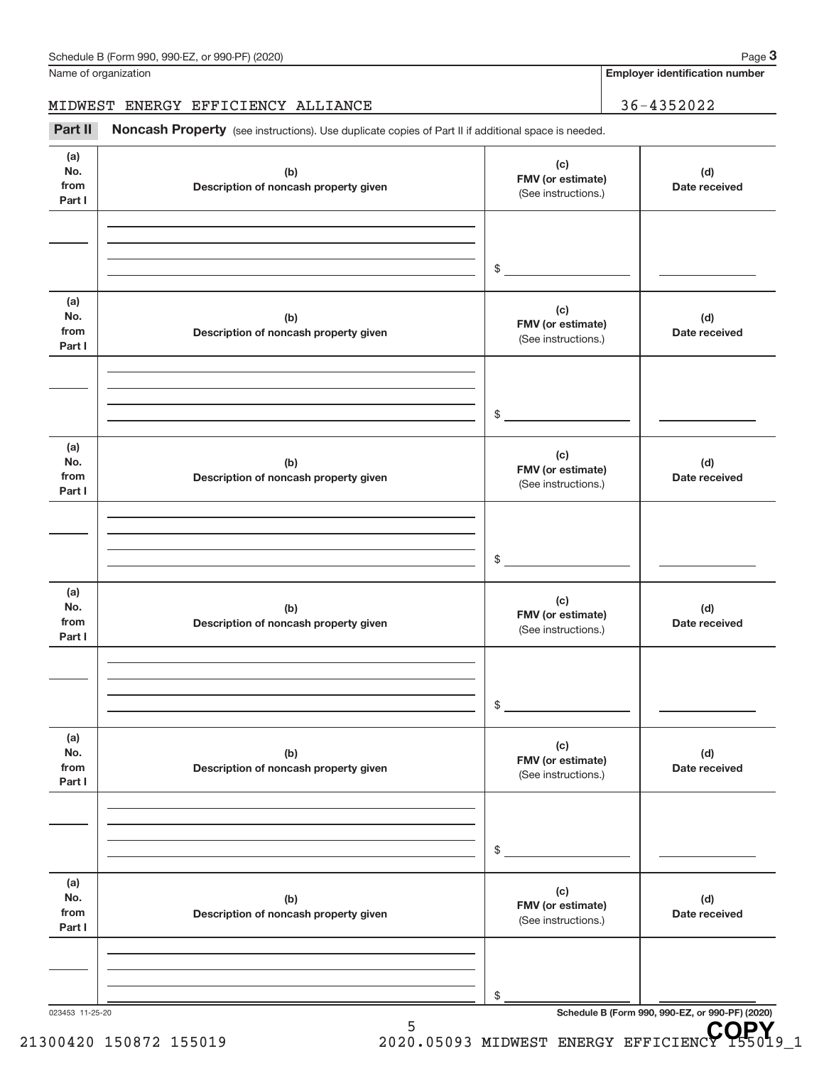Name of organization

MIDWEST ENERGY EFFICIENCY ALLIANCE

Employer identification number

36-4352022

**Part II** **Noncash Property** (see instructions). Use duplicate copies of Part II if additional space is needed.

| (a) No. from Part I | (b) Description of noncash property given | (c) FMV (or estimate) (See instructions.) | (d) Date received |
|---|---|---|---|
| | | $ | |

| (a) No. from Part I | (b) Description of noncash property given | (c) FMV (or estimate) (See instructions.) | (d) Date received |
|---|---|---|---|
| | | $ | |

| (a) No. from Part I | (b) Description of noncash property given | (c) FMV (or estimate) (See instructions.) | (d) Date received |
|---|---|---|---|
| | | $ | |

| (a) No. from Part I | (b) Description of noncash property given | (c) FMV (or estimate) (See instructions.) | (d) Date received |
|---|---|---|---|
| | | $ | |

| (a) No. from Part I | (b) Description of noncash property given | (c) FMV (or estimate) (See instructions.) | (d) Date received |
|---|---|---|---|
| | | $ | |

| (a) No. from Part I | (b) Description of noncash property given | (c) FMV (or estimate) (See instructions.) | (d) Date received |
|---|---|---|---|
| | | $ | |

023453 11-25-20

**Schedule B (Form 990, 990-EZ, or 990-PF) (2020)**

**COPY**

21300420 150872 155019 2020.05093 MIDWEST ENERGY EFFICIENCY 155019_1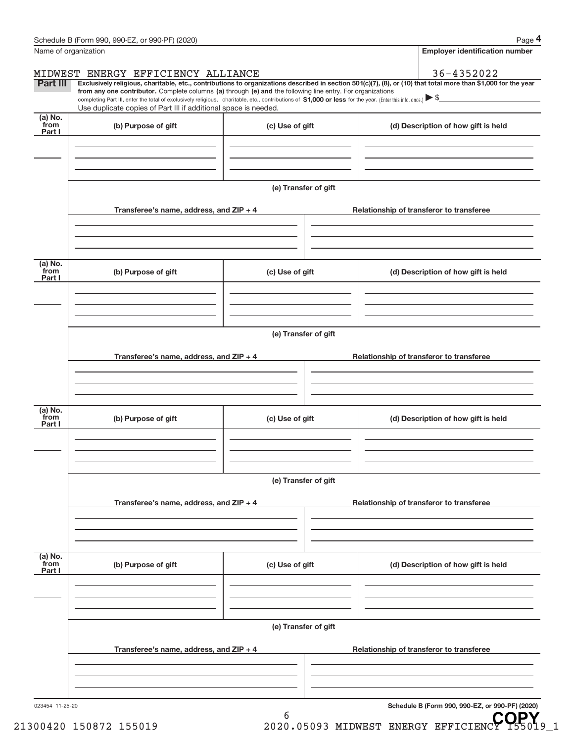Schedule B (Form 990, 990-EZ, or 990-PF) (2020)

Name of organization: MIDWEST ENERGY EFFICIENCY ALLIANCE

Employer identification number: 36-4352022

**Part III** **Exclusively religious, charitable, etc., contributions to organizations described in section 501(c)(7), (8), or (10) that total more than $1,000 for the year from any one contributor.** Complete columns **(a)** through **(e) and** the following line entry. For organizations completing Part III, enter the total of exclusively religious, charitable, etc., contributions of **$1,000 or less** for the year. (Enter this info. once.) ▶ $

Use duplicate copies of Part III if additional space is needed.

| (a) No. from Part I | (b) Purpose of gift | (c) Use of gift | (d) Description of how gift is held |
|---|---|---|---|
| | | | |

(e) Transfer of gift

| Transferee's name, address, and ZIP + 4 | Relationship of transferor to transferee |
|---|---|
| | |

| (a) No. from Part I | (b) Purpose of gift | (c) Use of gift | (d) Description of how gift is held |
|---|---|---|---|
| | | | |

(e) Transfer of gift

| Transferee's name, address, and ZIP + 4 | Relationship of transferor to transferee |
|---|---|
| | |

| (a) No. from Part I | (b) Purpose of gift | (c) Use of gift | (d) Description of how gift is held |
|---|---|---|---|
| | | | |

(e) Transfer of gift

| Transferee's name, address, and ZIP + 4 | Relationship of transferor to transferee |
|---|---|
| | |

| (a) No. from Part I | (b) Purpose of gift | (c) Use of gift | (d) Description of how gift is held |
|---|---|---|---|
| | | | |

(e) Transfer of gift

| Transferee's name, address, and ZIP + 4 | Relationship of transferor to transferee |
|---|---|
| | |

023454 11-25-20

Schedule B (Form 990, 990-EZ, or 990-PF) (2020)

COPY

21300420 150872 155019 2020.05093 MIDWEST ENERGY EFFICIENCY 155019_1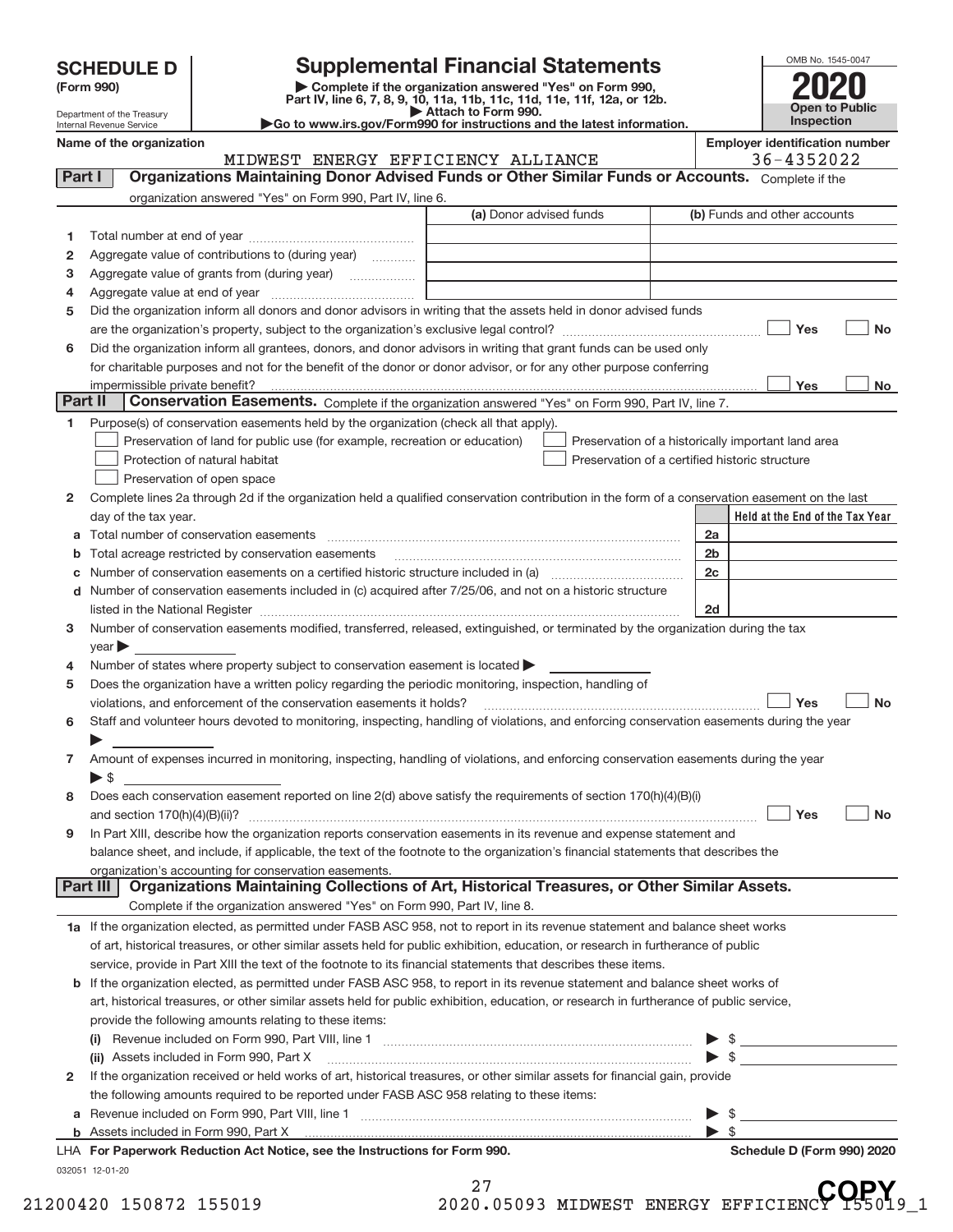# SCHEDULE D (Form 990)

Department of the Treasury
Internal Revenue Service

## Supplemental Financial Statements

▶ Complete if the organization answered "Yes" on Form 990, Part IV, line 6, 7, 8, 9, 10, 11a, 11b, 11c, 11d, 11e, 11f, 12a, or 12b.
▶ Attach to Form 990.
▶Go to www.irs.gov/Form990 for instructions and the latest information.

OMB No. 1545-0047

**2020**

**Open to Public Inspection**

Name of the organization: MIDWEST ENERGY EFFICIENCY ALLIANCE

Employer identification number: 36-4352022

### Part I  Organizations Maintaining Donor Advised Funds or Other Similar Funds or Accounts.
Complete if the organization answered "Yes" on Form 990, Part IV, line 6.

| | | (a) Donor advised funds | (b) Funds and other accounts |
|---|---|---|---|
| 1 | Total number at end of year | | |
| 2 | Aggregate value of contributions to (during year) | | |
| 3 | Aggregate value of grants from (during year) | | |
| 4 | Aggregate value at end of year | | |

5 Did the organization inform all donors and donor advisors in writing that the assets held in donor advised funds are the organization's property, subject to the organization's exclusive legal control? ☐ Yes ☐ No

6 Did the organization inform all grantees, donors, and donor advisors in writing that grant funds can be used only for charitable purposes and not for the benefit of the donor or donor advisor, or for any other purpose conferring impermissible private benefit? ☐ Yes ☐ No

### Part II  Conservation Easements.
Complete if the organization answered "Yes" on Form 990, Part IV, line 7.

1 Purpose(s) of conservation easements held by the organization (check all that apply).
- ☐ Preservation of land for public use (for example, recreation or education)
- ☐ Preservation of a historically important land area
- ☐ Protection of natural habitat
- ☐ Preservation of a certified historic structure
- ☐ Preservation of open space

2 Complete lines 2a through 2d if the organization held a qualified conservation contribution in the form of a conservation easement on the last day of the tax year.

| | | | Held at the End of the Tax Year |
|---|---|---|---|
| a | Total number of conservation easements | 2a | |
| b | Total acreage restricted by conservation easements | 2b | |
| c | Number of conservation easements on a certified historic structure included in (a) | 2c | |
| d | Number of conservation easements included in (c) acquired after 7/25/06, and not on a historic structure listed in the National Register | 2d | |

3 Number of conservation easements modified, transferred, released, extinguished, or terminated by the organization during the tax year ▶

4 Number of states where property subject to conservation easement is located ▶

5 Does the organization have a written policy regarding the periodic monitoring, inspection, handling of violations, and enforcement of the conservation easements it holds? ☐ Yes ☐ No

6 Staff and volunteer hours devoted to monitoring, inspecting, handling of violations, and enforcing conservation easements during the year ▶

7 Amount of expenses incurred in monitoring, inspecting, handling of violations, and enforcing conservation easements during the year ▶ $

8 Does each conservation easement reported on line 2(d) above satisfy the requirements of section 170(h)(4)(B)(i) and section 170(h)(4)(B)(ii)? ☐ Yes ☐ No

9 In Part XIII, describe how the organization reports conservation easements in its revenue and expense statement and balance sheet, and include, if applicable, the text of the footnote to the organization's financial statements that describes the organization's accounting for conservation easements.

### Part III  Organizations Maintaining Collections of Art, Historical Treasures, or Other Similar Assets.
Complete if the organization answered "Yes" on Form 990, Part IV, line 8.

1a If the organization elected, as permitted under FASB ASC 958, not to report in its revenue statement and balance sheet works of art, historical treasures, or other similar assets held for public exhibition, education, or research in furtherance of public service, provide in Part XIII the text of the footnote to its financial statements that describes these items.

b If the organization elected, as permitted under FASB ASC 958, to report in its revenue statement and balance sheet works of art, historical treasures, or other similar assets held for public exhibition, education, or research in furtherance of public service, provide the following amounts relating to these items:

(i) Revenue included on Form 990, Part VIII, line 1 ▶ $

(ii) Assets included in Form 990, Part X ▶ $

2 If the organization received or held works of art, historical treasures, or other similar assets for financial gain, provide the following amounts required to be reported under FASB ASC 958 relating to these items:

a Revenue included on Form 990, Part VIII, line 1 ▶ $

b Assets included in Form 990, Part X ▶ $

LHA For Paperwork Reduction Act Notice, see the Instructions for Form 990.

Schedule D (Form 990) 2020

032051 12-01-20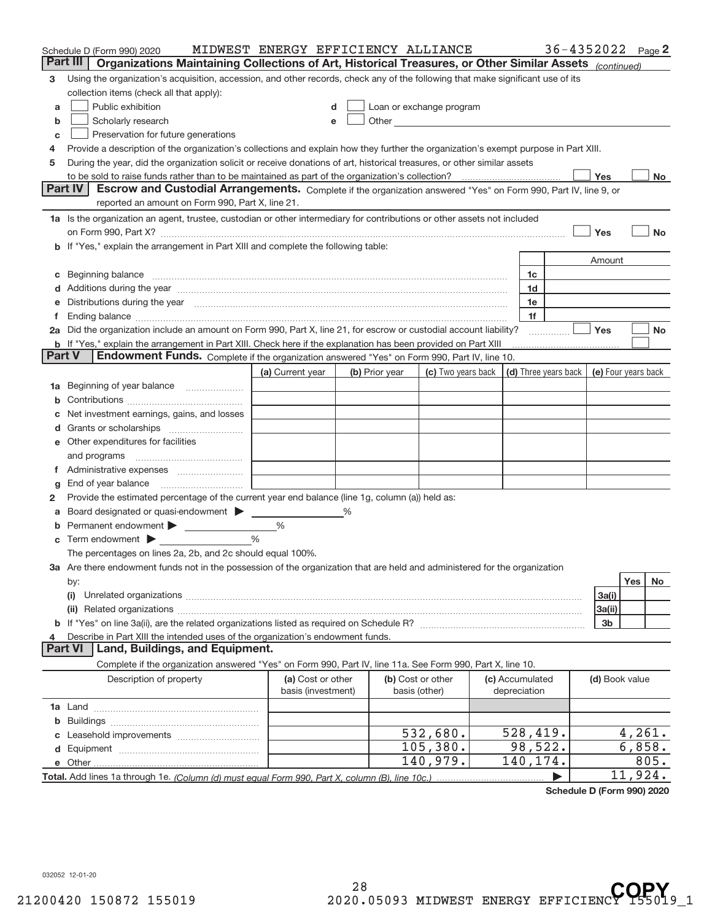Schedule D (Form 990) 2020 MIDWEST ENERGY EFFICIENCY ALLIANCE 36-4352022 Page 2

## Part III Organizations Maintaining Collections of Art, Historical Treasures, or Other Similar Assets *(continued)*

3 Using the organization's acquisition, accession, and other records, check any of the following that make significant use of its collection items (check all that apply):

a ☐ Public exhibition
b ☐ Scholarly research
c ☐ Preservation for future generations
d ☐ Loan or exchange program
e ☐ Other

4 Provide a description of the organization's collections and explain how they further the organization's exempt purpose in Part XIII.

5 During the year, did the organization solicit or receive donations of art, historical treasures, or other similar assets to be sold to raise funds rather than to be maintained as part of the organization's collection? ☐ Yes ☐ No

## Part IV Escrow and Custodial Arrangements.

Complete if the organization answered "Yes" on Form 990, Part IV, line 9, or reported an amount on Form 990, Part X, line 21.

1a Is the organization an agent, trustee, custodian or other intermediary for contributions or other assets not included on Form 990, Part X? ☐ Yes ☐ No

b If "Yes," explain the arrangement in Part XIII and complete the following table:

| | | Amount |
|---|---|---|
| c Beginning balance | 1c | |
| d Additions during the year | 1d | |
| e Distributions during the year | 1e | |
| f Ending balance | 1f | |

2a Did the organization include an amount on Form 990, Part X, line 21, for escrow or custodial account liability? ☐ Yes ☐ No

b If "Yes," explain the arrangement in Part XIII. Check here if the explanation has been provided on Part XIII ☐

## Part V Endowment Funds.

Complete if the organization answered "Yes" on Form 990, Part IV, line 10.

| | (a) Current year | (b) Prior year | (c) Two years back | (d) Three years back | (e) Four years back |
|---|---|---|---|---|---|
| 1a Beginning of year balance | | | | | |
| b Contributions | | | | | |
| c Net investment earnings, gains, and losses | | | | | |
| d Grants or scholarships | | | | | |
| e Other expenditures for facilities and programs | | | | | |
| f Administrative expenses | | | | | |
| g End of year balance | | | | | |

2 Provide the estimated percentage of the current year end balance (line 1g, column (a)) held as:

a Board designated or quasi-endowment ▶ %
b Permanent endowment ▶ %
c Term endowment ▶ %

The percentages on lines 2a, 2b, and 2c should equal 100%.

3a Are there endowment funds not in the possession of the organization that are held and administered for the organization by:

| | | Yes | No |
|---|---|---|---|
| (i) Unrelated organizations | 3a(i) | | |
| (ii) Related organizations | 3a(ii) | | |
| b If "Yes" on line 3a(ii), are the related organizations listed as required on Schedule R? | 3b | | |

4 Describe in Part XIII the intended uses of the organization's endowment funds.

## Part VI Land, Buildings, and Equipment.

Complete if the organization answered "Yes" on Form 990, Part IV, line 11a. See Form 990, Part X, line 10.

| Description of property | (a) Cost or other basis (investment) | (b) Cost or other basis (other) | (c) Accumulated depreciation | (d) Book value |
|---|---|---|---|---|
| 1a Land | | | | |
| b Buildings | | | | |
| c Leasehold improvements | | 532,680. | 528,419. | 4,261. |
| d Equipment | | 105,380. | 98,522. | 6,858. |
| e Other | | 140,979. | 140,174. | 805. |
| Total. Add lines 1a through 1e. *(Column (d) must equal Form 990, Part X, column (B), line 10c.)* | | | ▶ | 11,924. |

Schedule D (Form 990) 2020

032052 12-01-20

21200420 150872 155019 2020.05093 MIDWEST ENERGY EFFICIENCY 155019_1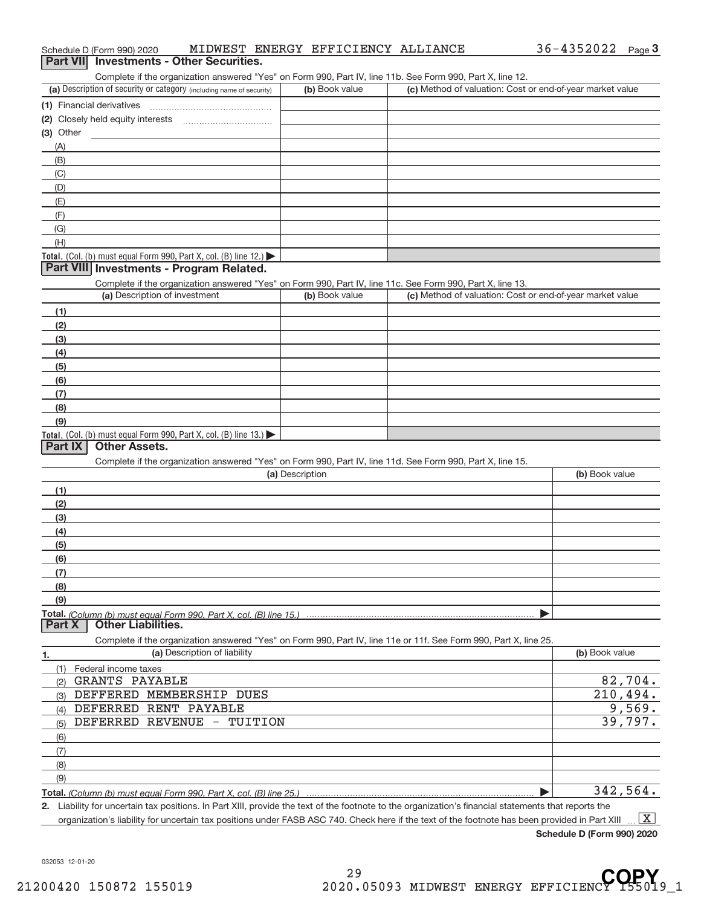Schedule D (Form 990) 2020    MIDWEST ENERGY EFFICIENCY ALLIANCE    36-4352022

## Part VII Investments - Other Securities.

Complete if the organization answered "Yes" on Form 990, Part IV, line 11b. See Form 990, Part X, line 12.

| (a) Description of security or category (including name of security) | (b) Book value | (c) Method of valuation: Cost or end-of-year market value |
|---|---|---|
| (1) Financial derivatives | | |
| (2) Closely held equity interests | | |
| (3) Other | | |
| (A) | | |
| (B) | | |
| (C) | | |
| (D) | | |
| (E) | | |
| (F) | | |
| (G) | | |
| (H) | | |
| **Total.** (Col. (b) must equal Form 990, Part X, col. (B) line 12.) | | |

## Part VIII Investments - Program Related.

Complete if the organization answered "Yes" on Form 990, Part IV, line 11c. See Form 990, Part X, line 13.

| (a) Description of investment | (b) Book value | (c) Method of valuation: Cost or end-of-year market value |
|---|---|---|
| (1) | | |
| (2) | | |
| (3) | | |
| (4) | | |
| (5) | | |
| (6) | | |
| (7) | | |
| (8) | | |
| (9) | | |
| **Total.** (Col. (b) must equal Form 990, Part X, col. (B) line 13.) | | |

## Part IX Other Assets.

Complete if the organization answered "Yes" on Form 990, Part IV, line 11d. See Form 990, Part X, line 15.

| (a) Description | (b) Book value |
|---|---|
| (1) | |
| (2) | |
| (3) | |
| (4) | |
| (5) | |
| (6) | |
| (7) | |
| (8) | |
| (9) | |
| **Total.** (Column (b) must equal Form 990, Part X, col. (B) line 15.) | |

## Part X Other Liabilities.

Complete if the organization answered "Yes" on Form 990, Part IV, line 11e or 11f. See Form 990, Part X, line 25.

| 1. (a) Description of liability | (b) Book value |
|---|---|
| (1) Federal income taxes | |
| (2) GRANTS PAYABLE | 82,704. |
| (3) DEFFERED MEMBERSHIP DUES | 210,494. |
| (4) DEFERRED RENT PAYABLE | 9,569. |
| (5) DEFERRED REVENUE - TUITION | 39,797. |
| (6) | |
| (7) | |
| (8) | |
| (9) | |
| **Total.** (Column (b) must equal Form 990, Part X, col. (B) line 25.) | 342,564. |

2. Liability for uncertain tax positions. In Part XIII, provide the text of the footnote to the organization's financial statements that reports the organization's liability for uncertain tax positions under FASB ASC 740. Check here if the text of the footnote has been provided in Part XIII ... [X]

**Schedule D (Form 990) 2020**

032053 12-01-20

21200420 150872 155019    2020.05093 MIDWEST ENERGY EFFICIENCY 155019_1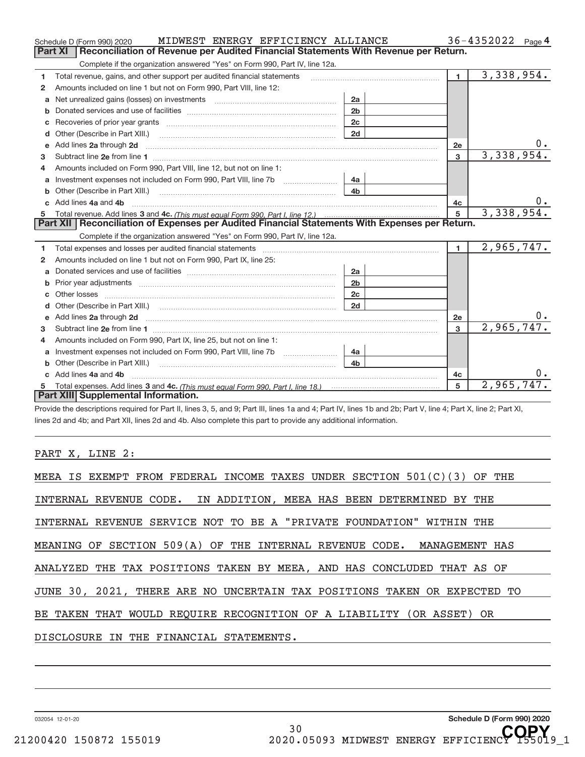Schedule D (Form 990) 2020 MIDWEST ENERGY EFFICIENCY ALLIANCE 36-4352022 Page 4

## Part XI Reconciliation of Revenue per Audited Financial Statements With Revenue per Return.

Complete if the organization answered "Yes" on Form 990, Part IV, line 12a.

| | | | | | |
|---|---|---|---|---|---|
| 1 | Total revenue, gains, and other support per audited financial statements | | | 1 | 3,338,954. |
| 2 | Amounts included on line 1 but not on Form 990, Part VIII, line 12: | | | | |
| a | Net unrealized gains (losses) on investments | 2a | | | |
| b | Donated services and use of facilities | 2b | | | |
| c | Recoveries of prior year grants | 2c | | | |
| d | Other (Describe in Part XIII.) | 2d | | | |
| e | Add lines 2a through 2d | | | 2e | 0. |
| 3 | Subtract line 2e from line 1 | | | 3 | 3,338,954. |
| 4 | Amounts included on Form 990, Part VIII, line 12, but not on line 1: | | | | |
| a | Investment expenses not included on Form 990, Part VIII, line 7b | 4a | | | |
| b | Other (Describe in Part XIII.) | 4b | | | |
| c | Add lines 4a and 4b | | | 4c | 0. |
| 5 | Total revenue. Add lines 3 and 4c. *(This must equal Form 990, Part I, line 12.)* | | | 5 | 3,338,954. |

## Part XII Reconciliation of Expenses per Audited Financial Statements With Expenses per Return.

Complete if the organization answered "Yes" on Form 990, Part IV, line 12a.

| | | | | | |
|---|---|---|---|---|---|
| 1 | Total expenses and losses per audited financial statements | | | 1 | 2,965,747. |
| 2 | Amounts included on line 1 but not on Form 990, Part IX, line 25: | | | | |
| a | Donated services and use of facilities | 2a | | | |
| b | Prior year adjustments | 2b | | | |
| c | Other losses | 2c | | | |
| d | Other (Describe in Part XIII.) | 2d | | | |
| e | Add lines 2a through 2d | | | 2e | 0. |
| 3 | Subtract line 2e from line 1 | | | 3 | 2,965,747. |
| 4 | Amounts included on Form 990, Part IX, line 25, but not on line 1: | | | | |
| a | Investment expenses not included on Form 990, Part VIII, line 7b | 4a | | | |
| b | Other (Describe in Part XIII.) | 4b | | | |
| c | Add lines 4a and 4b | | | 4c | 0. |
| 5 | Total expenses. Add lines 3 and 4c. *(This must equal Form 990, Part I, line 18.)* | | | 5 | 2,965,747. |

## Part XIII Supplemental Information.

Provide the descriptions required for Part II, lines 3, 5, and 9; Part III, lines 1a and 4; Part IV, lines 1b and 2b; Part V, line 4; Part X, line 2; Part XI, lines 2d and 4b; and Part XII, lines 2d and 4b. Also complete this part to provide any additional information.

PART X, LINE 2:

MEEA IS EXEMPT FROM FEDERAL INCOME TAXES UNDER SECTION 501(C)(3) OF THE INTERNAL REVENUE CODE. IN ADDITION, MEEA HAS BEEN DETERMINED BY THE INTERNAL REVENUE SERVICE NOT TO BE A "PRIVATE FOUNDATION" WITHIN THE MEANING OF SECTION 509(A) OF THE INTERNAL REVENUE CODE. MANAGEMENT HAS ANALYZED THE TAX POSITIONS TAKEN BY MEEA, AND HAS CONCLUDED THAT AS OF JUNE 30, 2021, THERE ARE NO UNCERTAIN TAX POSITIONS TAKEN OR EXPECTED TO BE TAKEN THAT WOULD REQUIRE RECOGNITION OF A LIABILITY (OR ASSET) OR DISCLOSURE IN THE FINANCIAL STATEMENTS.

032054 12-01-20 **Schedule D (Form 990) 2020**

21200420 150872 155019 2020.05093 MIDWEST ENERGY EFFICIENCY 155019_1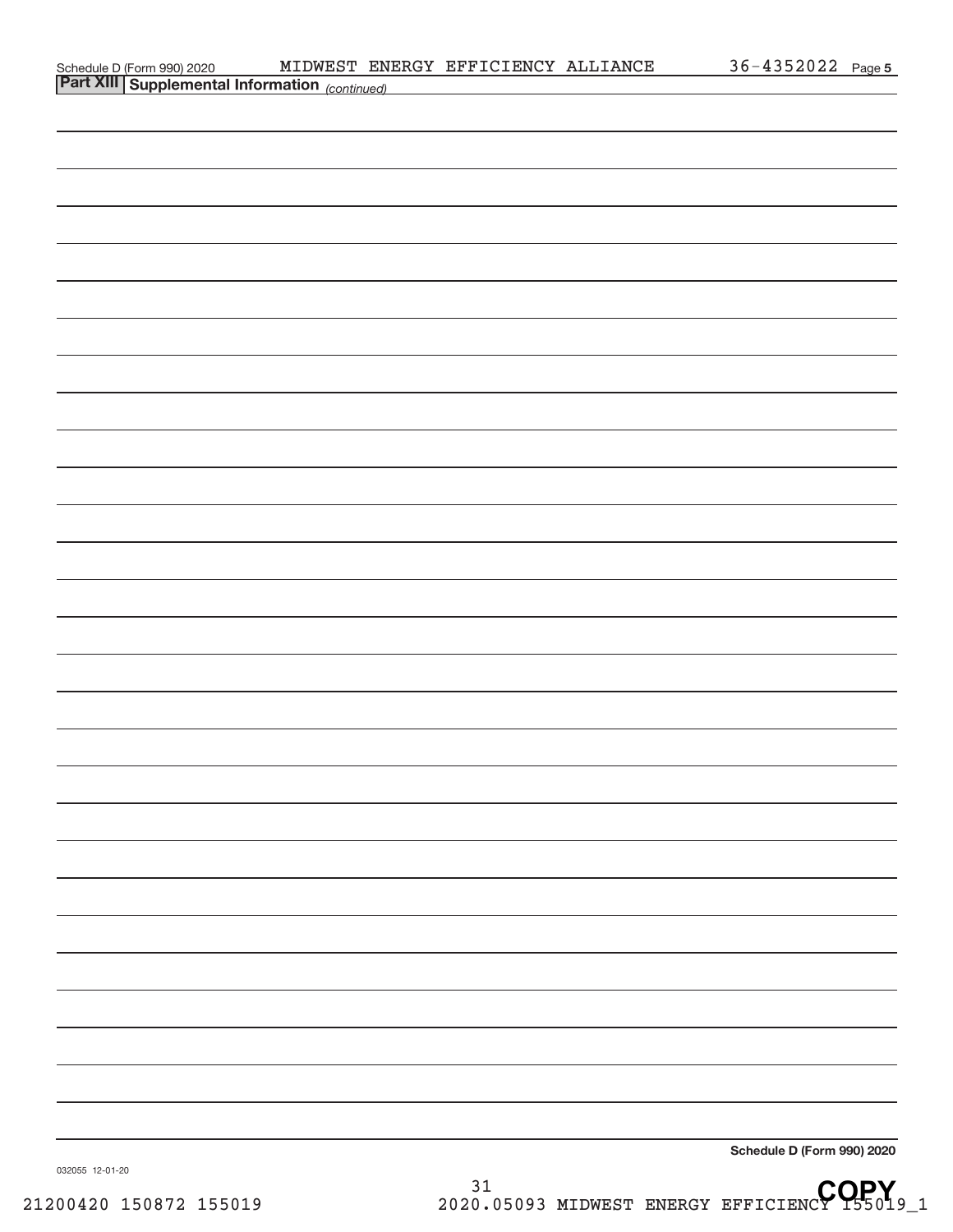Schedule D (Form 990) 2020 MIDWEST ENERGY EFFICIENCY ALLIANCE 36-4352022 Page 5

**Part XIII Supplemental Information** *(continued)*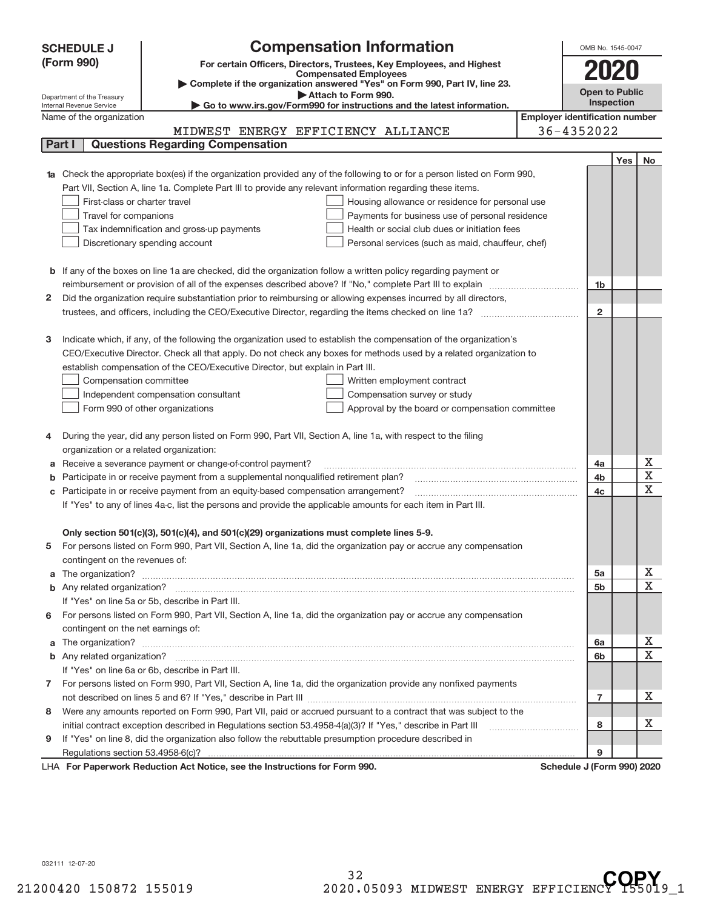**SCHEDULE J (Form 990)**

# Compensation Information

**For certain Officers, Directors, Trustees, Key Employees, and Highest Compensated Employees**

▶ Complete if the organization answered "Yes" on Form 990, Part IV, line 23.
▶ Attach to Form 990.
▶ Go to www.irs.gov/Form990 for instructions and the latest information.

Department of the Treasury
Internal Revenue Service

OMB No. 1545-0047

**2020**

**Open to Public Inspection**

| Name of the organization | Employer identification number |
|---|---|
| MIDWEST ENERGY EFFICIENCY ALLIANCE | 36-4352022 |

## Part I — Questions Regarding Compensation

| | | | Yes | No |
|---|---|---|---|---|
| **1a** | Check the appropriate box(es) if the organization provided any of the following to or for a person listed on Form 990, Part VII, Section A, line 1a. Complete Part III to provide any relevant information regarding these items.<br>☐ First-class or charter travel ☐ Housing allowance or residence for personal use<br>☐ Travel for companions ☐ Payments for business use of personal residence<br>☐ Tax indemnification and gross-up payments ☐ Health or social club dues or initiation fees<br>☐ Discretionary spending account ☐ Personal services (such as maid, chauffeur, chef) | | | |
| **b** | If any of the boxes on line 1a are checked, did the organization follow a written policy regarding payment or reimbursement or provision of all of the expenses described above? If "No," complete Part III to explain | 1b | | |
| **2** | Did the organization require substantiation prior to reimbursing or allowing expenses incurred by all directors, trustees, and officers, including the CEO/Executive Director, regarding the items checked on line 1a? | 2 | | |
| **3** | Indicate which, if any, of the following the organization used to establish the compensation of the organization's CEO/Executive Director. Check all that apply. Do not check any boxes for methods used by a related organization to establish compensation of the CEO/Executive Director, but explain in Part III.<br>☐ Compensation committee ☐ Written employment contract<br>☐ Independent compensation consultant ☐ Compensation survey or study<br>☐ Form 990 of other organizations ☐ Approval by the board or compensation committee | | | |
| **4** | During the year, did any person listed on Form 990, Part VII, Section A, line 1a, with respect to the filing organization or a related organization: | | | |
| **a** | Receive a severance payment or change-of-control payment? | 4a | | X |
| **b** | Participate in or receive payment from a supplemental nonqualified retirement plan? | 4b | | X |
| **c** | Participate in or receive payment from an equity-based compensation arrangement? | 4c | | X |
| | If "Yes" to any of lines 4a-c, list the persons and provide the applicable amounts for each item in Part III. | | | |
| | **Only section 501(c)(3), 501(c)(4), and 501(c)(29) organizations must complete lines 5-9.** | | | |
| **5** | For persons listed on Form 990, Part VII, Section A, line 1a, did the organization pay or accrue any compensation contingent on the revenues of: | | | |
| **a** | The organization? | 5a | | X |
| **b** | Any related organization? | 5b | | X |
| | If "Yes" on line 5a or 5b, describe in Part III. | | | |
| **6** | For persons listed on Form 990, Part VII, Section A, line 1a, did the organization pay or accrue any compensation contingent on the net earnings of: | | | |
| **a** | The organization? | 6a | | X |
| **b** | Any related organization? | 6b | | X |
| | If "Yes" on line 6a or 6b, describe in Part III. | | | |
| **7** | For persons listed on Form 990, Part VII, Section A, line 1a, did the organization provide any nonfixed payments not described on lines 5 and 6? If "Yes," describe in Part III | 7 | | X |
| **8** | Were any amounts reported on Form 990, Part VII, paid or accrued pursuant to a contract that was subject to the initial contract exception described in Regulations section 53.4958-4(a)(3)? If "Yes," describe in Part III | 8 | | X |
| **9** | If "Yes" on line 8, did the organization also follow the rebuttable presumption procedure described in Regulations section 53.4958-6(c)? | 9 | | |

LHA **For Paperwork Reduction Act Notice, see the Instructions for Form 990.** **Schedule J (Form 990) 2020**

032111 12-07-20

21200420 150872 155019 2020.05093 MIDWEST ENERGY EFFICIENCY 155019_1

COPY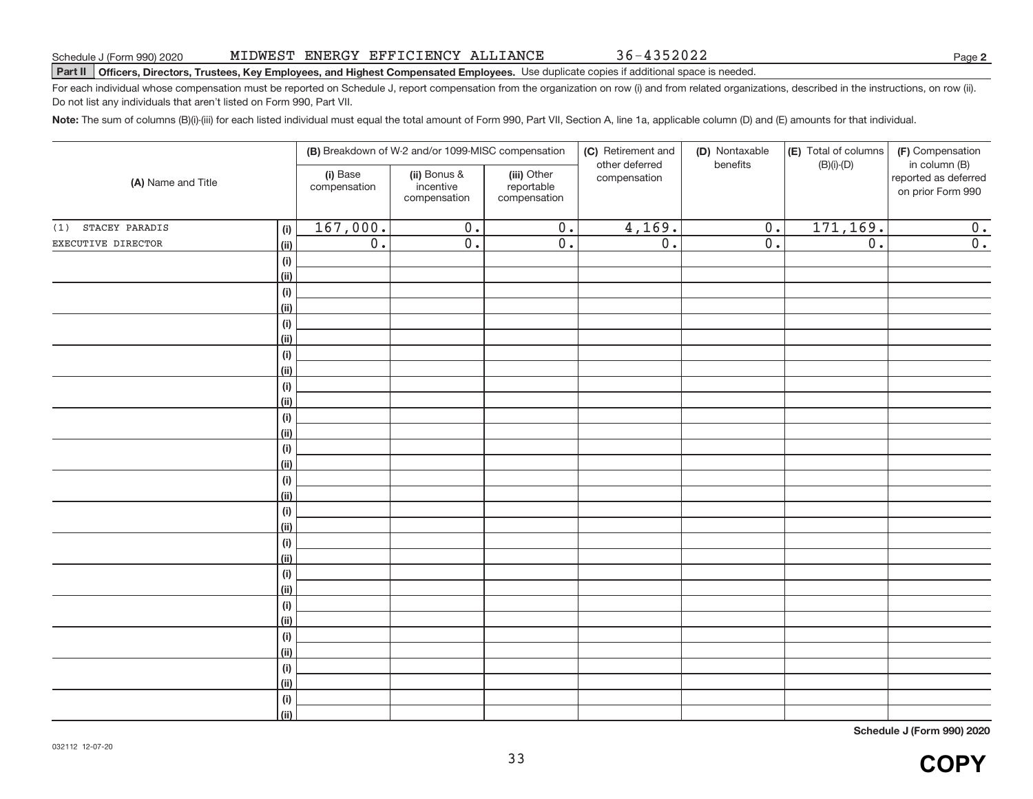Schedule J (Form 990) 2020 MIDWEST ENERGY EFFICIENCY ALLIANCE 36-4352022 Page **2**

**Part II Officers, Directors, Trustees, Key Employees, and Highest Compensated Employees.** Use duplicate copies if additional space is needed.

For each individual whose compensation must be reported on Schedule J, report compensation from the organization on row (i) and from related organizations, described in the instructions, on row (ii). Do not list any individuals that aren't listed on Form 990, Part VII.

**Note:** The sum of columns (B)(i)-(iii) for each listed individual must equal the total amount of Form 990, Part VII, Section A, line 1a, applicable column (D) and (E) amounts for that individual.

| (A) Name and Title | | (B) Breakdown of W-2 and/or 1099-MISC compensation | | | (C) Retirement and other deferred compensation | (D) Nontaxable benefits | (E) Total of columns (B)(i)-(D) | (F) Compensation in column (B) reported as deferred on prior Form 990 |
|---|---|---|---|---|---|---|---|---|
| | | (i) Base compensation | (ii) Bonus & incentive compensation | (iii) Other reportable compensation | | | | |
| (1) STACEY PARADIS | (i) | 167,000. | 0. | 0. | 4,169. | 0. | 171,169. | 0. |
| EXECUTIVE DIRECTOR | (ii) | 0. | 0. | 0. | 0. | 0. | 0. | 0. |
| | (i) | | | | | | | |
| | (ii) | | | | | | | |
| | (i) | | | | | | | |
| | (ii) | | | | | | | |
| | (i) | | | | | | | |
| | (ii) | | | | | | | |
| | (i) | | | | | | | |
| | (ii) | | | | | | | |
| | (i) | | | | | | | |
| | (ii) | | | | | | | |
| | (i) | | | | | | | |
| | (ii) | | | | | | | |
| | (i) | | | | | | | |
| | (ii) | | | | | | | |
| | (i) | | | | | | | |
| | (ii) | | | | | | | |
| | (i) | | | | | | | |
| | (ii) | | | | | | | |
| | (i) | | | | | | | |
| | (ii) | | | | | | | |
| | (i) | | | | | | | |
| | (ii) | | | | | | | |
| | (i) | | | | | | | |
| | (ii) | | | | | | | |
| | (i) | | | | | | | |
| | (ii) | | | | | | | |
| | (i) | | | | | | | |
| | (ii) | | | | | | | |
| | (i) | | | | | | | |
| | (ii) | | | | | | | |

**Schedule J (Form 990) 2020**

032112 12-07-20

**COPY**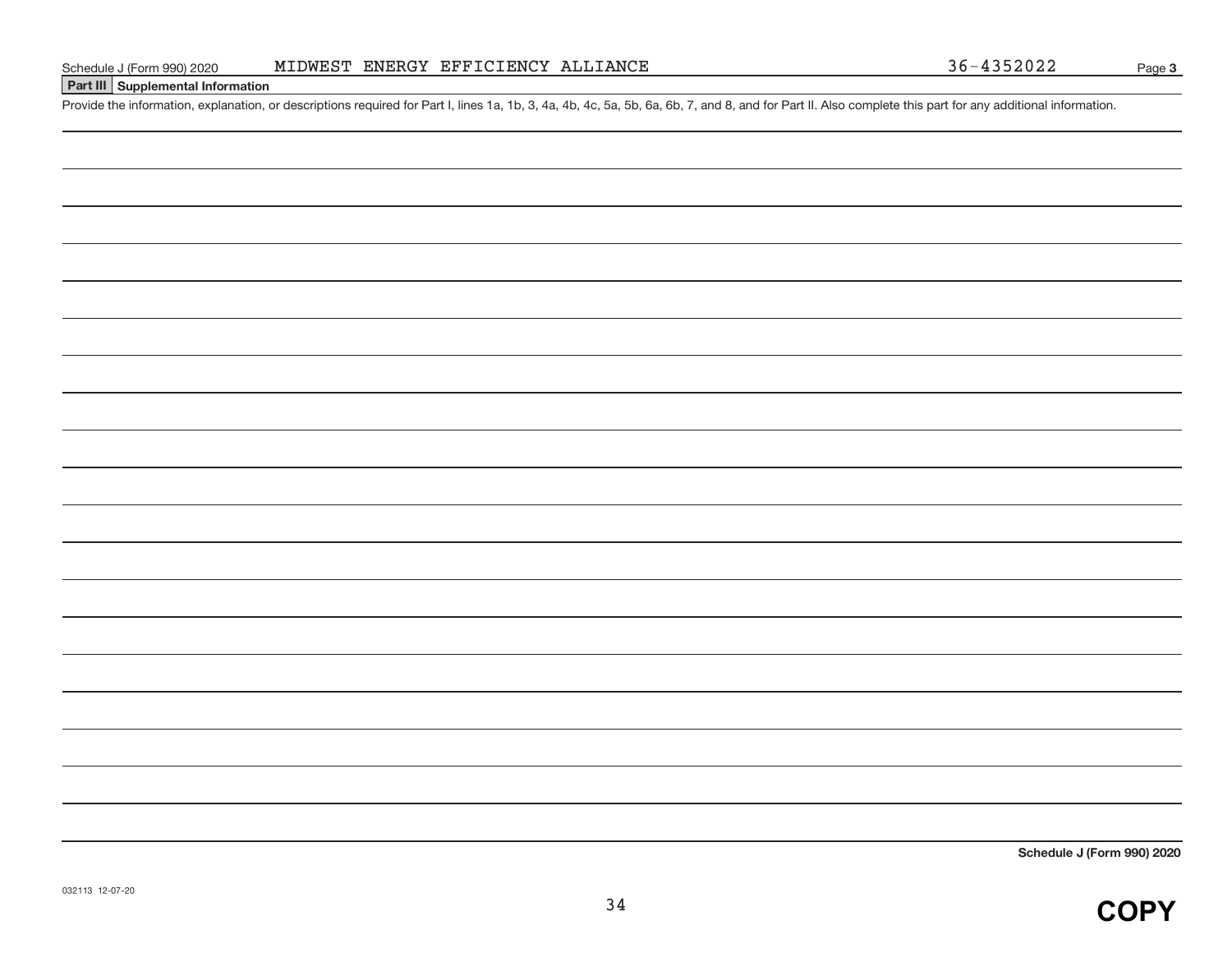Schedule J (Form 990) 2020 MIDWEST ENERGY EFFICIENCY ALLIANCE 36-4352022 Page **3**

## Part III Supplemental Information

Provide the information, explanation, or descriptions required for Part I, lines 1a, 1b, 3, 4a, 4b, 4c, 5a, 5b, 6a, 6b, 7, and 8, and for Part II. Also complete this part for any additional information.

**Schedule J (Form 990) 2020**

032113 12-07-20

**COPY**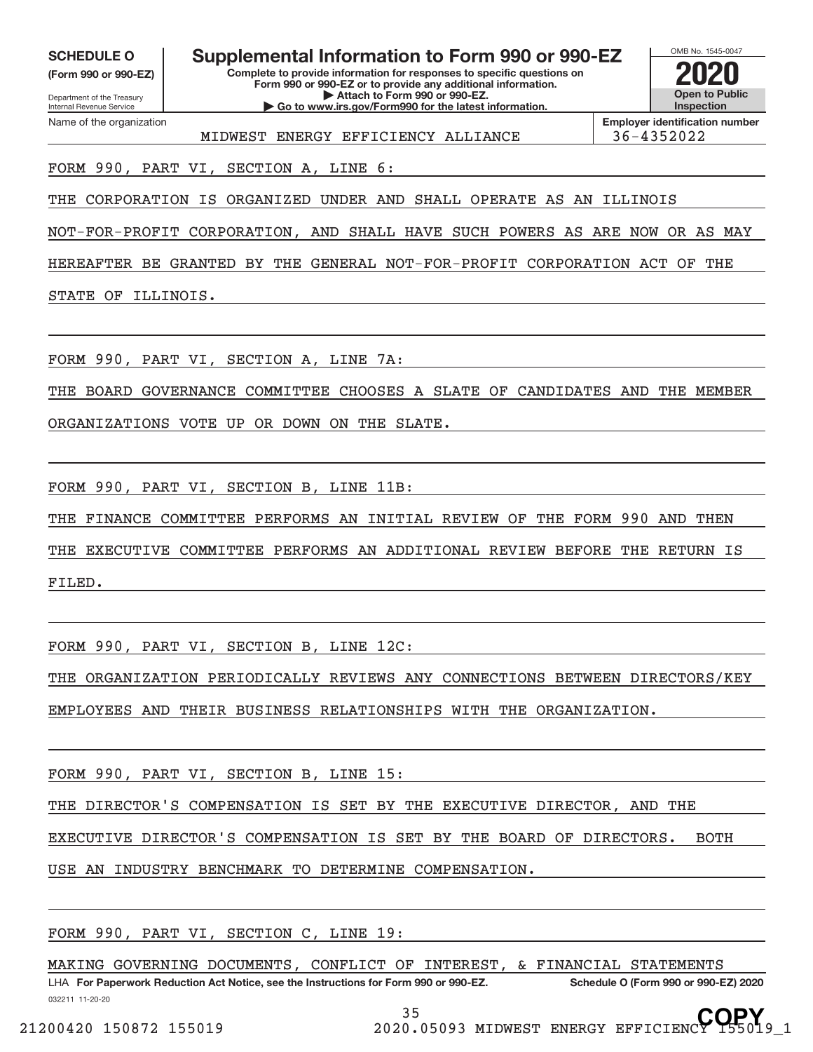**SCHEDULE O**
**(Form 990 or 990-EZ)**

Department of the Treasury
Internal Revenue Service

# Supplemental Information to Form 990 or 990-EZ

**Complete to provide information for responses to specific questions on Form 990 or 990-EZ or to provide any additional information.**
**▶ Attach to Form 990 or 990-EZ.**
**▶ Go to www.irs.gov/Form990 for the latest information.**

OMB No. 1545-0047
**2020**
**Open to Public Inspection**

Name of the organization: MIDWEST ENERGY EFFICIENCY ALLIANCE
**Employer identification number:** 36-4352022

FORM 990, PART VI, SECTION A, LINE 6:

THE CORPORATION IS ORGANIZED UNDER AND SHALL OPERATE AS AN ILLINOIS NOT-FOR-PROFIT CORPORATION, AND SHALL HAVE SUCH POWERS AS ARE NOW OR AS MAY HEREAFTER BE GRANTED BY THE GENERAL NOT-FOR-PROFIT CORPORATION ACT OF THE STATE OF ILLINOIS.

FORM 990, PART VI, SECTION A, LINE 7A:

THE BOARD GOVERNANCE COMMITTEE CHOOSES A SLATE OF CANDIDATES AND THE MEMBER ORGANIZATIONS VOTE UP OR DOWN ON THE SLATE.

FORM 990, PART VI, SECTION B, LINE 11B:

THE FINANCE COMMITTEE PERFORMS AN INITIAL REVIEW OF THE FORM 990 AND THEN THE EXECUTIVE COMMITTEE PERFORMS AN ADDITIONAL REVIEW BEFORE THE RETURN IS FILED.

FORM 990, PART VI, SECTION B, LINE 12C:

THE ORGANIZATION PERIODICALLY REVIEWS ANY CONNECTIONS BETWEEN DIRECTORS/KEY EMPLOYEES AND THEIR BUSINESS RELATIONSHIPS WITH THE ORGANIZATION.

FORM 990, PART VI, SECTION B, LINE 15:

THE DIRECTOR'S COMPENSATION IS SET BY THE EXECUTIVE DIRECTOR, AND THE EXECUTIVE DIRECTOR'S COMPENSATION IS SET BY THE BOARD OF DIRECTORS. BOTH USE AN INDUSTRY BENCHMARK TO DETERMINE COMPENSATION.

FORM 990, PART VI, SECTION C, LINE 19:

MAKING GOVERNING DOCUMENTS, CONFLICT OF INTEREST, & FINANCIAL STATEMENTS

LHA **For Paperwork Reduction Act Notice, see the Instructions for Form 990 or 990-EZ.** **Schedule O (Form 990 or 990-EZ) 2020**

032211 11-20-20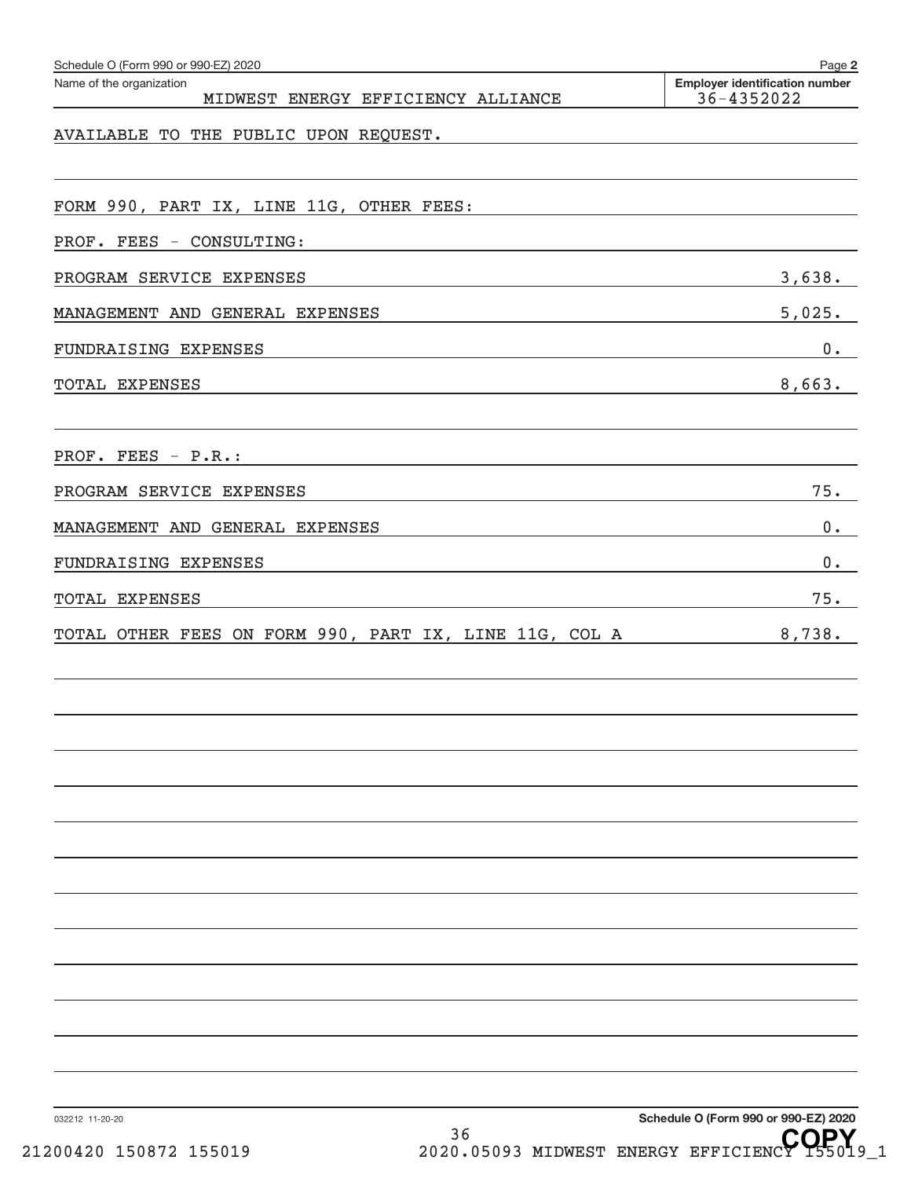Schedule O (Form 990 or 990-EZ) 2020

Name of the organization: MIDWEST ENERGY EFFICIENCY ALLIANCE

Employer identification number: 36-4352022

AVAILABLE TO THE PUBLIC UPON REQUEST.

FORM 990, PART IX, LINE 11G, OTHER FEES:

| | |
|---|---|
| PROF. FEES - CONSULTING: | |
| PROGRAM SERVICE EXPENSES | 3,638. |
| MANAGEMENT AND GENERAL EXPENSES | 5,025. |
| FUNDRAISING EXPENSES | 0. |
| TOTAL EXPENSES | 8,663. |
| | |
| PROF. FEES - P.R.: | |
| PROGRAM SERVICE EXPENSES | 75. |
| MANAGEMENT AND GENERAL EXPENSES | 0. |
| FUNDRAISING EXPENSES | 0. |
| TOTAL EXPENSES | 75. |
| TOTAL OTHER FEES ON FORM 990, PART IX, LINE 11G, COL A | 8,738. |